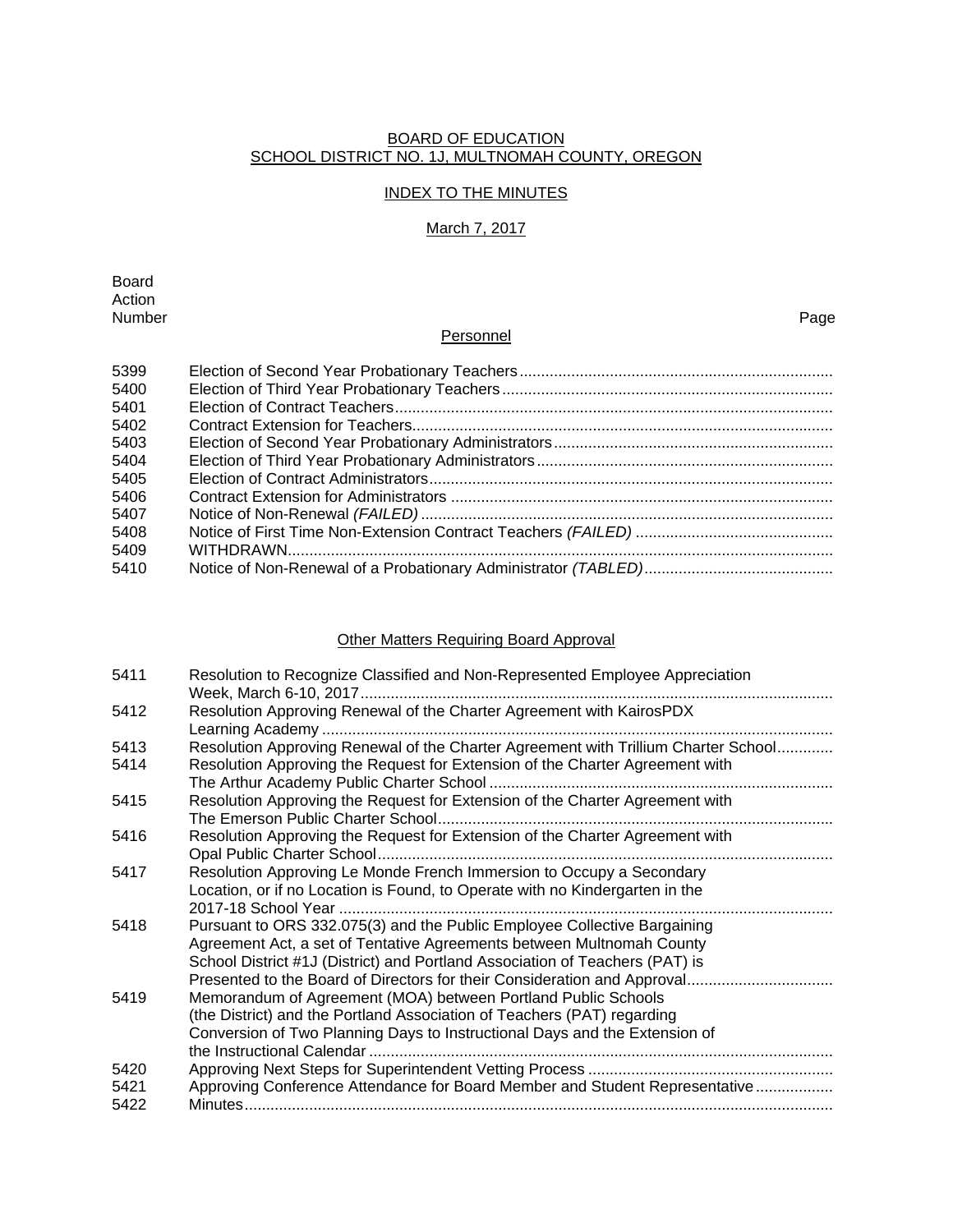BOARD OF EDUCATION
SCHOOL DISTRICT NO. 1J, MULTNOMAH COUNTY, OREGON

INDEX TO THE MINUTES

March 7, 2017

| Board Action Number | | Page |
|---|---|---|
| | **Personnel** | |
| 5399 | Election of Second Year Probationary Teachers | |
| 5400 | Election of Third Year Probationary Teachers | |
| 5401 | Election of Contract Teachers | |
| 5402 | Contract Extension for Teachers | |
| 5403 | Election of Second Year Probationary Administrators | |
| 5404 | Election of Third Year Probationary Administrators | |
| 5405 | Election of Contract Administrators | |
| 5406 | Contract Extension for Administrators | |
| 5407 | Notice of Non-Renewal *(FAILED)* | |
| 5408 | Notice of First Time Non-Extension Contract Teachers *(FAILED)* | |
| 5409 | WITHDRAWN | |
| 5410 | Notice of Non-Renewal of a Probationary Administrator *(TABLED)* | |

Other Matters Requiring Board Approval

| | | |
|---|---|---|
| 5411 | Resolution to Recognize Classified and Non-Represented Employee Appreciation Week, March 6-10, 2017 | |
| 5412 | Resolution Approving Renewal of the Charter Agreement with KairosPDX Learning Academy | |
| 5413 | Resolution Approving Renewal of the Charter Agreement with Trillium Charter School | |
| 5414 | Resolution Approving the Request for Extension of the Charter Agreement with The Arthur Academy Public Charter School | |
| 5415 | Resolution Approving the Request for Extension of the Charter Agreement with The Emerson Public Charter School | |
| 5416 | Resolution Approving the Request for Extension of the Charter Agreement with Opal Public Charter School | |
| 5417 | Resolution Approving Le Monde French Immersion to Occupy a Secondary Location, or if no Location is Found, to Operate with no Kindergarten in the 2017-18 School Year | |
| 5418 | Pursuant to ORS 332.075(3) and the Public Employee Collective Bargaining Agreement Act, a set of Tentative Agreements between Multnomah County School District #1J (District) and Portland Association of Teachers (PAT) is Presented to the Board of Directors for their Consideration and Approval | |
| 5419 | Memorandum of Agreement (MOA) between Portland Public Schools (the District) and the Portland Association of Teachers (PAT) regarding Conversion of Two Planning Days to Instructional Days and the Extension of the Instructional Calendar | |
| 5420 | Approving Next Steps for Superintendent Vetting Process | |
| 5421 | Approving Conference Attendance for Board Member and Student Representative | |
| 5422 | Minutes | |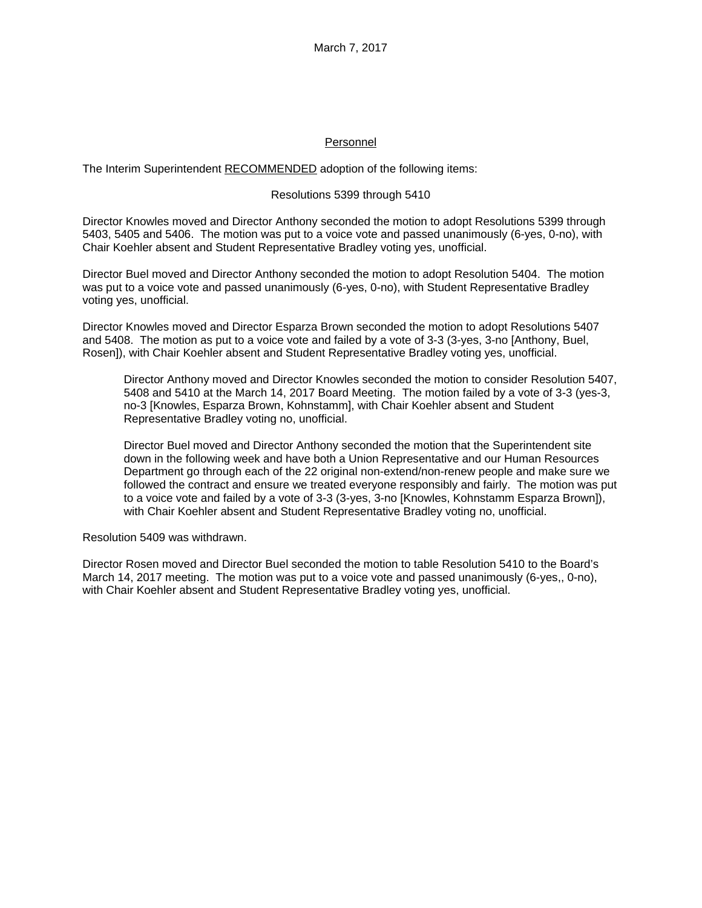March 7, 2017

Personnel

The Interim Superintendent RECOMMENDED adoption of the following items:

Resolutions 5399 through 5410

Director Knowles moved and Director Anthony seconded the motion to adopt Resolutions 5399 through 5403, 5405 and 5406. The motion was put to a voice vote and passed unanimously (6-yes, 0-no), with Chair Koehler absent and Student Representative Bradley voting yes, unofficial.

Director Buel moved and Director Anthony seconded the motion to adopt Resolution 5404. The motion was put to a voice vote and passed unanimously (6-yes, 0-no), with Student Representative Bradley voting yes, unofficial.

Director Knowles moved and Director Esparza Brown seconded the motion to adopt Resolutions 5407 and 5408. The motion as put to a voice vote and failed by a vote of 3-3 (3-yes, 3-no [Anthony, Buel, Rosen]), with Chair Koehler absent and Student Representative Bradley voting yes, unofficial.

> Director Anthony moved and Director Knowles seconded the motion to consider Resolution 5407, 5408 and 5410 at the March 14, 2017 Board Meeting. The motion failed by a vote of 3-3 (yes-3, no-3 [Knowles, Esparza Brown, Kohnstamm], with Chair Koehler absent and Student Representative Bradley voting no, unofficial.
>
> Director Buel moved and Director Anthony seconded the motion that the Superintendent site down in the following week and have both a Union Representative and our Human Resources Department go through each of the 22 original non-extend/non-renew people and make sure we followed the contract and ensure we treated everyone responsibly and fairly. The motion was put to a voice vote and failed by a vote of 3-3 (3-yes, 3-no [Knowles, Kohnstamm Esparza Brown]), with Chair Koehler absent and Student Representative Bradley voting no, unofficial.

Resolution 5409 was withdrawn.

Director Rosen moved and Director Buel seconded the motion to table Resolution 5410 to the Board's March 14, 2017 meeting. The motion was put to a voice vote and passed unanimously (6-yes,, 0-no), with Chair Koehler absent and Student Representative Bradley voting yes, unofficial.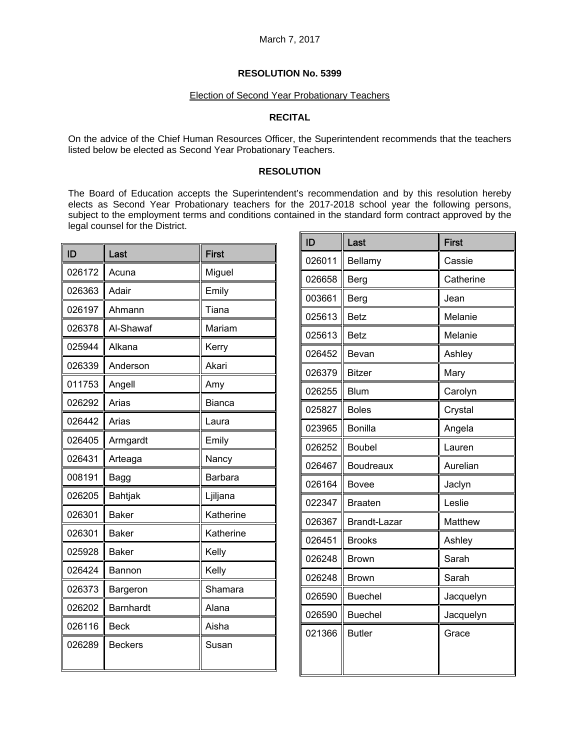March 7, 2017

**RESOLUTION No. 5399**

Election of Second Year Probationary Teachers

**RECITAL**

On the advice of the Chief Human Resources Officer, the Superintendent recommends that the teachers listed below be elected as Second Year Probationary Teachers.

**RESOLUTION**

The Board of Education accepts the Superintendent's recommendation and by this resolution hereby elects as Second Year Probationary teachers for the 2017-2018 school year the following persons, subject to the employment terms and conditions contained in the standard form contract approved by the legal counsel for the District.

| ID | Last | First |
|---|---|---|
| 026172 | Acuna | Miguel |
| 026363 | Adair | Emily |
| 026197 | Ahmann | Tiana |
| 026378 | Al-Shawaf | Mariam |
| 025944 | Alkana | Kerry |
| 026339 | Anderson | Akari |
| 011753 | Angell | Amy |
| 026292 | Arias | Bianca |
| 026442 | Arias | Laura |
| 026405 | Armgardt | Emily |
| 026431 | Arteaga | Nancy |
| 008191 | Bagg | Barbara |
| 026205 | Bahtjak | Ljiljana |
| 026301 | Baker | Katherine |
| 026301 | Baker | Katherine |
| 025928 | Baker | Kelly |
| 026424 | Bannon | Kelly |
| 026373 | Bargeron | Shamara |
| 026202 | Barnhardt | Alana |
| 026116 | Beck | Aisha |
| 026289 | Beckers | Susan |

| ID | Last | First |
|---|---|---|
| 026011 | Bellamy | Cassie |
| 026658 | Berg | Catherine |
| 003661 | Berg | Jean |
| 025613 | Betz | Melanie |
| 025613 | Betz | Melanie |
| 026452 | Bevan | Ashley |
| 026379 | Bitzer | Mary |
| 026255 | Blum | Carolyn |
| 025827 | Boles | Crystal |
| 023965 | Bonilla | Angela |
| 026252 | Boubel | Lauren |
| 026467 | Boudreaux | Aurelian |
| 026164 | Bovee | Jaclyn |
| 022347 | Braaten | Leslie |
| 026367 | Brandt-Lazar | Matthew |
| 026451 | Brooks | Ashley |
| 026248 | Brown | Sarah |
| 026248 | Brown | Sarah |
| 026590 | Buechel | Jacquelyn |
| 026590 | Buechel | Jacquelyn |
| 021366 | Butler | Grace |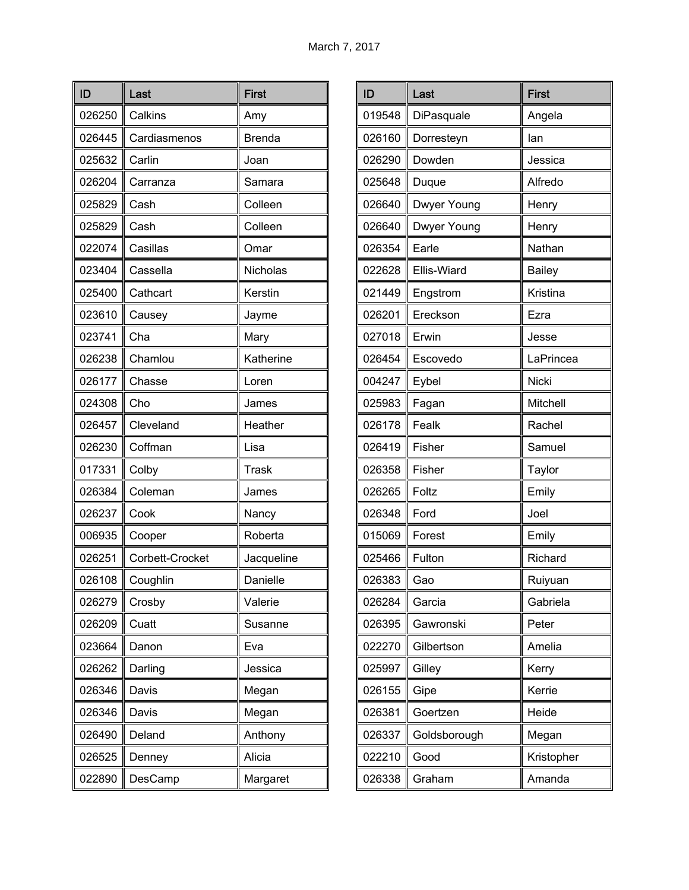March 7, 2017

| ID | Last | First |
|---|---|---|
| 026250 | Calkins | Amy |
| 026445 | Cardiasmenos | Brenda |
| 025632 | Carlin | Joan |
| 026204 | Carranza | Samara |
| 025829 | Cash | Colleen |
| 025829 | Cash | Colleen |
| 022074 | Casillas | Omar |
| 023404 | Cassella | Nicholas |
| 025400 | Cathcart | Kerstin |
| 023610 | Causey | Jayme |
| 023741 | Cha | Mary |
| 026238 | Chamlou | Katherine |
| 026177 | Chasse | Loren |
| 024308 | Cho | James |
| 026457 | Cleveland | Heather |
| 026230 | Coffman | Lisa |
| 017331 | Colby | Trask |
| 026384 | Coleman | James |
| 026237 | Cook | Nancy |
| 006935 | Cooper | Roberta |
| 026251 | Corbett-Crocket | Jacqueline |
| 026108 | Coughlin | Danielle |
| 026279 | Crosby | Valerie |
| 026209 | Cuatt | Susanne |
| 023664 | Danon | Eva |
| 026262 | Darling | Jessica |
| 026346 | Davis | Megan |
| 026346 | Davis | Megan |
| 026490 | Deland | Anthony |
| 026525 | Denney | Alicia |
| 022890 | DesCamp | Margaret |

| ID | Last | First |
|---|---|---|
| 019548 | DiPasquale | Angela |
| 026160 | Dorresteyn | Ian |
| 026290 | Dowden | Jessica |
| 025648 | Duque | Alfredo |
| 026640 | Dwyer Young | Henry |
| 026640 | Dwyer Young | Henry |
| 026354 | Earle | Nathan |
| 022628 | Ellis-Wiard | Bailey |
| 021449 | Engstrom | Kristina |
| 026201 | Ereckson | Ezra |
| 027018 | Erwin | Jesse |
| 026454 | Escovedo | LaPrincea |
| 004247 | Eybel | Nicki |
| 025983 | Fagan | Mitchell |
| 026178 | Fealk | Rachel |
| 026419 | Fisher | Samuel |
| 026358 | Fisher | Taylor |
| 026265 | Foltz | Emily |
| 026348 | Ford | Joel |
| 015069 | Forest | Emily |
| 025466 | Fulton | Richard |
| 026383 | Gao | Ruiyuan |
| 026284 | Garcia | Gabriela |
| 026395 | Gawronski | Peter |
| 022270 | Gilbertson | Amelia |
| 025997 | Gilley | Kerry |
| 026155 | Gipe | Kerrie |
| 026381 | Goertzen | Heide |
| 026337 | Goldsborough | Megan |
| 022210 | Good | Kristopher |
| 026338 | Graham | Amanda |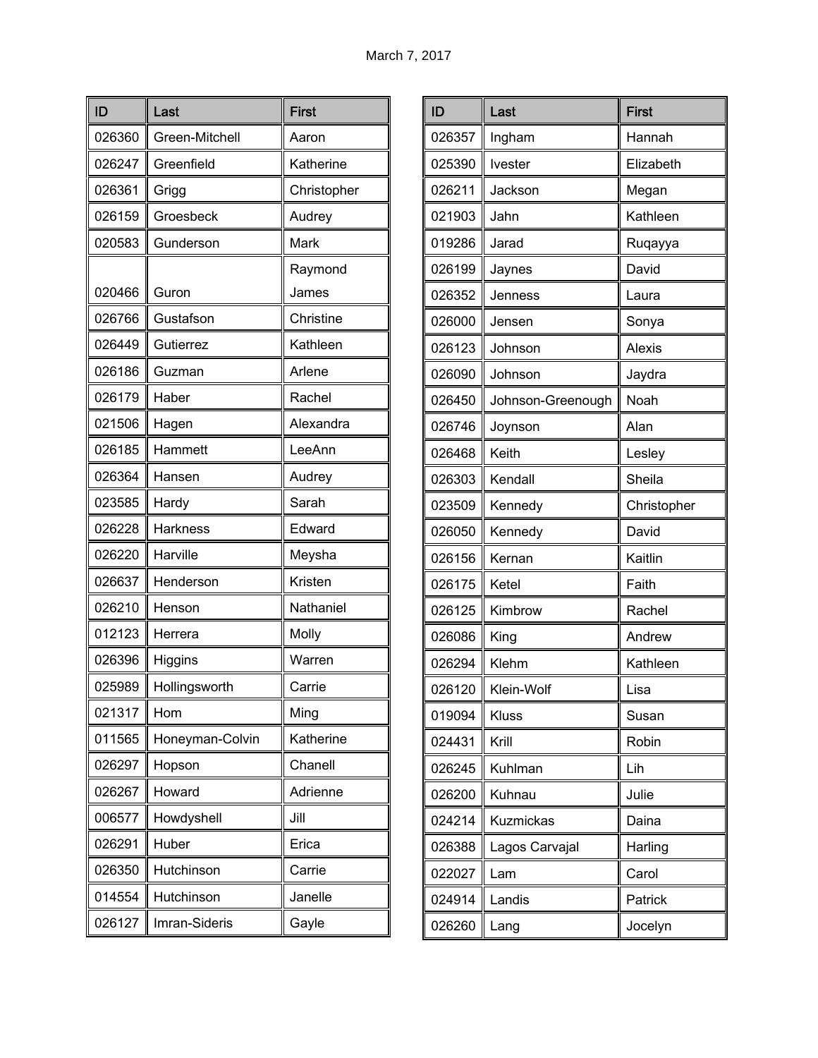March 7, 2017

| ID | Last | First |
|---|---|---|
| 026360 | Green-Mitchell | Aaron |
| 026247 | Greenfield | Katherine |
| 026361 | Grigg | Christopher |
| 026159 | Groesbeck | Audrey |
| 020583 | Gunderson | Mark |
| 020466 | Guron | Raymond James |
| 026766 | Gustafson | Christine |
| 026449 | Gutierrez | Kathleen |
| 026186 | Guzman | Arlene |
| 026179 | Haber | Rachel |
| 021506 | Hagen | Alexandra |
| 026185 | Hammett | LeeAnn |
| 026364 | Hansen | Audrey |
| 023585 | Hardy | Sarah |
| 026228 | Harkness | Edward |
| 026220 | Harville | Meysha |
| 026637 | Henderson | Kristen |
| 026210 | Henson | Nathaniel |
| 012123 | Herrera | Molly |
| 026396 | Higgins | Warren |
| 025989 | Hollingsworth | Carrie |
| 021317 | Hom | Ming |
| 011565 | Honeyman-Colvin | Katherine |
| 026297 | Hopson | Chanell |
| 026267 | Howard | Adrienne |
| 006577 | Howdyshell | Jill |
| 026291 | Huber | Erica |
| 026350 | Hutchinson | Carrie |
| 014554 | Hutchinson | Janelle |
| 026127 | Imran-Sideris | Gayle |

| ID | Last | First |
|---|---|---|
| 026357 | Ingham | Hannah |
| 025390 | Ivester | Elizabeth |
| 026211 | Jackson | Megan |
| 021903 | Jahn | Kathleen |
| 019286 | Jarad | Ruqayya |
| 026199 | Jaynes | David |
| 026352 | Jenness | Laura |
| 026000 | Jensen | Sonya |
| 026123 | Johnson | Alexis |
| 026090 | Johnson | Jaydra |
| 026450 | Johnson-Greenough | Noah |
| 026746 | Joynson | Alan |
| 026468 | Keith | Lesley |
| 026303 | Kendall | Sheila |
| 023509 | Kennedy | Christopher |
| 026050 | Kennedy | David |
| 026156 | Kernan | Kaitlin |
| 026175 | Ketel | Faith |
| 026125 | Kimbrow | Rachel |
| 026086 | King | Andrew |
| 026294 | Klehm | Kathleen |
| 026120 | Klein-Wolf | Lisa |
| 019094 | Kluss | Susan |
| 024431 | Krill | Robin |
| 026245 | Kuhlman | Lih |
| 026200 | Kuhnau | Julie |
| 024214 | Kuzmickas | Daina |
| 026388 | Lagos Carvajal | Harling |
| 022027 | Lam | Carol |
| 024914 | Landis | Patrick |
| 026260 | Lang | Jocelyn |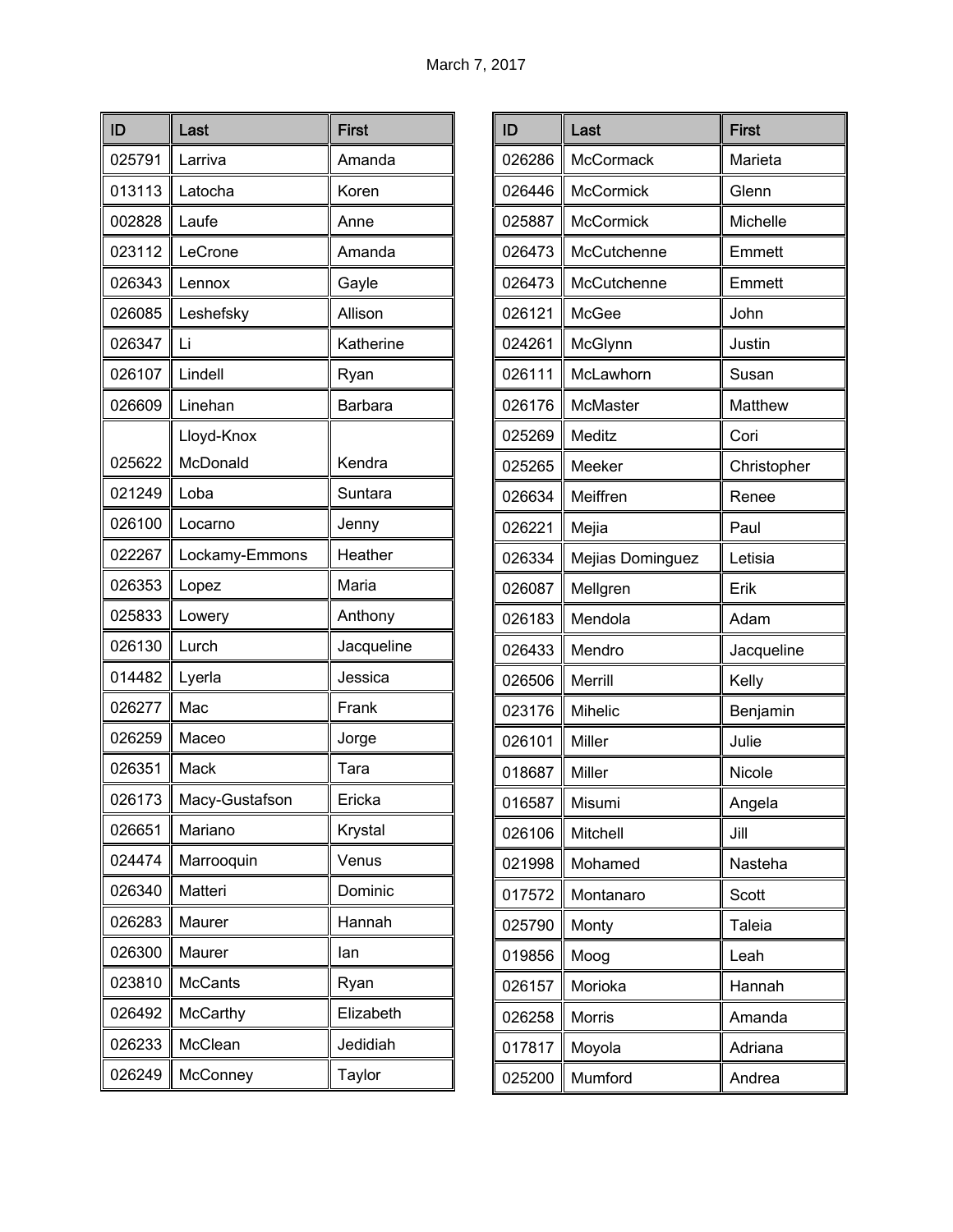March 7, 2017

| ID | Last | First |
|---|---|---|
| 025791 | Larriva | Amanda |
| 013113 | Latocha | Koren |
| 002828 | Laufe | Anne |
| 023112 | LeCrone | Amanda |
| 026343 | Lennox | Gayle |
| 026085 | Leshefsky | Allison |
| 026347 | Li | Katherine |
| 026107 | Lindell | Ryan |
| 026609 | Linehan | Barbara |
| 025622 | Lloyd-Knox McDonald | Kendra |
| 021249 | Loba | Suntara |
| 026100 | Locarno | Jenny |
| 022267 | Lockamy-Emmons | Heather |
| 026353 | Lopez | Maria |
| 025833 | Lowery | Anthony |
| 026130 | Lurch | Jacqueline |
| 014482 | Lyerla | Jessica |
| 026277 | Mac | Frank |
| 026259 | Maceo | Jorge |
| 026351 | Mack | Tara |
| 026173 | Macy-Gustafson | Ericka |
| 026651 | Mariano | Krystal |
| 024474 | Marrooquin | Venus |
| 026340 | Matteri | Dominic |
| 026283 | Maurer | Hannah |
| 026300 | Maurer | Ian |
| 023810 | McCants | Ryan |
| 026492 | McCarthy | Elizabeth |
| 026233 | McClean | Jedidiah |
| 026249 | McConney | Taylor |

| ID | Last | First |
|---|---|---|
| 026286 | McCormack | Marieta |
| 026446 | McCormick | Glenn |
| 025887 | McCormick | Michelle |
| 026473 | McCutchenne | Emmett |
| 026473 | McCutchenne | Emmett |
| 026121 | McGee | John |
| 024261 | McGlynn | Justin |
| 026111 | McLawhorn | Susan |
| 026176 | McMaster | Matthew |
| 025269 | Meditz | Cori |
| 025265 | Meeker | Christopher |
| 026634 | Meiffren | Renee |
| 026221 | Mejia | Paul |
| 026334 | Mejias Dominguez | Letisia |
| 026087 | Mellgren | Erik |
| 026183 | Mendola | Adam |
| 026433 | Mendro | Jacqueline |
| 026506 | Merrill | Kelly |
| 023176 | Mihelic | Benjamin |
| 026101 | Miller | Julie |
| 018687 | Miller | Nicole |
| 016587 | Misumi | Angela |
| 026106 | Mitchell | Jill |
| 021998 | Mohamed | Nasteha |
| 017572 | Montanaro | Scott |
| 025790 | Monty | Taleia |
| 019856 | Moog | Leah |
| 026157 | Morioka | Hannah |
| 026258 | Morris | Amanda |
| 017817 | Moyola | Adriana |
| 025200 | Mumford | Andrea |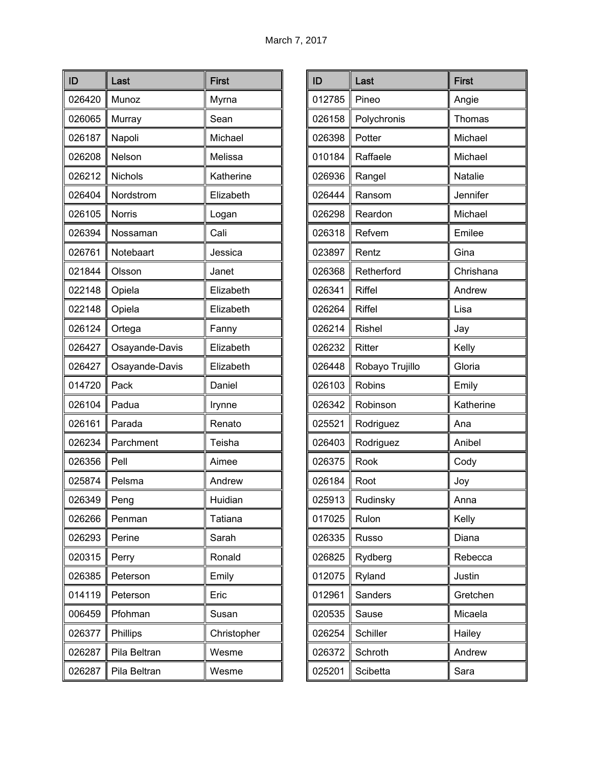March 7, 2017

| ID | Last | First |
|---|---|---|
| 026420 | Munoz | Myrna |
| 026065 | Murray | Sean |
| 026187 | Napoli | Michael |
| 026208 | Nelson | Melissa |
| 026212 | Nichols | Katherine |
| 026404 | Nordstrom | Elizabeth |
| 026105 | Norris | Logan |
| 026394 | Nossaman | Cali |
| 026761 | Notebaart | Jessica |
| 021844 | Olsson | Janet |
| 022148 | Opiela | Elizabeth |
| 022148 | Opiela | Elizabeth |
| 026124 | Ortega | Fanny |
| 026427 | Osayande-Davis | Elizabeth |
| 026427 | Osayande-Davis | Elizabeth |
| 014720 | Pack | Daniel |
| 026104 | Padua | Irynne |
| 026161 | Parada | Renato |
| 026234 | Parchment | Teisha |
| 026356 | Pell | Aimee |
| 025874 | Pelsma | Andrew |
| 026349 | Peng | Huidian |
| 026266 | Penman | Tatiana |
| 026293 | Perine | Sarah |
| 020315 | Perry | Ronald |
| 026385 | Peterson | Emily |
| 014119 | Peterson | Eric |
| 006459 | Pfohman | Susan |
| 026377 | Phillips | Christopher |
| 026287 | Pila Beltran | Wesme |
| 026287 | Pila Beltran | Wesme |

| ID | Last | First |
|---|---|---|
| 012785 | Pineo | Angie |
| 026158 | Polychronis | Thomas |
| 026398 | Potter | Michael |
| 010184 | Raffaele | Michael |
| 026936 | Rangel | Natalie |
| 026444 | Ransom | Jennifer |
| 026298 | Reardon | Michael |
| 026318 | Refvem | Emilee |
| 023897 | Rentz | Gina |
| 026368 | Retherford | Chrishana |
| 026341 | Riffel | Andrew |
| 026264 | Riffel | Lisa |
| 026214 | Rishel | Jay |
| 026232 | Ritter | Kelly |
| 026448 | Robayo Trujillo | Gloria |
| 026103 | Robins | Emily |
| 026342 | Robinson | Katherine |
| 025521 | Rodriguez | Ana |
| 026403 | Rodriguez | Anibel |
| 026375 | Rook | Cody |
| 026184 | Root | Joy |
| 025913 | Rudinsky | Anna |
| 017025 | Rulon | Kelly |
| 026335 | Russo | Diana |
| 026825 | Rydberg | Rebecca |
| 012075 | Ryland | Justin |
| 012961 | Sanders | Gretchen |
| 020535 | Sause | Micaela |
| 026254 | Schiller | Hailey |
| 026372 | Schroth | Andrew |
| 025201 | Scibetta | Sara |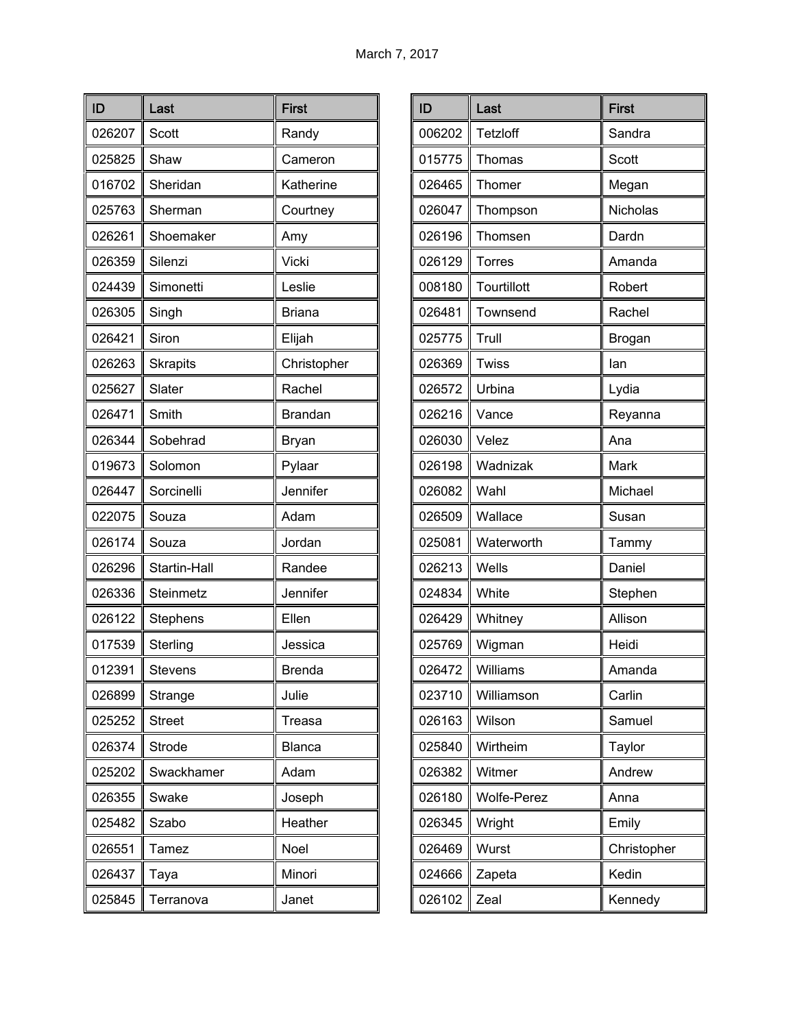March 7, 2017

| ID | Last | First |
|---|---|---|
| 026207 | Scott | Randy |
| 025825 | Shaw | Cameron |
| 016702 | Sheridan | Katherine |
| 025763 | Sherman | Courtney |
| 026261 | Shoemaker | Amy |
| 026359 | Silenzi | Vicki |
| 024439 | Simonetti | Leslie |
| 026305 | Singh | Briana |
| 026421 | Siron | Elijah |
| 026263 | Skrapits | Christopher |
| 025627 | Slater | Rachel |
| 026471 | Smith | Brandan |
| 026344 | Sobehrad | Bryan |
| 019673 | Solomon | Pylaar |
| 026447 | Sorcinelli | Jennifer |
| 022075 | Souza | Adam |
| 026174 | Souza | Jordan |
| 026296 | Startin-Hall | Randee |
| 026336 | Steinmetz | Jennifer |
| 026122 | Stephens | Ellen |
| 017539 | Sterling | Jessica |
| 012391 | Stevens | Brenda |
| 026899 | Strange | Julie |
| 025252 | Street | Treasa |
| 026374 | Strode | Blanca |
| 025202 | Swackhamer | Adam |
| 026355 | Swake | Joseph |
| 025482 | Szabo | Heather |
| 026551 | Tamez | Noel |
| 026437 | Taya | Minori |
| 025845 | Terranova | Janet |
| 006202 | Tetzloff | Sandra |
| 015775 | Thomas | Scott |
| 026465 | Thomer | Megan |
| 026047 | Thompson | Nicholas |
| 026196 | Thomsen | Dardn |
| 026129 | Torres | Amanda |
| 008180 | Tourtillott | Robert |
| 026481 | Townsend | Rachel |
| 025775 | Trull | Brogan |
| 026369 | Twiss | Ian |
| 026572 | Urbina | Lydia |
| 026216 | Vance | Reyanna |
| 026030 | Velez | Ana |
| 026198 | Wadnizak | Mark |
| 026082 | Wahl | Michael |
| 026509 | Wallace | Susan |
| 025081 | Waterworth | Tammy |
| 026213 | Wells | Daniel |
| 024834 | White | Stephen |
| 026429 | Whitney | Allison |
| 025769 | Wigman | Heidi |
| 026472 | Williams | Amanda |
| 023710 | Williamson | Carlin |
| 026163 | Wilson | Samuel |
| 025840 | Wirtheim | Taylor |
| 026382 | Witmer | Andrew |
| 026180 | Wolfe-Perez | Anna |
| 026345 | Wright | Emily |
| 026469 | Wurst | Christopher |
| 024666 | Zapeta | Kedin |
| 026102 | Zeal | Kennedy |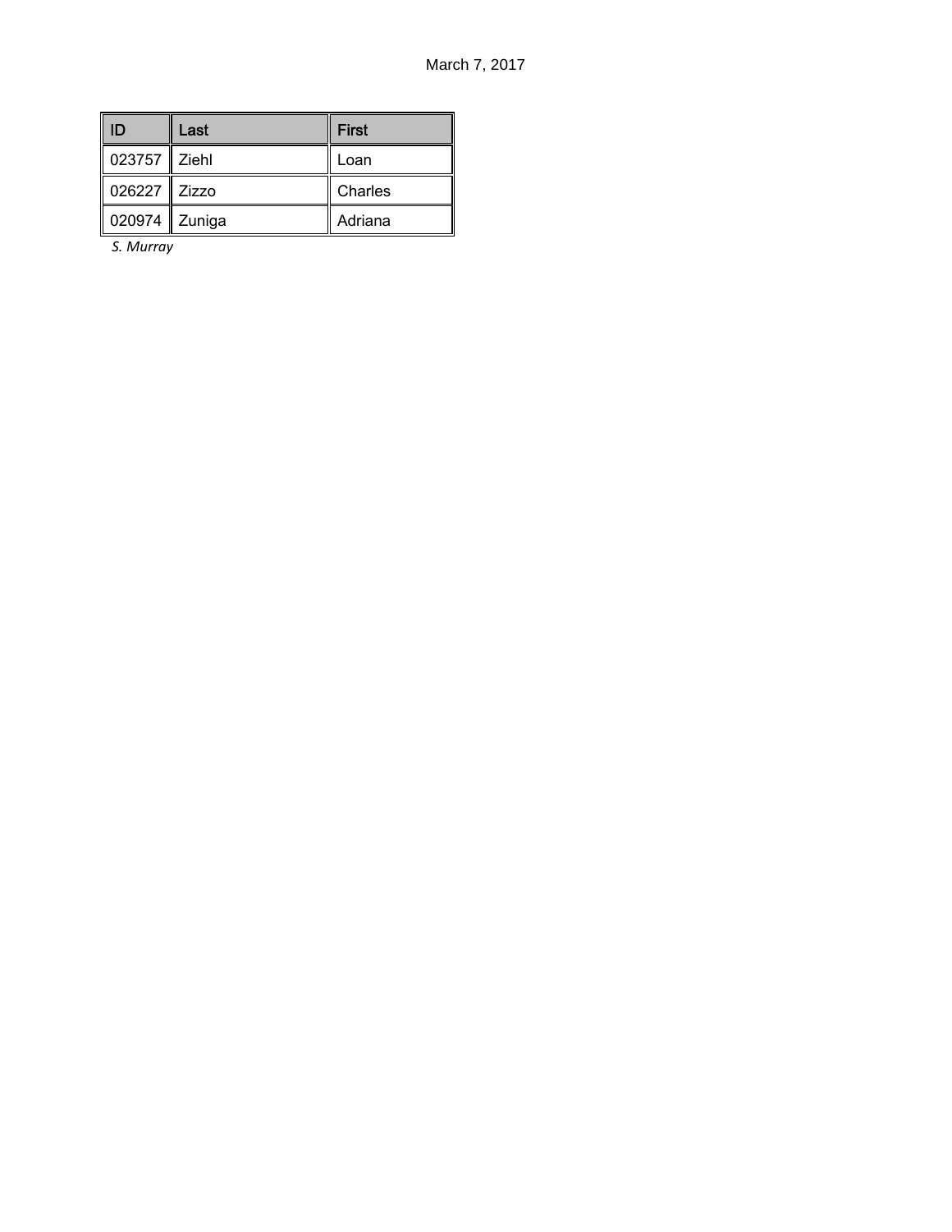March 7, 2017

| ID | Last | First |
|---|---|---|
| 023757 | Ziehl | Loan |
| 026227 | Zizzo | Charles |
| 020974 | Zuniga | Adriana |

*S. Murray*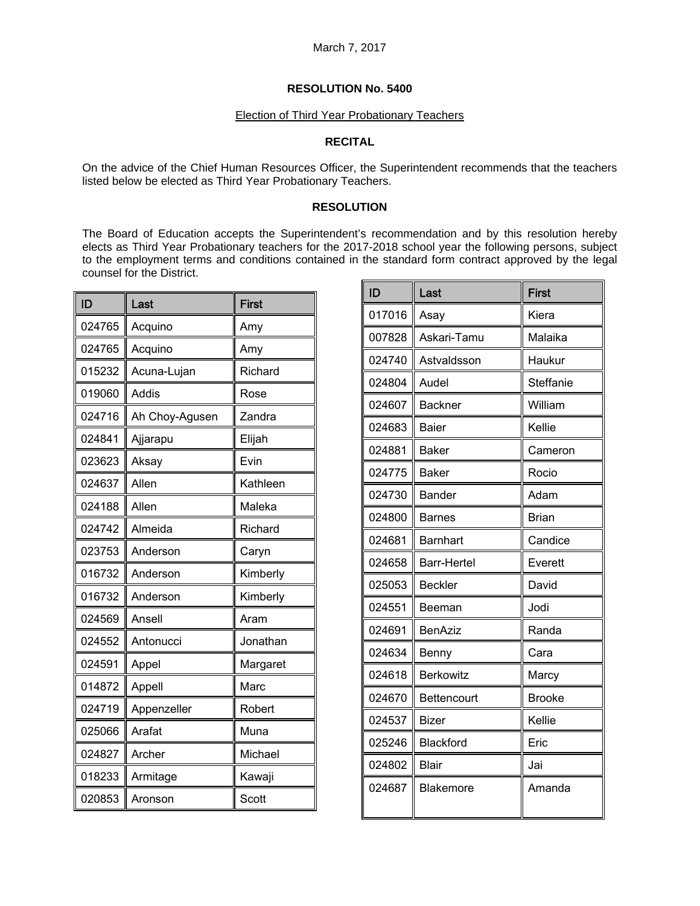March 7, 2017

**RESOLUTION No. 5400**

Election of Third Year Probationary Teachers

**RECITAL**

On the advice of the Chief Human Resources Officer, the Superintendent recommends that the teachers listed below be elected as Third Year Probationary Teachers.

**RESOLUTION**

The Board of Education accepts the Superintendent's recommendation and by this resolution hereby elects as Third Year Probationary teachers for the 2017-2018 school year the following persons, subject to the employment terms and conditions contained in the standard form contract approved by the legal counsel for the District.

| ID | Last | First |
|---|---|---|
| 024765 | Acquino | Amy |
| 024765 | Acquino | Amy |
| 015232 | Acuna-Lujan | Richard |
| 019060 | Addis | Rose |
| 024716 | Ah Choy-Agusen | Zandra |
| 024841 | Ajjarapu | Elijah |
| 023623 | Aksay | Evin |
| 024637 | Allen | Kathleen |
| 024188 | Allen | Maleka |
| 024742 | Almeida | Richard |
| 023753 | Anderson | Caryn |
| 016732 | Anderson | Kimberly |
| 016732 | Anderson | Kimberly |
| 024569 | Ansell | Aram |
| 024552 | Antonucci | Jonathan |
| 024591 | Appel | Margaret |
| 014872 | Appell | Marc |
| 024719 | Appenzeller | Robert |
| 025066 | Arafat | Muna |
| 024827 | Archer | Michael |
| 018233 | Armitage | Kawaji |
| 020853 | Aronson | Scott |

| ID | Last | First |
|---|---|---|
| 017016 | Asay | Kiera |
| 007828 | Askari-Tamu | Malaika |
| 024740 | Astvaldsson | Haukur |
| 024804 | Audel | Steffanie |
| 024607 | Backner | William |
| 024683 | Baier | Kellie |
| 024881 | Baker | Cameron |
| 024775 | Baker | Rocio |
| 024730 | Bander | Adam |
| 024800 | Barnes | Brian |
| 024681 | Barnhart | Candice |
| 024658 | Barr-Hertel | Everett |
| 025053 | Beckler | David |
| 024551 | Beeman | Jodi |
| 024691 | BenAziz | Randa |
| 024634 | Benny | Cara |
| 024618 | Berkowitz | Marcy |
| 024670 | Bettencourt | Brooke |
| 024537 | Bizer | Kellie |
| 025246 | Blackford | Eric |
| 024802 | Blair | Jai |
| 024687 | Blakemore | Amanda |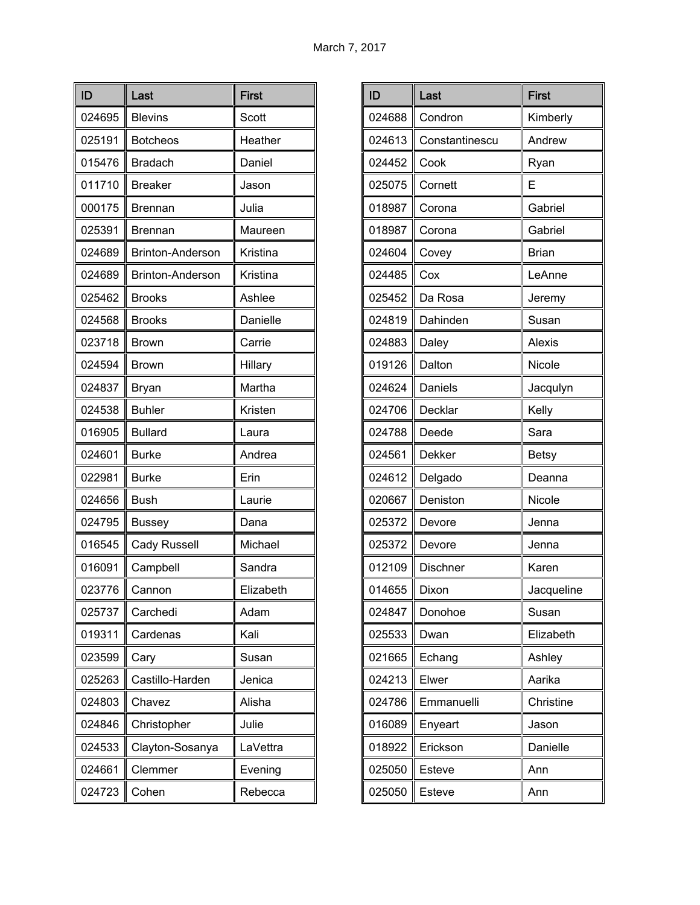March 7, 2017

| ID | Last | First |
|---|---|---|
| 024695 | Blevins | Scott |
| 025191 | Botcheos | Heather |
| 015476 | Bradach | Daniel |
| 011710 | Breaker | Jason |
| 000175 | Brennan | Julia |
| 025391 | Brennan | Maureen |
| 024689 | Brinton-Anderson | Kristina |
| 024689 | Brinton-Anderson | Kristina |
| 025462 | Brooks | Ashlee |
| 024568 | Brooks | Danielle |
| 023718 | Brown | Carrie |
| 024594 | Brown | Hillary |
| 024837 | Bryan | Martha |
| 024538 | Buhler | Kristen |
| 016905 | Bullard | Laura |
| 024601 | Burke | Andrea |
| 022981 | Burke | Erin |
| 024656 | Bush | Laurie |
| 024795 | Bussey | Dana |
| 016545 | Cady Russell | Michael |
| 016091 | Campbell | Sandra |
| 023776 | Cannon | Elizabeth |
| 025737 | Carchedi | Adam |
| 019311 | Cardenas | Kali |
| 023599 | Cary | Susan |
| 025263 | Castillo-Harden | Jenica |
| 024803 | Chavez | Alisha |
| 024846 | Christopher | Julie |
| 024533 | Clayton-Sosanya | LaVettra |
| 024661 | Clemmer | Evening |
| 024723 | Cohen | Rebecca |

| ID | Last | First |
|---|---|---|
| 024688 | Condron | Kimberly |
| 024613 | Constantinescu | Andrew |
| 024452 | Cook | Ryan |
| 025075 | Cornett | E |
| 018987 | Corona | Gabriel |
| 018987 | Corona | Gabriel |
| 024604 | Covey | Brian |
| 024485 | Cox | LeAnne |
| 025452 | Da Rosa | Jeremy |
| 024819 | Dahinden | Susan |
| 024883 | Daley | Alexis |
| 019126 | Dalton | Nicole |
| 024624 | Daniels | Jacqulyn |
| 024706 | Decklar | Kelly |
| 024788 | Deede | Sara |
| 024561 | Dekker | Betsy |
| 024612 | Delgado | Deanna |
| 020667 | Deniston | Nicole |
| 025372 | Devore | Jenna |
| 025372 | Devore | Jenna |
| 012109 | Dischner | Karen |
| 014655 | Dixon | Jacqueline |
| 024847 | Donohoe | Susan |
| 025533 | Dwan | Elizabeth |
| 021665 | Echang | Ashley |
| 024213 | Elwer | Aarika |
| 024786 | Emmanuelli | Christine |
| 016089 | Enyeart | Jason |
| 018922 | Erickson | Danielle |
| 025050 | Esteve | Ann |
| 025050 | Esteve | Ann |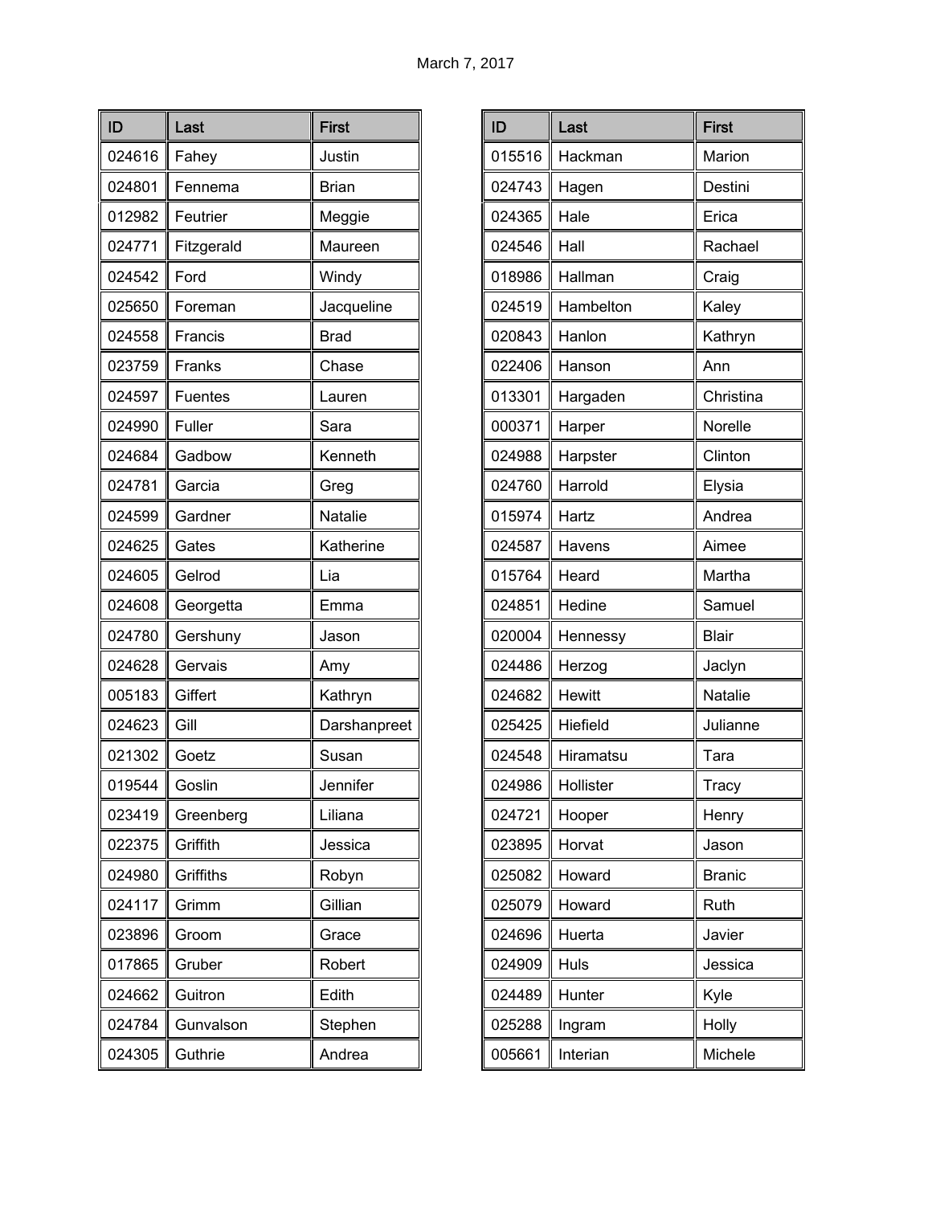March 7, 2017

| ID | Last | First |
|---|---|---|
| 024616 | Fahey | Justin |
| 024801 | Fennema | Brian |
| 012982 | Feutrier | Meggie |
| 024771 | Fitzgerald | Maureen |
| 024542 | Ford | Windy |
| 025650 | Foreman | Jacqueline |
| 024558 | Francis | Brad |
| 023759 | Franks | Chase |
| 024597 | Fuentes | Lauren |
| 024990 | Fuller | Sara |
| 024684 | Gadbow | Kenneth |
| 024781 | Garcia | Greg |
| 024599 | Gardner | Natalie |
| 024625 | Gates | Katherine |
| 024605 | Gelrod | Lia |
| 024608 | Georgetta | Emma |
| 024780 | Gershuny | Jason |
| 024628 | Gervais | Amy |
| 005183 | Giffert | Kathryn |
| 024623 | Gill | Darshanpreet |
| 021302 | Goetz | Susan |
| 019544 | Goslin | Jennifer |
| 023419 | Greenberg | Liliana |
| 022375 | Griffith | Jessica |
| 024980 | Griffiths | Robyn |
| 024117 | Grimm | Gillian |
| 023896 | Groom | Grace |
| 017865 | Gruber | Robert |
| 024662 | Guitron | Edith |
| 024784 | Gunvalson | Stephen |
| 024305 | Guthrie | Andrea |

| ID | Last | First |
|---|---|---|
| 015516 | Hackman | Marion |
| 024743 | Hagen | Destini |
| 024365 | Hale | Erica |
| 024546 | Hall | Rachael |
| 018986 | Hallman | Craig |
| 024519 | Hambelton | Kaley |
| 020843 | Hanlon | Kathryn |
| 022406 | Hanson | Ann |
| 013301 | Hargaden | Christina |
| 000371 | Harper | Norelle |
| 024988 | Harpster | Clinton |
| 024760 | Harrold | Elysia |
| 015974 | Hartz | Andrea |
| 024587 | Havens | Aimee |
| 015764 | Heard | Martha |
| 024851 | Hedine | Samuel |
| 020004 | Hennessy | Blair |
| 024486 | Herzog | Jaclyn |
| 024682 | Hewitt | Natalie |
| 025425 | Hiefield | Julianne |
| 024548 | Hiramatsu | Tara |
| 024986 | Hollister | Tracy |
| 024721 | Hooper | Henry |
| 023895 | Horvat | Jason |
| 025082 | Howard | Branic |
| 025079 | Howard | Ruth |
| 024696 | Huerta | Javier |
| 024909 | Huls | Jessica |
| 024489 | Hunter | Kyle |
| 025288 | Ingram | Holly |
| 005661 | Interian | Michele |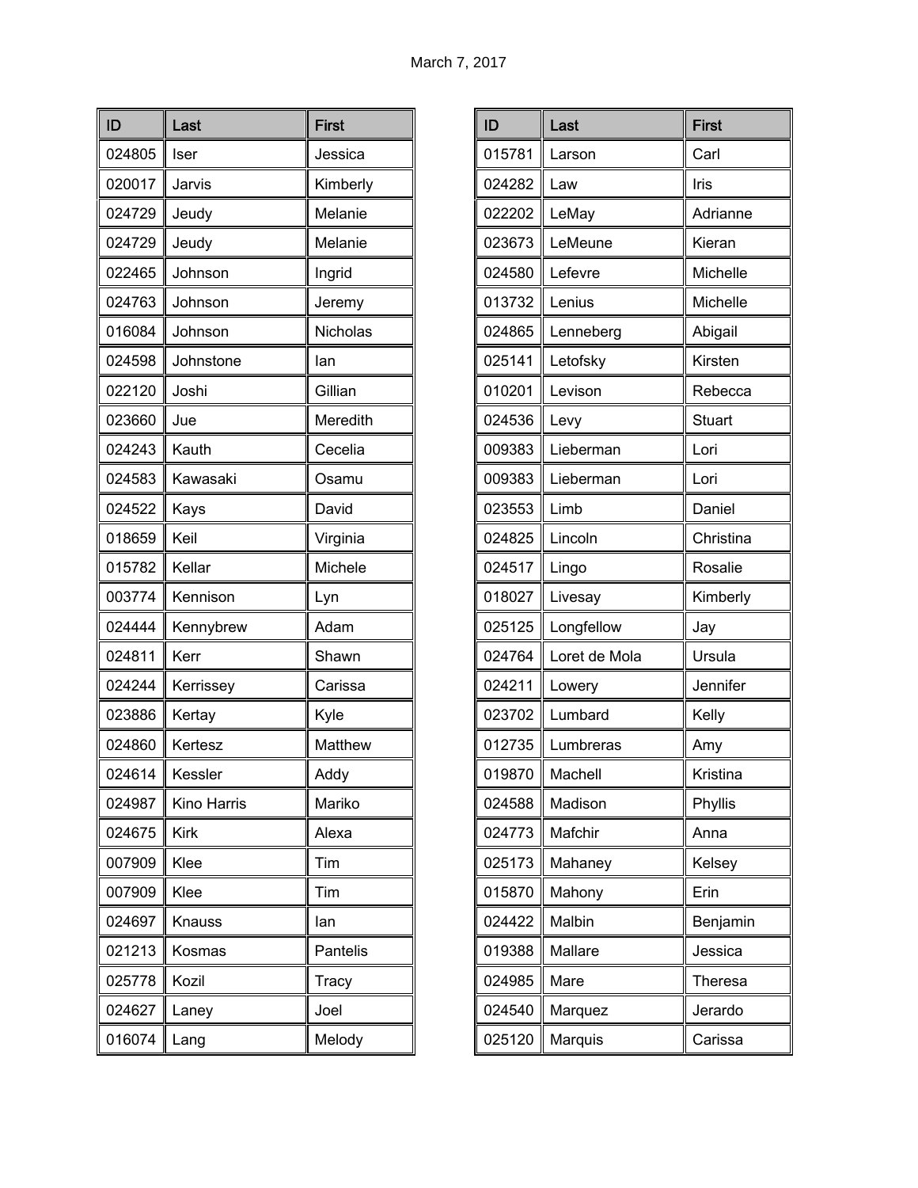March 7, 2017

| ID | Last | First |
| --- | --- | --- |
| 024805 | Iser | Jessica |
| 020017 | Jarvis | Kimberly |
| 024729 | Jeudy | Melanie |
| 024729 | Jeudy | Melanie |
| 022465 | Johnson | Ingrid |
| 024763 | Johnson | Jeremy |
| 016084 | Johnson | Nicholas |
| 024598 | Johnstone | Ian |
| 022120 | Joshi | Gillian |
| 023660 | Jue | Meredith |
| 024243 | Kauth | Cecelia |
| 024583 | Kawasaki | Osamu |
| 024522 | Kays | David |
| 018659 | Keil | Virginia |
| 015782 | Kellar | Michele |
| 003774 | Kennison | Lyn |
| 024444 | Kennybrew | Adam |
| 024811 | Kerr | Shawn |
| 024244 | Kerrissey | Carissa |
| 023886 | Kertay | Kyle |
| 024860 | Kertesz | Matthew |
| 024614 | Kessler | Addy |
| 024987 | Kino Harris | Mariko |
| 024675 | Kirk | Alexa |
| 007909 | Klee | Tim |
| 007909 | Klee | Tim |
| 024697 | Knauss | Ian |
| 021213 | Kosmas | Pantelis |
| 025778 | Kozil | Tracy |
| 024627 | Laney | Joel |
| 016074 | Lang | Melody |

| ID | Last | First |
| --- | --- | --- |
| 015781 | Larson | Carl |
| 024282 | Law | Iris |
| 022202 | LeMay | Adrianne |
| 023673 | LeMeune | Kieran |
| 024580 | Lefevre | Michelle |
| 013732 | Lenius | Michelle |
| 024865 | Lenneberg | Abigail |
| 025141 | Letofsky | Kirsten |
| 010201 | Levison | Rebecca |
| 024536 | Levy | Stuart |
| 009383 | Lieberman | Lori |
| 009383 | Lieberman | Lori |
| 023553 | Limb | Daniel |
| 024825 | Lincoln | Christina |
| 024517 | Lingo | Rosalie |
| 018027 | Livesay | Kimberly |
| 025125 | Longfellow | Jay |
| 024764 | Loret de Mola | Ursula |
| 024211 | Lowery | Jennifer |
| 023702 | Lumbard | Kelly |
| 012735 | Lumbreras | Amy |
| 019870 | Machell | Kristina |
| 024588 | Madison | Phyllis |
| 024773 | Mafchir | Anna |
| 025173 | Mahaney | Kelsey |
| 015870 | Mahony | Erin |
| 024422 | Malbin | Benjamin |
| 019388 | Mallare | Jessica |
| 024985 | Mare | Theresa |
| 024540 | Marquez | Jerardo |
| 025120 | Marquis | Carissa |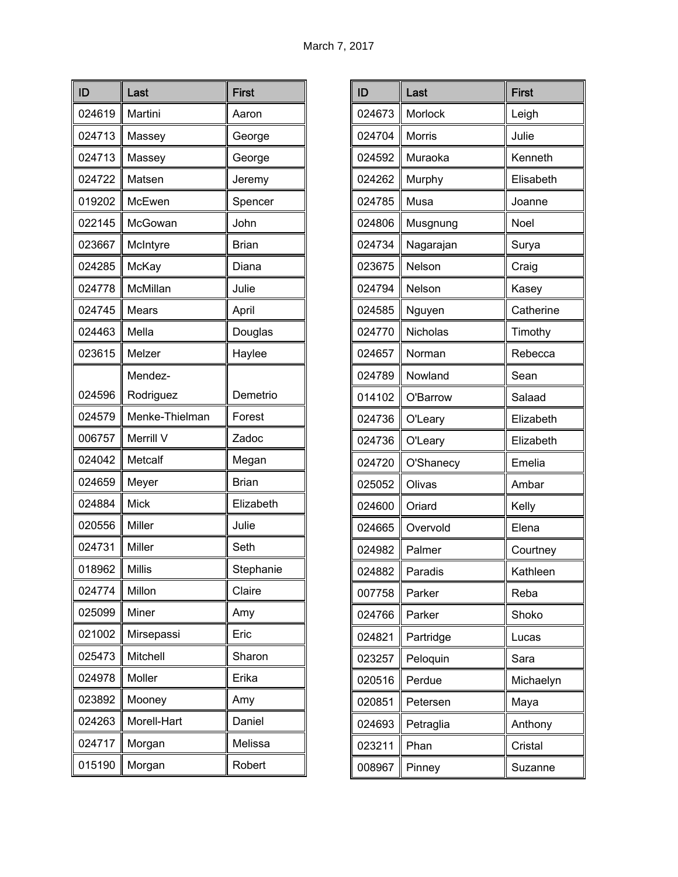March 7, 2017

| ID | Last | First |
|---|---|---|
| 024619 | Martini | Aaron |
| 024713 | Massey | George |
| 024713 | Massey | George |
| 024722 | Matsen | Jeremy |
| 019202 | McEwen | Spencer |
| 022145 | McGowan | John |
| 023667 | McIntyre | Brian |
| 024285 | McKay | Diana |
| 024778 | McMillan | Julie |
| 024745 | Mears | April |
| 024463 | Mella | Douglas |
| 023615 | Melzer | Haylee |
| 024596 | Mendez-Rodriguez | Demetrio |
| 024579 | Menke-Thielman | Forest |
| 006757 | Merrill V | Zadoc |
| 024042 | Metcalf | Megan |
| 024659 | Meyer | Brian |
| 024884 | Mick | Elizabeth |
| 020556 | Miller | Julie |
| 024731 | Miller | Seth |
| 018962 | Millis | Stephanie |
| 024774 | Millon | Claire |
| 025099 | Miner | Amy |
| 021002 | Mirsepassi | Eric |
| 025473 | Mitchell | Sharon |
| 024978 | Moller | Erika |
| 023892 | Mooney | Amy |
| 024263 | Morell-Hart | Daniel |
| 024717 | Morgan | Melissa |
| 015190 | Morgan | Robert |

| ID | Last | First |
|---|---|---|
| 024673 | Morlock | Leigh |
| 024704 | Morris | Julie |
| 024592 | Muraoka | Kenneth |
| 024262 | Murphy | Elisabeth |
| 024785 | Musa | Joanne |
| 024806 | Musgnung | Noel |
| 024734 | Nagarajan | Surya |
| 023675 | Nelson | Craig |
| 024794 | Nelson | Kasey |
| 024585 | Nguyen | Catherine |
| 024770 | Nicholas | Timothy |
| 024657 | Norman | Rebecca |
| 024789 | Nowland | Sean |
| 014102 | O'Barrow | Salaad |
| 024736 | O'Leary | Elizabeth |
| 024736 | O'Leary | Elizabeth |
| 024720 | O'Shanecy | Emelia |
| 025052 | Olivas | Ambar |
| 024600 | Oriard | Kelly |
| 024665 | Overvold | Elena |
| 024982 | Palmer | Courtney |
| 024882 | Paradis | Kathleen |
| 007758 | Parker | Reba |
| 024766 | Parker | Shoko |
| 024821 | Partridge | Lucas |
| 023257 | Peloquin | Sara |
| 020516 | Perdue | Michaelyn |
| 020851 | Petersen | Maya |
| 024693 | Petraglia | Anthony |
| 023211 | Phan | Cristal |
| 008967 | Pinney | Suzanne |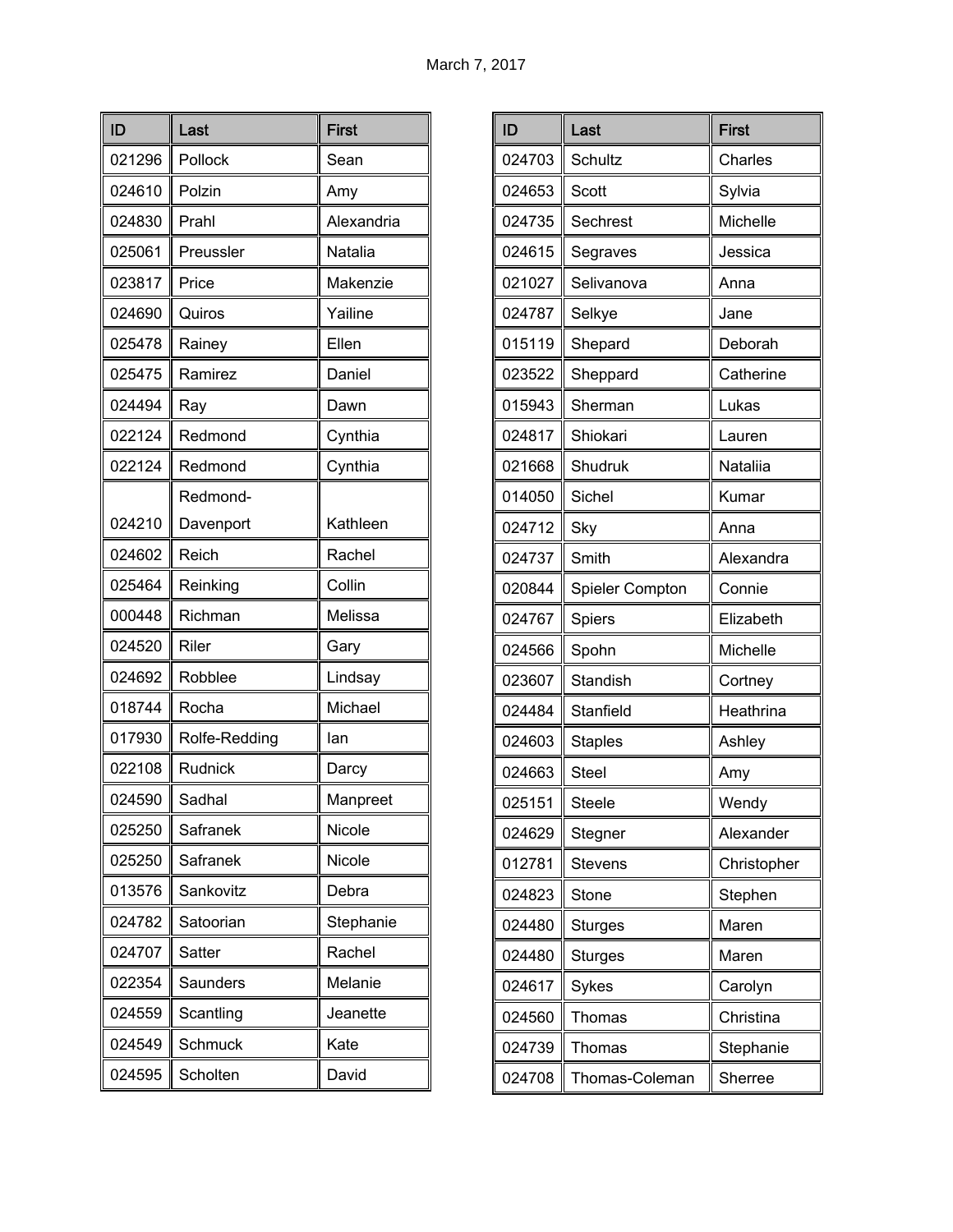March 7, 2017

| ID | Last | First |
|---|---|---|
| 021296 | Pollock | Sean |
| 024610 | Polzin | Amy |
| 024830 | Prahl | Alexandria |
| 025061 | Preussler | Natalia |
| 023817 | Price | Makenzie |
| 024690 | Quiros | Yailine |
| 025478 | Rainey | Ellen |
| 025475 | Ramirez | Daniel |
| 024494 | Ray | Dawn |
| 022124 | Redmond | Cynthia |
| 022124 | Redmond | Cynthia |
| 024210 | Redmond-Davenport | Kathleen |
| 024602 | Reich | Rachel |
| 025464 | Reinking | Collin |
| 000448 | Richman | Melissa |
| 024520 | Riler | Gary |
| 024692 | Robblee | Lindsay |
| 018744 | Rocha | Michael |
| 017930 | Rolfe-Redding | Ian |
| 022108 | Rudnick | Darcy |
| 024590 | Sadhal | Manpreet |
| 025250 | Safranek | Nicole |
| 025250 | Safranek | Nicole |
| 013576 | Sankovitz | Debra |
| 024782 | Satoorian | Stephanie |
| 024707 | Satter | Rachel |
| 022354 | Saunders | Melanie |
| 024559 | Scantling | Jeanette |
| 024549 | Schmuck | Kate |
| 024595 | Scholten | David |

| ID | Last | First |
|---|---|---|
| 024703 | Schultz | Charles |
| 024653 | Scott | Sylvia |
| 024735 | Sechrest | Michelle |
| 024615 | Segraves | Jessica |
| 021027 | Selivanova | Anna |
| 024787 | Selkye | Jane |
| 015119 | Shepard | Deborah |
| 023522 | Sheppard | Catherine |
| 015943 | Sherman | Lukas |
| 024817 | Shiokari | Lauren |
| 021668 | Shudruk | Nataliia |
| 014050 | Sichel | Kumar |
| 024712 | Sky | Anna |
| 024737 | Smith | Alexandra |
| 020844 | Spieler Compton | Connie |
| 024767 | Spiers | Elizabeth |
| 024566 | Spohn | Michelle |
| 023607 | Standish | Cortney |
| 024484 | Stanfield | Heathrina |
| 024603 | Staples | Ashley |
| 024663 | Steel | Amy |
| 025151 | Steele | Wendy |
| 024629 | Stegner | Alexander |
| 012781 | Stevens | Christopher |
| 024823 | Stone | Stephen |
| 024480 | Sturges | Maren |
| 024480 | Sturges | Maren |
| 024617 | Sykes | Carolyn |
| 024560 | Thomas | Christina |
| 024739 | Thomas | Stephanie |
| 024708 | Thomas-Coleman | Sherree |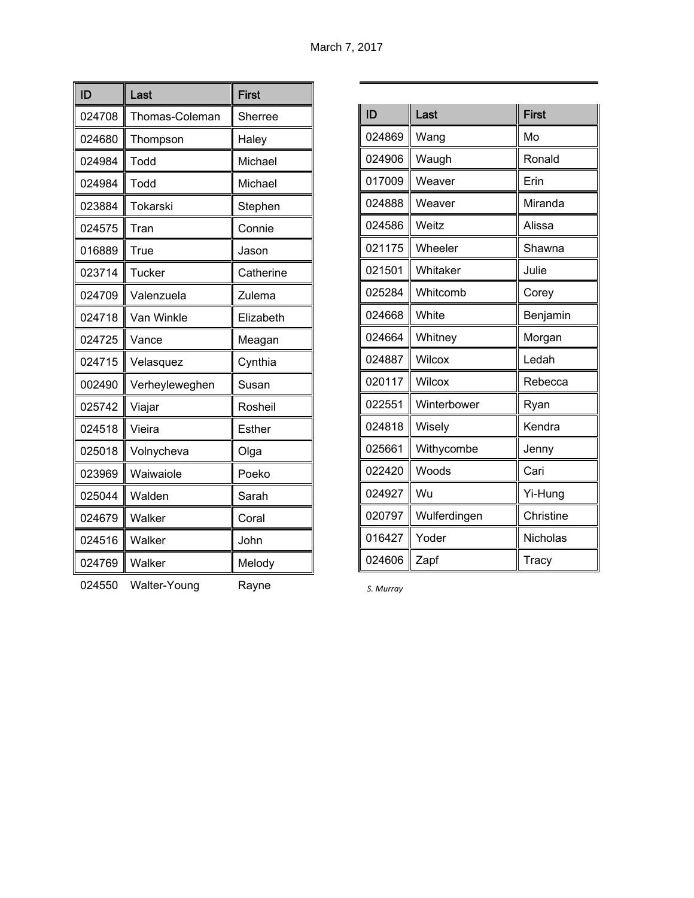March 7, 2017

| ID | Last | First |
|---|---|---|
| 024708 | Thomas-Coleman | Sherree |
| 024680 | Thompson | Haley |
| 024984 | Todd | Michael |
| 024984 | Todd | Michael |
| 023884 | Tokarski | Stephen |
| 024575 | Tran | Connie |
| 016889 | True | Jason |
| 023714 | Tucker | Catherine |
| 024709 | Valenzuela | Zulema |
| 024718 | Van Winkle | Elizabeth |
| 024725 | Vance | Meagan |
| 024715 | Velasquez | Cynthia |
| 002490 | Verheyleweghen | Susan |
| 025742 | Viajar | Rosheil |
| 024518 | Vieira | Esther |
| 025018 | Volnycheva | Olga |
| 023969 | Waiwaiole | Poeko |
| 025044 | Walden | Sarah |
| 024679 | Walker | Coral |
| 024516 | Walker | John |
| 024769 | Walker | Melody |
| 024550 | Walter-Young | Rayne |

| ID | Last | First |
|---|---|---|
| 024869 | Wang | Mo |
| 024906 | Waugh | Ronald |
| 017009 | Weaver | Erin |
| 024888 | Weaver | Miranda |
| 024586 | Weitz | Alissa |
| 021175 | Wheeler | Shawna |
| 021501 | Whitaker | Julie |
| 025284 | Whitcomb | Corey |
| 024668 | White | Benjamin |
| 024664 | Whitney | Morgan |
| 024887 | Wilcox | Ledah |
| 020117 | Wilcox | Rebecca |
| 022551 | Winterbower | Ryan |
| 024818 | Wisely | Kendra |
| 025661 | Withycombe | Jenny |
| 022420 | Woods | Cari |
| 024927 | Wu | Yi-Hung |
| 020797 | Wulferdingen | Christine |
| 016427 | Yoder | Nicholas |
| 024606 | Zapf | Tracy |

*S. Murray*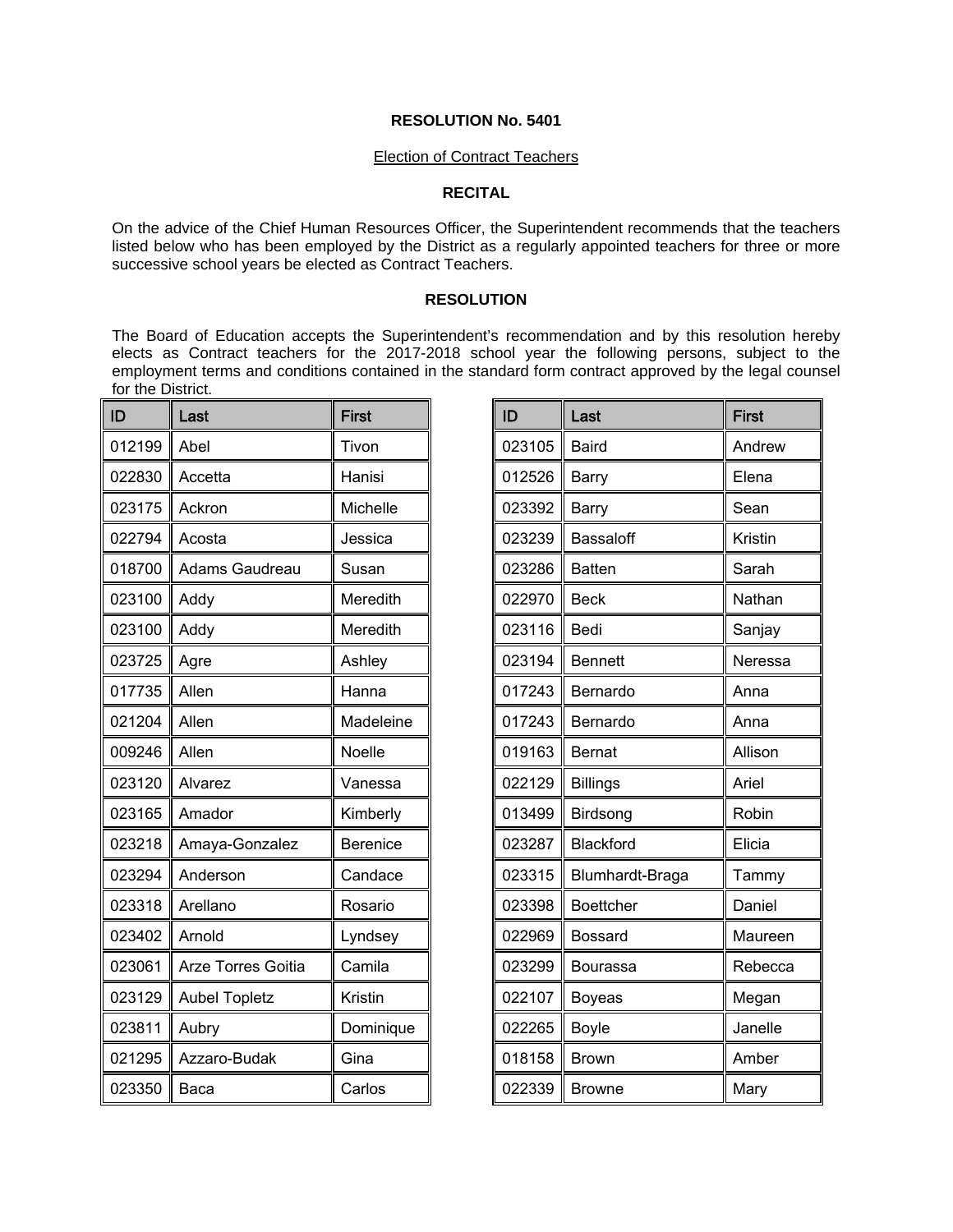**RESOLUTION No. 5401**

Election of Contract Teachers

**RECITAL**

On the advice of the Chief Human Resources Officer, the Superintendent recommends that the teachers listed below who has been employed by the District as a regularly appointed teachers for three or more successive school years be elected as Contract Teachers.

**RESOLUTION**

The Board of Education accepts the Superintendent's recommendation and by this resolution hereby elects as Contract teachers for the 2017-2018 school year the following persons, subject to the employment terms and conditions contained in the standard form contract approved by the legal counsel for the District.

| ID | Last | First |
|---|---|---|
| 012199 | Abel | Tivon |
| 022830 | Accetta | Hanisi |
| 023175 | Ackron | Michelle |
| 022794 | Acosta | Jessica |
| 018700 | Adams Gaudreau | Susan |
| 023100 | Addy | Meredith |
| 023100 | Addy | Meredith |
| 023725 | Agre | Ashley |
| 017735 | Allen | Hanna |
| 021204 | Allen | Madeleine |
| 009246 | Allen | Noelle |
| 023120 | Alvarez | Vanessa |
| 023165 | Amador | Kimberly |
| 023218 | Amaya-Gonzalez | Berenice |
| 023294 | Anderson | Candace |
| 023318 | Arellano | Rosario |
| 023402 | Arnold | Lyndsey |
| 023061 | Arze Torres Goitia | Camila |
| 023129 | Aubel Topletz | Kristin |
| 023811 | Aubry | Dominique |
| 021295 | Azzaro-Budak | Gina |
| 023350 | Baca | Carlos |

| ID | Last | First |
|---|---|---|
| 023105 | Baird | Andrew |
| 012526 | Barry | Elena |
| 023392 | Barry | Sean |
| 023239 | Bassaloff | Kristin |
| 023286 | Batten | Sarah |
| 022970 | Beck | Nathan |
| 023116 | Bedi | Sanjay |
| 023194 | Bennett | Neressa |
| 017243 | Bernardo | Anna |
| 017243 | Bernardo | Anna |
| 019163 | Bernat | Allison |
| 022129 | Billings | Ariel |
| 013499 | Birdsong | Robin |
| 023287 | Blackford | Elicia |
| 023315 | Blumhardt-Braga | Tammy |
| 023398 | Boettcher | Daniel |
| 022969 | Bossard | Maureen |
| 023299 | Bourassa | Rebecca |
| 022107 | Boyeas | Megan |
| 022265 | Boyle | Janelle |
| 018158 | Brown | Amber |
| 022339 | Browne | Mary |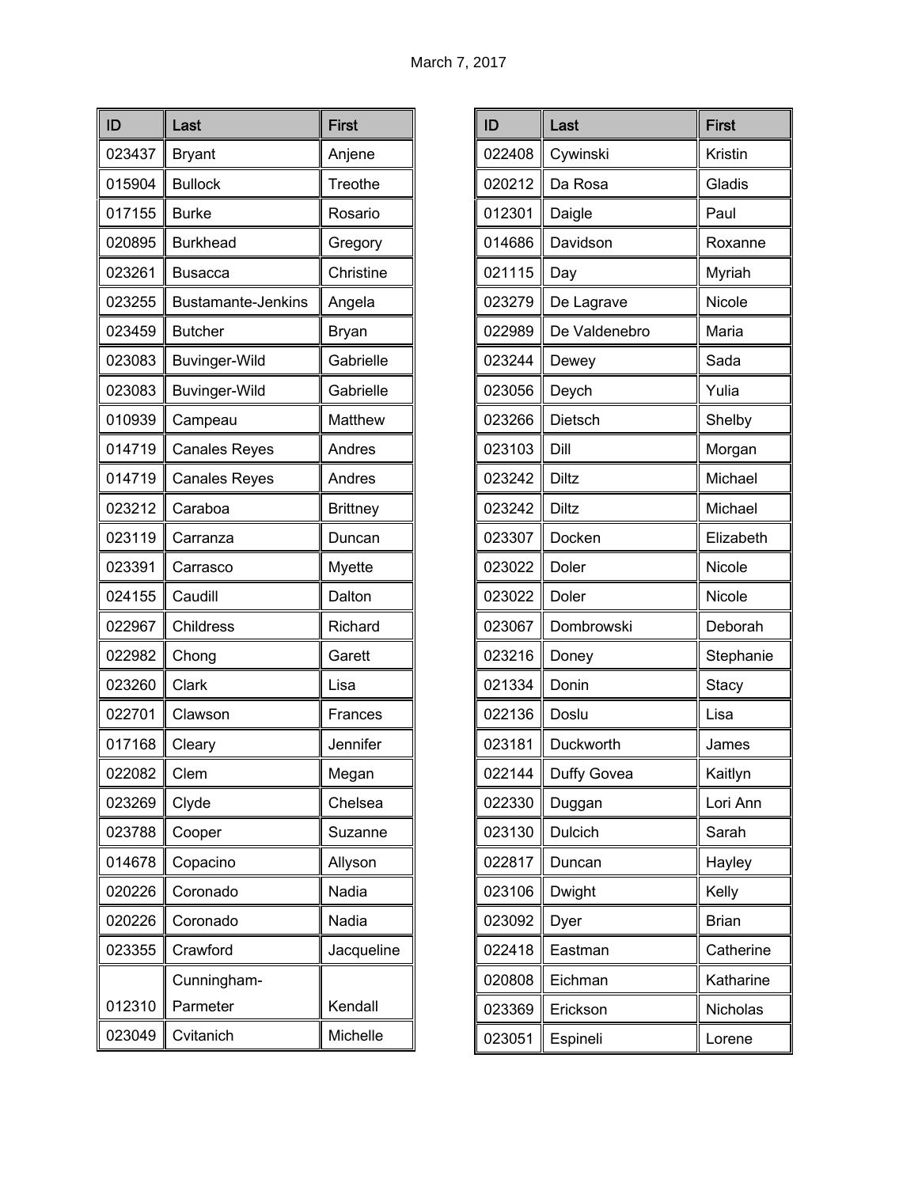March 7, 2017

| ID | Last | First |
|---|---|---|
| 023437 | Bryant | Anjene |
| 015904 | Bullock | Treothe |
| 017155 | Burke | Rosario |
| 020895 | Burkhead | Gregory |
| 023261 | Busacca | Christine |
| 023255 | Bustamante-Jenkins | Angela |
| 023459 | Butcher | Bryan |
| 023083 | Buvinger-Wild | Gabrielle |
| 023083 | Buvinger-Wild | Gabrielle |
| 010939 | Campeau | Matthew |
| 014719 | Canales Reyes | Andres |
| 014719 | Canales Reyes | Andres |
| 023212 | Caraboa | Brittney |
| 023119 | Carranza | Duncan |
| 023391 | Carrasco | Myette |
| 024155 | Caudill | Dalton |
| 022967 | Childress | Richard |
| 022982 | Chong | Garett |
| 023260 | Clark | Lisa |
| 022701 | Clawson | Frances |
| 017168 | Cleary | Jennifer |
| 022082 | Clem | Megan |
| 023269 | Clyde | Chelsea |
| 023788 | Cooper | Suzanne |
| 014678 | Copacino | Allyson |
| 020226 | Coronado | Nadia |
| 020226 | Coronado | Nadia |
| 023355 | Crawford | Jacqueline |
| 012310 | Cunningham-Parmeter | Kendall |
| 023049 | Cvitanich | Michelle |

| ID | Last | First |
|---|---|---|
| 022408 | Cywinski | Kristin |
| 020212 | Da Rosa | Gladis |
| 012301 | Daigle | Paul |
| 014686 | Davidson | Roxanne |
| 021115 | Day | Myriah |
| 023279 | De Lagrave | Nicole |
| 022989 | De Valdenebro | Maria |
| 023244 | Dewey | Sada |
| 023056 | Deych | Yulia |
| 023266 | Dietsch | Shelby |
| 023103 | Dill | Morgan |
| 023242 | Diltz | Michael |
| 023242 | Diltz | Michael |
| 023307 | Docken | Elizabeth |
| 023022 | Doler | Nicole |
| 023022 | Doler | Nicole |
| 023067 | Dombrowski | Deborah |
| 023216 | Doney | Stephanie |
| 021334 | Donin | Stacy |
| 022136 | Doslu | Lisa |
| 023181 | Duckworth | James |
| 022144 | Duffy Govea | Kaitlyn |
| 022330 | Duggan | Lori Ann |
| 023130 | Dulcich | Sarah |
| 022817 | Duncan | Hayley |
| 023106 | Dwight | Kelly |
| 023092 | Dyer | Brian |
| 022418 | Eastman | Catherine |
| 020808 | Eichman | Katharine |
| 023369 | Erickson | Nicholas |
| 023051 | Espineli | Lorene |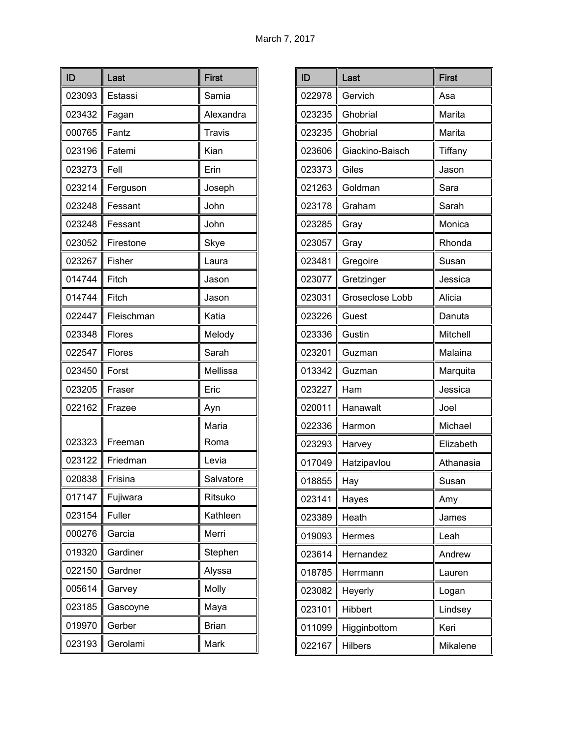March 7, 2017

| ID | Last | First |
|---|---|---|
| 023093 | Estassi | Samia |
| 023432 | Fagan | Alexandra |
| 000765 | Fantz | Travis |
| 023196 | Fatemi | Kian |
| 023273 | Fell | Erin |
| 023214 | Ferguson | Joseph |
| 023248 | Fessant | John |
| 023248 | Fessant | John |
| 023052 | Firestone | Skye |
| 023267 | Fisher | Laura |
| 014744 | Fitch | Jason |
| 014744 | Fitch | Jason |
| 022447 | Fleischman | Katia |
| 023348 | Flores | Melody |
| 022547 | Flores | Sarah |
| 023450 | Forst | Mellissa |
| 023205 | Fraser | Eric |
| 022162 | Frazee | Ayn |
| 023323 | Freeman | Maria Roma |
| 023122 | Friedman | Levia |
| 020838 | Frisina | Salvatore |
| 017147 | Fujiwara | Ritsuko |
| 023154 | Fuller | Kathleen |
| 000276 | Garcia | Merri |
| 019320 | Gardiner | Stephen |
| 022150 | Gardner | Alyssa |
| 005614 | Garvey | Molly |
| 023185 | Gascoyne | Maya |
| 019970 | Gerber | Brian |
| 023193 | Gerolami | Mark |

| ID | Last | First |
|---|---|---|
| 022978 | Gervich | Asa |
| 023235 | Ghobrial | Marita |
| 023235 | Ghobrial | Marita |
| 023606 | Giackino-Baisch | Tiffany |
| 023373 | Giles | Jason |
| 021263 | Goldman | Sara |
| 023178 | Graham | Sarah |
| 023285 | Gray | Monica |
| 023057 | Gray | Rhonda |
| 023481 | Gregoire | Susan |
| 023077 | Gretzinger | Jessica |
| 023031 | Groseclose Lobb | Alicia |
| 023226 | Guest | Danuta |
| 023336 | Gustin | Mitchell |
| 023201 | Guzman | Malaina |
| 013342 | Guzman | Marquita |
| 023227 | Ham | Jessica |
| 020011 | Hanawalt | Joel |
| 022336 | Harmon | Michael |
| 023293 | Harvey | Elizabeth |
| 017049 | Hatzipavlou | Athanasia |
| 018855 | Hay | Susan |
| 023141 | Hayes | Amy |
| 023389 | Heath | James |
| 019093 | Hermes | Leah |
| 023614 | Hernandez | Andrew |
| 018785 | Herrmann | Lauren |
| 023082 | Heyerly | Logan |
| 023101 | Hibbert | Lindsey |
| 011099 | Higginbottom | Keri |
| 022167 | Hilbers | Mikalene |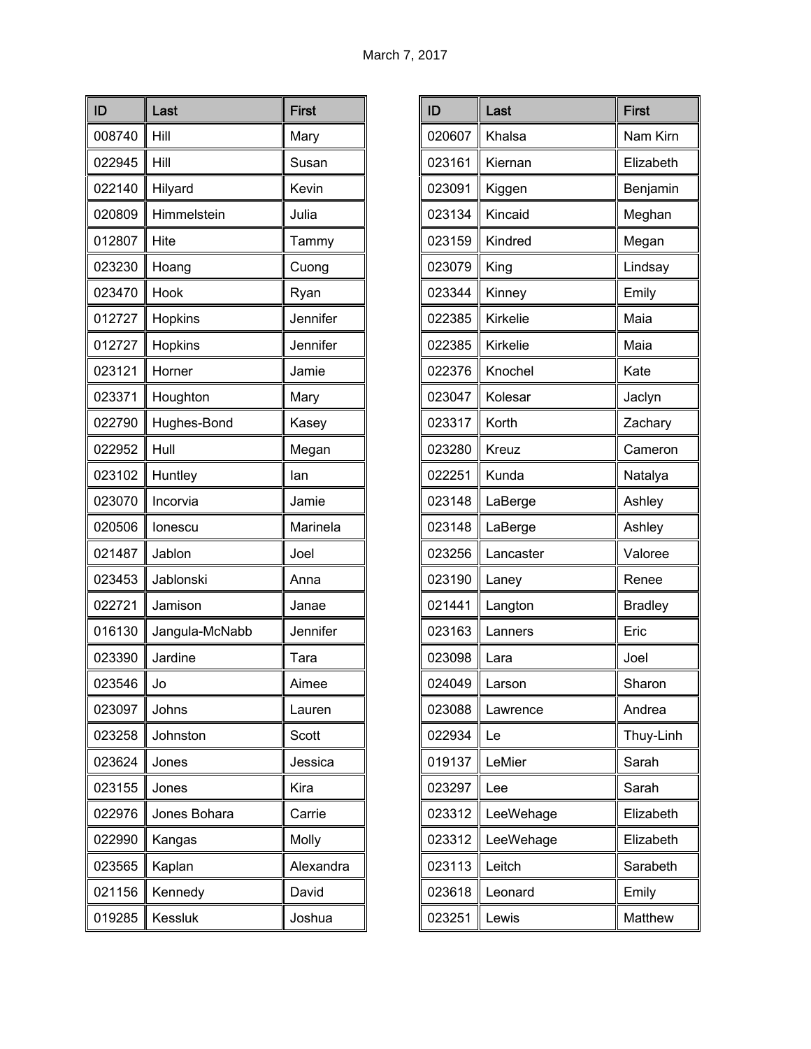March 7, 2017

| ID | Last | First |
|---|---|---|
| 008740 | Hill | Mary |
| 022945 | Hill | Susan |
| 022140 | Hilyard | Kevin |
| 020809 | Himmelstein | Julia |
| 012807 | Hite | Tammy |
| 023230 | Hoang | Cuong |
| 023470 | Hook | Ryan |
| 012727 | Hopkins | Jennifer |
| 012727 | Hopkins | Jennifer |
| 023121 | Horner | Jamie |
| 023371 | Houghton | Mary |
| 022790 | Hughes-Bond | Kasey |
| 022952 | Hull | Megan |
| 023102 | Huntley | Ian |
| 023070 | Incorvia | Jamie |
| 020506 | Ionescu | Marinela |
| 021487 | Jablon | Joel |
| 023453 | Jablonski | Anna |
| 022721 | Jamison | Janae |
| 016130 | Jangula-McNabb | Jennifer |
| 023390 | Jardine | Tara |
| 023546 | Jo | Aimee |
| 023097 | Johns | Lauren |
| 023258 | Johnston | Scott |
| 023624 | Jones | Jessica |
| 023155 | Jones | Kira |
| 022976 | Jones Bohara | Carrie |
| 022990 | Kangas | Molly |
| 023565 | Kaplan | Alexandra |
| 021156 | Kennedy | David |
| 019285 | Kessluk | Joshua |

| ID | Last | First |
|---|---|---|
| 020607 | Khalsa | Nam Kirn |
| 023161 | Kiernan | Elizabeth |
| 023091 | Kiggen | Benjamin |
| 023134 | Kincaid | Meghan |
| 023159 | Kindred | Megan |
| 023079 | King | Lindsay |
| 023344 | Kinney | Emily |
| 022385 | Kirkelie | Maia |
| 022385 | Kirkelie | Maia |
| 022376 | Knochel | Kate |
| 023047 | Kolesar | Jaclyn |
| 023317 | Korth | Zachary |
| 023280 | Kreuz | Cameron |
| 022251 | Kunda | Natalya |
| 023148 | LaBerge | Ashley |
| 023148 | LaBerge | Ashley |
| 023256 | Lancaster | Valoree |
| 023190 | Laney | Renee |
| 021441 | Langton | Bradley |
| 023163 | Lanners | Eric |
| 023098 | Lara | Joel |
| 024049 | Larson | Sharon |
| 023088 | Lawrence | Andrea |
| 022934 | Le | Thuy-Linh |
| 019137 | LeMier | Sarah |
| 023297 | Lee | Sarah |
| 023312 | LeeWehage | Elizabeth |
| 023312 | LeeWehage | Elizabeth |
| 023113 | Leitch | Sarabeth |
| 023618 | Leonard | Emily |
| 023251 | Lewis | Matthew |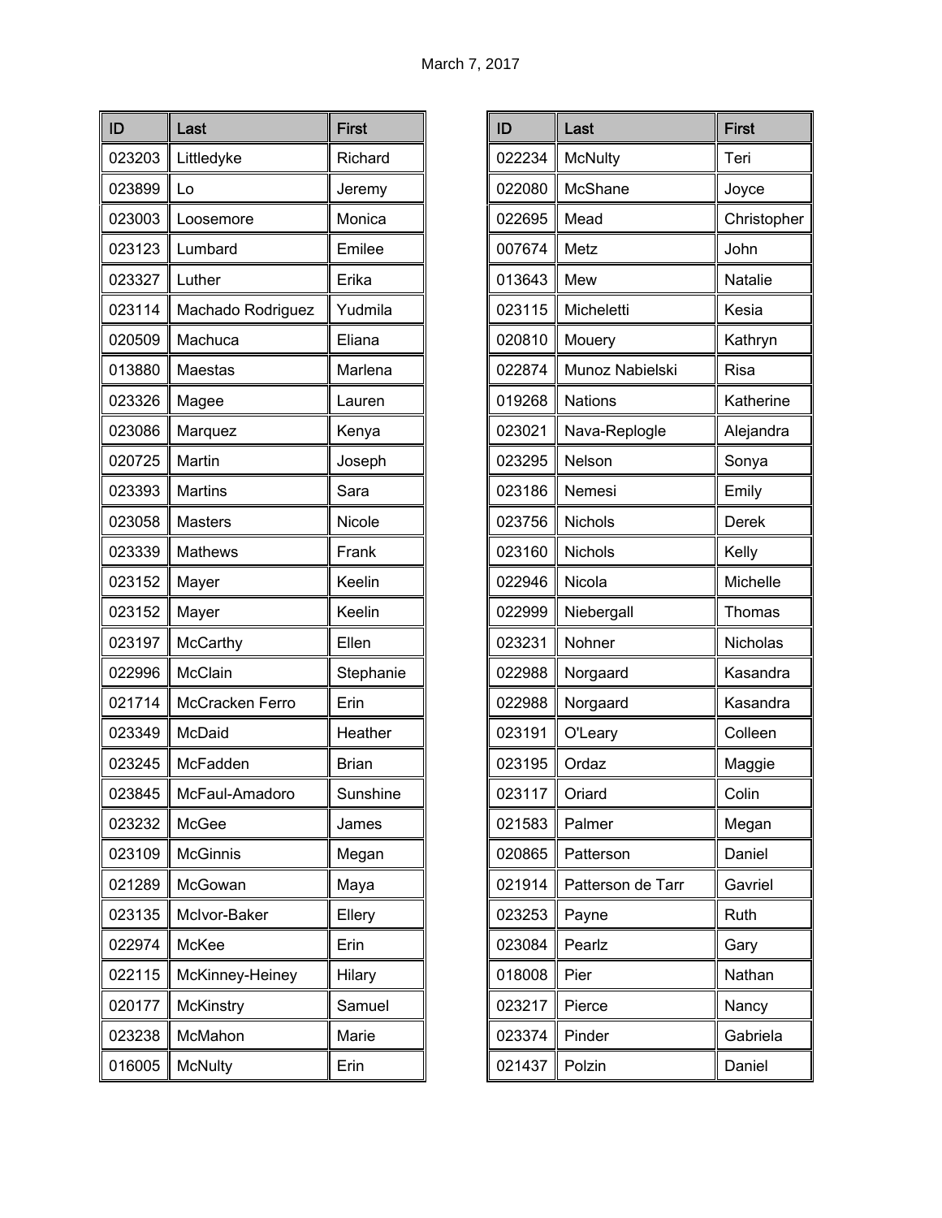March 7, 2017

| ID | Last | First |
|---|---|---|
| 023203 | Littledyke | Richard |
| 023899 | Lo | Jeremy |
| 023003 | Loosemore | Monica |
| 023123 | Lumbard | Emilee |
| 023327 | Luther | Erika |
| 023114 | Machado Rodriguez | Yudmila |
| 020509 | Machuca | Eliana |
| 013880 | Maestas | Marlena |
| 023326 | Magee | Lauren |
| 023086 | Marquez | Kenya |
| 020725 | Martin | Joseph |
| 023393 | Martins | Sara |
| 023058 | Masters | Nicole |
| 023339 | Mathews | Frank |
| 023152 | Mayer | Keelin |
| 023152 | Mayer | Keelin |
| 023197 | McCarthy | Ellen |
| 022996 | McClain | Stephanie |
| 021714 | McCracken Ferro | Erin |
| 023349 | McDaid | Heather |
| 023245 | McFadden | Brian |
| 023845 | McFaul-Amadoro | Sunshine |
| 023232 | McGee | James |
| 023109 | McGinnis | Megan |
| 021289 | McGowan | Maya |
| 023135 | McIvor-Baker | Ellery |
| 022974 | McKee | Erin |
| 022115 | McKinney-Heiney | Hilary |
| 020177 | McKinstry | Samuel |
| 023238 | McMahon | Marie |
| 016005 | McNulty | Erin |

| ID | Last | First |
|---|---|---|
| 022234 | McNulty | Teri |
| 022080 | McShane | Joyce |
| 022695 | Mead | Christopher |
| 007674 | Metz | John |
| 013643 | Mew | Natalie |
| 023115 | Micheletti | Kesia |
| 020810 | Mouery | Kathryn |
| 022874 | Munoz Nabielski | Risa |
| 019268 | Nations | Katherine |
| 023021 | Nava-Replogle | Alejandra |
| 023295 | Nelson | Sonya |
| 023186 | Nemesi | Emily |
| 023756 | Nichols | Derek |
| 023160 | Nichols | Kelly |
| 022946 | Nicola | Michelle |
| 022999 | Niebergall | Thomas |
| 023231 | Nohner | Nicholas |
| 022988 | Norgaard | Kasandra |
| 022988 | Norgaard | Kasandra |
| 023191 | O'Leary | Colleen |
| 023195 | Ordaz | Maggie |
| 023117 | Oriard | Colin |
| 021583 | Palmer | Megan |
| 020865 | Patterson | Daniel |
| 021914 | Patterson de Tarr | Gavriel |
| 023253 | Payne | Ruth |
| 023084 | Pearlz | Gary |
| 018008 | Pier | Nathan |
| 023217 | Pierce | Nancy |
| 023374 | Pinder | Gabriela |
| 021437 | Polzin | Daniel |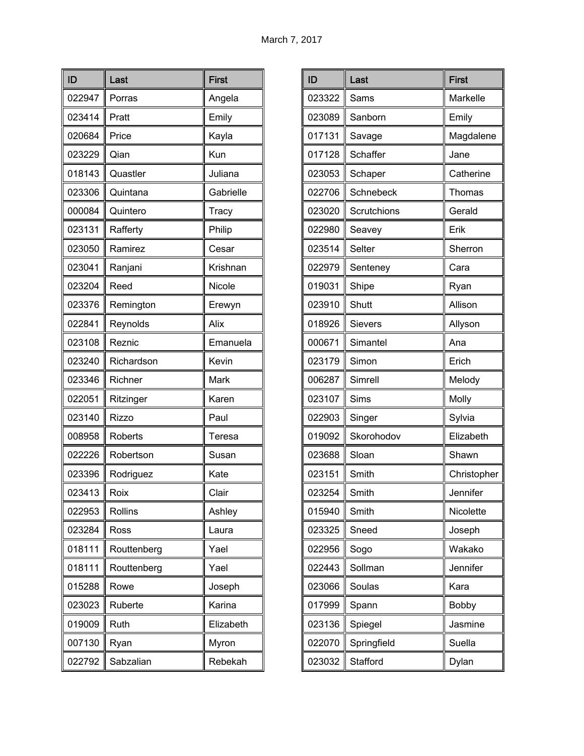March 7, 2017

| ID | Last | First |
|---|---|---|
| 022947 | Porras | Angela |
| 023414 | Pratt | Emily |
| 020684 | Price | Kayla |
| 023229 | Qian | Kun |
| 018143 | Quastler | Juliana |
| 023306 | Quintana | Gabrielle |
| 000084 | Quintero | Tracy |
| 023131 | Rafferty | Philip |
| 023050 | Ramirez | Cesar |
| 023041 | Ranjani | Krishnan |
| 023204 | Reed | Nicole |
| 023376 | Remington | Erewyn |
| 022841 | Reynolds | Alix |
| 023108 | Reznic | Emanuela |
| 023240 | Richardson | Kevin |
| 023346 | Richner | Mark |
| 022051 | Ritzinger | Karen |
| 023140 | Rizzo | Paul |
| 008958 | Roberts | Teresa |
| 022226 | Robertson | Susan |
| 023396 | Rodriguez | Kate |
| 023413 | Roix | Clair |
| 022953 | Rollins | Ashley |
| 023284 | Ross | Laura |
| 018111 | Routtenberg | Yael |
| 018111 | Routtenberg | Yael |
| 015288 | Rowe | Joseph |
| 023023 | Ruberte | Karina |
| 019009 | Ruth | Elizabeth |
| 007130 | Ryan | Myron |
| 022792 | Sabzalian | Rebekah |

| ID | Last | First |
|---|---|---|
| 023322 | Sams | Markelle |
| 023089 | Sanborn | Emily |
| 017131 | Savage | Magdalene |
| 017128 | Schaffer | Jane |
| 023053 | Schaper | Catherine |
| 022706 | Schnebeck | Thomas |
| 023020 | Scrutchions | Gerald |
| 022980 | Seavey | Erik |
| 023514 | Selter | Sherron |
| 022979 | Senteney | Cara |
| 019031 | Shipe | Ryan |
| 023910 | Shutt | Allison |
| 018926 | Sievers | Allyson |
| 000671 | Simantel | Ana |
| 023179 | Simon | Erich |
| 006287 | Simrell | Melody |
| 023107 | Sims | Molly |
| 022903 | Singer | Sylvia |
| 019092 | Skorohodov | Elizabeth |
| 023688 | Sloan | Shawn |
| 023151 | Smith | Christopher |
| 023254 | Smith | Jennifer |
| 015940 | Smith | Nicolette |
| 023325 | Sneed | Joseph |
| 022956 | Sogo | Wakako |
| 022443 | Sollman | Jennifer |
| 023066 | Soulas | Kara |
| 017999 | Spann | Bobby |
| 023136 | Spiegel | Jasmine |
| 022070 | Springfield | Suella |
| 023032 | Stafford | Dylan |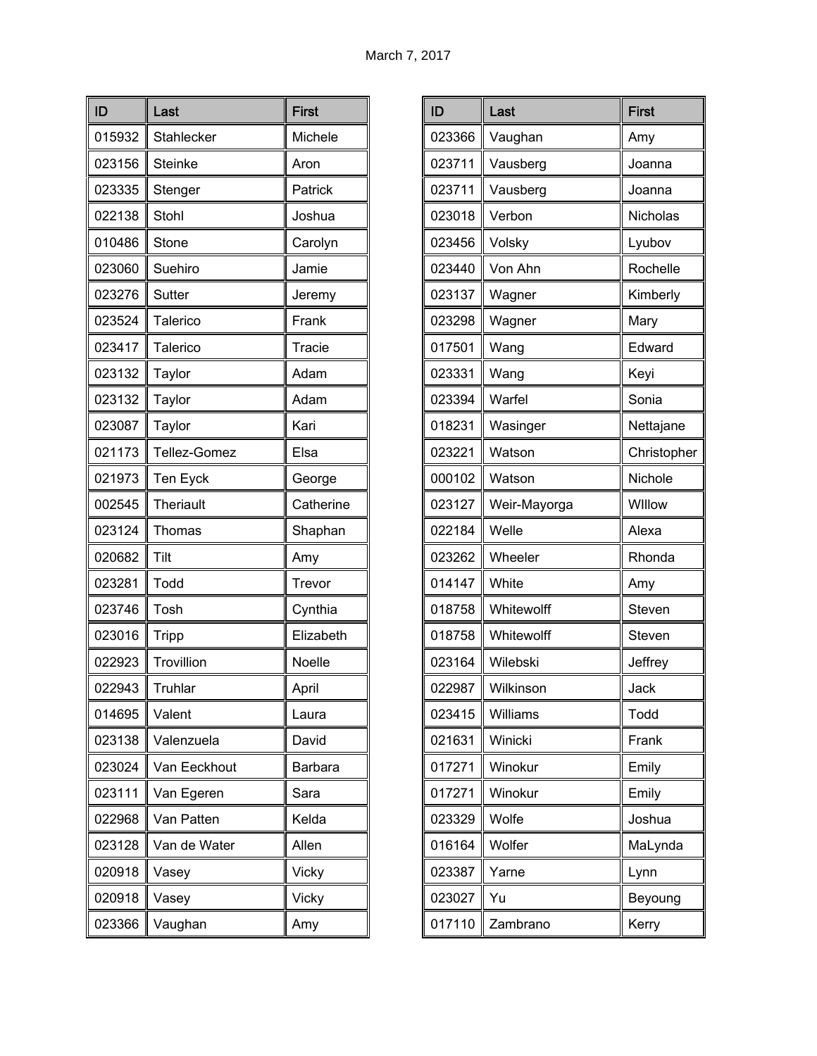March 7, 2017

| ID | Last | First |
|---|---|---|
| 015932 | Stahlecker | Michele |
| 023156 | Steinke | Aron |
| 023335 | Stenger | Patrick |
| 022138 | Stohl | Joshua |
| 010486 | Stone | Carolyn |
| 023060 | Suehiro | Jamie |
| 023276 | Sutter | Jeremy |
| 023524 | Talerico | Frank |
| 023417 | Talerico | Tracie |
| 023132 | Taylor | Adam |
| 023132 | Taylor | Adam |
| 023087 | Taylor | Kari |
| 021173 | Tellez-Gomez | Elsa |
| 021973 | Ten Eyck | George |
| 002545 | Theriault | Catherine |
| 023124 | Thomas | Shaphan |
| 020682 | Tilt | Amy |
| 023281 | Todd | Trevor |
| 023746 | Tosh | Cynthia |
| 023016 | Tripp | Elizabeth |
| 022923 | Trovillion | Noelle |
| 022943 | Truhlar | April |
| 014695 | Valent | Laura |
| 023138 | Valenzuela | David |
| 023024 | Van Eeckhout | Barbara |
| 023111 | Van Egeren | Sara |
| 022968 | Van Patten | Kelda |
| 023128 | Van de Water | Allen |
| 020918 | Vasey | Vicky |
| 020918 | Vasey | Vicky |
| 023366 | Vaughan | Amy |
| 023366 | Vaughan | Amy |
| 023711 | Vausberg | Joanna |
| 023711 | Vausberg | Joanna |
| 023018 | Verbon | Nicholas |
| 023456 | Volsky | Lyubov |
| 023440 | Von Ahn | Rochelle |
| 023137 | Wagner | Kimberly |
| 023298 | Wagner | Mary |
| 017501 | Wang | Edward |
| 023331 | Wang | Keyi |
| 023394 | Warfel | Sonia |
| 018231 | Wasinger | Nettajane |
| 023221 | Watson | Christopher |
| 000102 | Watson | Nichole |
| 023127 | Weir-Mayorga | WIllow |
| 022184 | Welle | Alexa |
| 023262 | Wheeler | Rhonda |
| 014147 | White | Amy |
| 018758 | Whitewolff | Steven |
| 018758 | Whitewolff | Steven |
| 023164 | Wilebski | Jeffrey |
| 022987 | Wilkinson | Jack |
| 023415 | Williams | Todd |
| 021631 | Winicki | Frank |
| 017271 | Winokur | Emily |
| 017271 | Winokur | Emily |
| 023329 | Wolfe | Joshua |
| 016164 | Wolfer | MaLynda |
| 023387 | Yarne | Lynn |
| 023027 | Yu | Beyoung |
| 017110 | Zambrano | Kerry |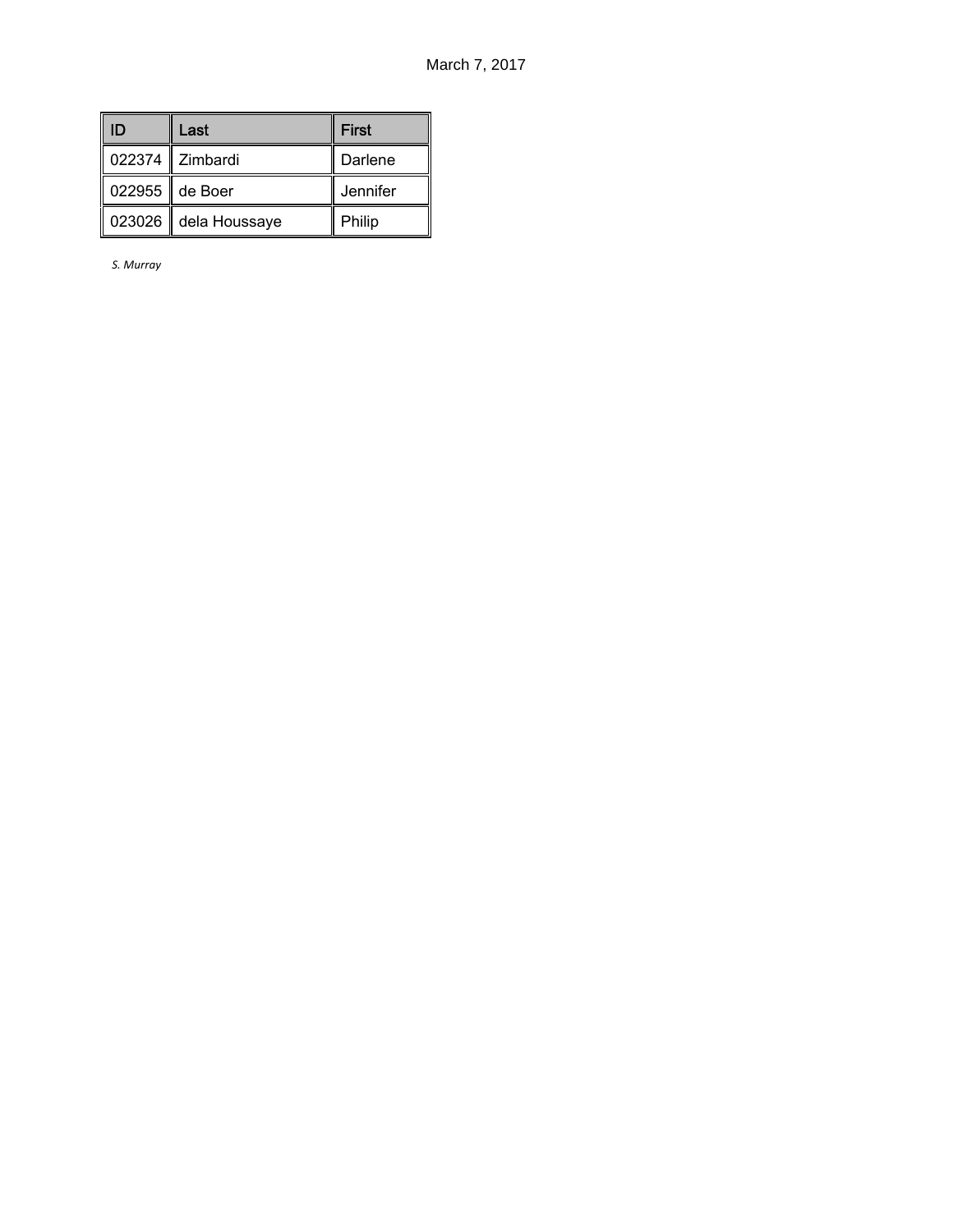March 7, 2017

| ID | Last | First |
| --- | --- | --- |
| 022374 | Zimbardi | Darlene |
| 022955 | de Boer | Jennifer |
| 023026 | dela Houssaye | Philip |

*S. Murray*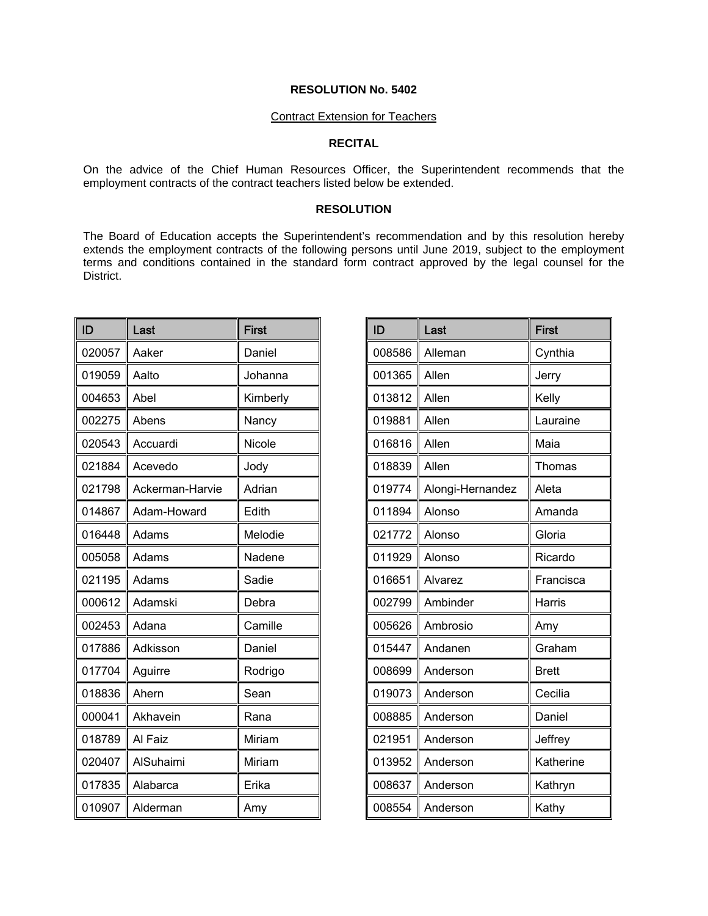**RESOLUTION No. 5402**

Contract Extension for Teachers

**RECITAL**

On the advice of the Chief Human Resources Officer, the Superintendent recommends that the employment contracts of the contract teachers listed below be extended.

**RESOLUTION**

The Board of Education accepts the Superintendent's recommendation and by this resolution hereby extends the employment contracts of the following persons until June 2019, subject to the employment terms and conditions contained in the standard form contract approved by the legal counsel for the District.

| ID | Last | First |
|---|---|---|
| 020057 | Aaker | Daniel |
| 019059 | Aalto | Johanna |
| 004653 | Abel | Kimberly |
| 002275 | Abens | Nancy |
| 020543 | Accuardi | Nicole |
| 021884 | Acevedo | Jody |
| 021798 | Ackerman-Harvie | Adrian |
| 014867 | Adam-Howard | Edith |
| 016448 | Adams | Melodie |
| 005058 | Adams | Nadene |
| 021195 | Adams | Sadie |
| 000612 | Adamski | Debra |
| 002453 | Adana | Camille |
| 017886 | Adkisson | Daniel |
| 017704 | Aguirre | Rodrigo |
| 018836 | Ahern | Sean |
| 000041 | Akhavein | Rana |
| 018789 | Al Faiz | Miriam |
| 020407 | AlSuhaimi | Miriam |
| 017835 | Alabarca | Erika |
| 010907 | Alderman | Amy |

| ID | Last | First |
|---|---|---|
| 008586 | Alleman | Cynthia |
| 001365 | Allen | Jerry |
| 013812 | Allen | Kelly |
| 019881 | Allen | Lauraine |
| 016816 | Allen | Maia |
| 018839 | Allen | Thomas |
| 019774 | Alongi-Hernandez | Aleta |
| 011894 | Alonso | Amanda |
| 021772 | Alonso | Gloria |
| 011929 | Alonso | Ricardo |
| 016651 | Alvarez | Francisca |
| 002799 | Ambinder | Harris |
| 005626 | Ambrosio | Amy |
| 015447 | Andanen | Graham |
| 008699 | Anderson | Brett |
| 019073 | Anderson | Cecilia |
| 008885 | Anderson | Daniel |
| 021951 | Anderson | Jeffrey |
| 013952 | Anderson | Katherine |
| 008637 | Anderson | Kathryn |
| 008554 | Anderson | Kathy |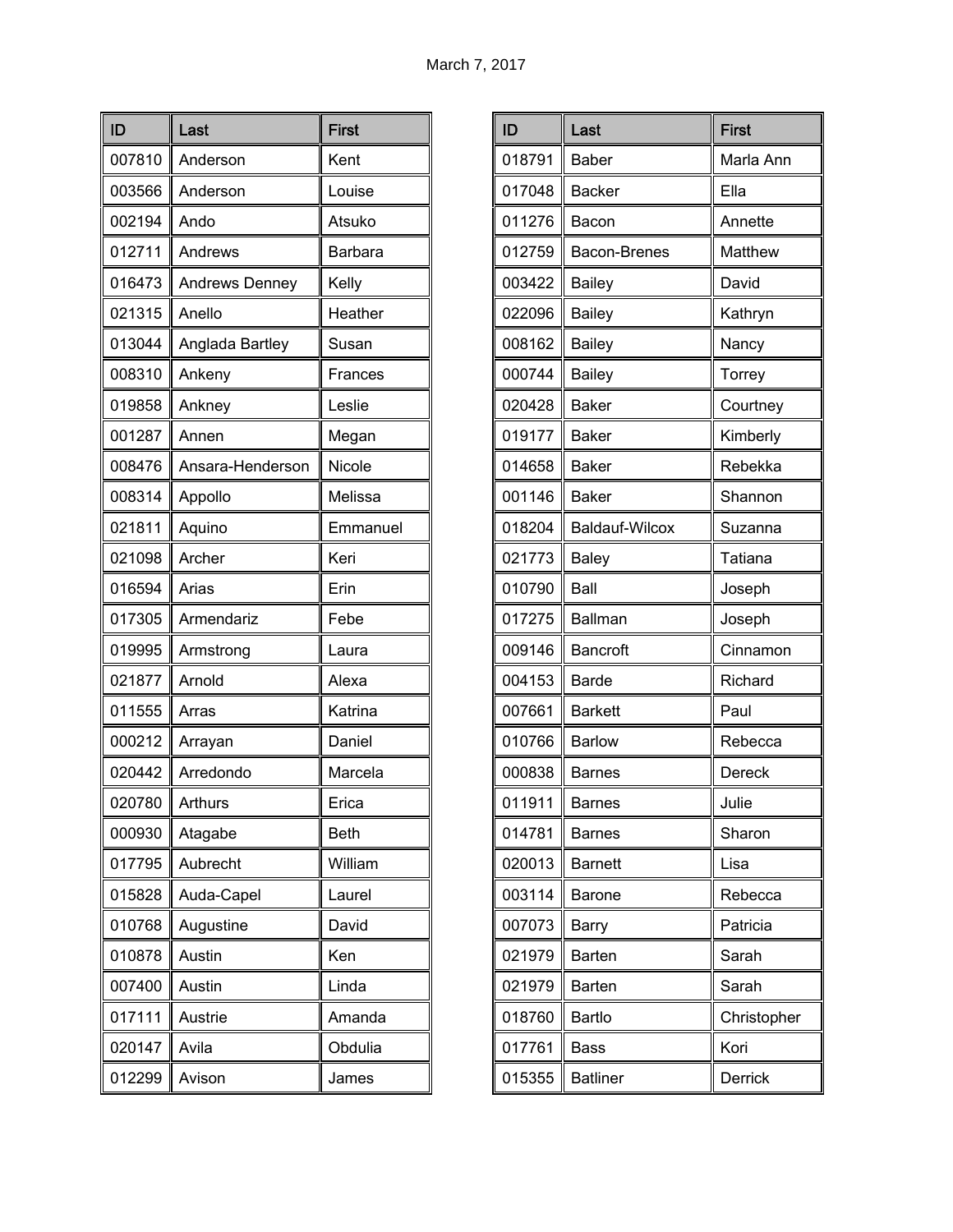March 7, 2017

| ID | Last | First |
|---|---|---|
| 007810 | Anderson | Kent |
| 003566 | Anderson | Louise |
| 002194 | Ando | Atsuko |
| 012711 | Andrews | Barbara |
| 016473 | Andrews Denney | Kelly |
| 021315 | Anello | Heather |
| 013044 | Anglada Bartley | Susan |
| 008310 | Ankeny | Frances |
| 019858 | Ankney | Leslie |
| 001287 | Annen | Megan |
| 008476 | Ansara-Henderson | Nicole |
| 008314 | Appollo | Melissa |
| 021811 | Aquino | Emmanuel |
| 021098 | Archer | Keri |
| 016594 | Arias | Erin |
| 017305 | Armendariz | Febe |
| 019995 | Armstrong | Laura |
| 021877 | Arnold | Alexa |
| 011555 | Arras | Katrina |
| 000212 | Arrayan | Daniel |
| 020442 | Arredondo | Marcela |
| 020780 | Arthurs | Erica |
| 000930 | Atagabe | Beth |
| 017795 | Aubrecht | William |
| 015828 | Auda-Capel | Laurel |
| 010768 | Augustine | David |
| 010878 | Austin | Ken |
| 007400 | Austin | Linda |
| 017111 | Austrie | Amanda |
| 020147 | Avila | Obdulia |
| 012299 | Avison | James |

| ID | Last | First |
|---|---|---|
| 018791 | Baber | Marla Ann |
| 017048 | Backer | Ella |
| 011276 | Bacon | Annette |
| 012759 | Bacon-Brenes | Matthew |
| 003422 | Bailey | David |
| 022096 | Bailey | Kathryn |
| 008162 | Bailey | Nancy |
| 000744 | Bailey | Torrey |
| 020428 | Baker | Courtney |
| 019177 | Baker | Kimberly |
| 014658 | Baker | Rebekka |
| 001146 | Baker | Shannon |
| 018204 | Baldauf-Wilcox | Suzanna |
| 021773 | Baley | Tatiana |
| 010790 | Ball | Joseph |
| 017275 | Ballman | Joseph |
| 009146 | Bancroft | Cinnamon |
| 004153 | Barde | Richard |
| 007661 | Barkett | Paul |
| 010766 | Barlow | Rebecca |
| 000838 | Barnes | Dereck |
| 011911 | Barnes | Julie |
| 014781 | Barnes | Sharon |
| 020013 | Barnett | Lisa |
| 003114 | Barone | Rebecca |
| 007073 | Barry | Patricia |
| 021979 | Barten | Sarah |
| 021979 | Barten | Sarah |
| 018760 | Bartlo | Christopher |
| 017761 | Bass | Kori |
| 015355 | Batliner | Derrick |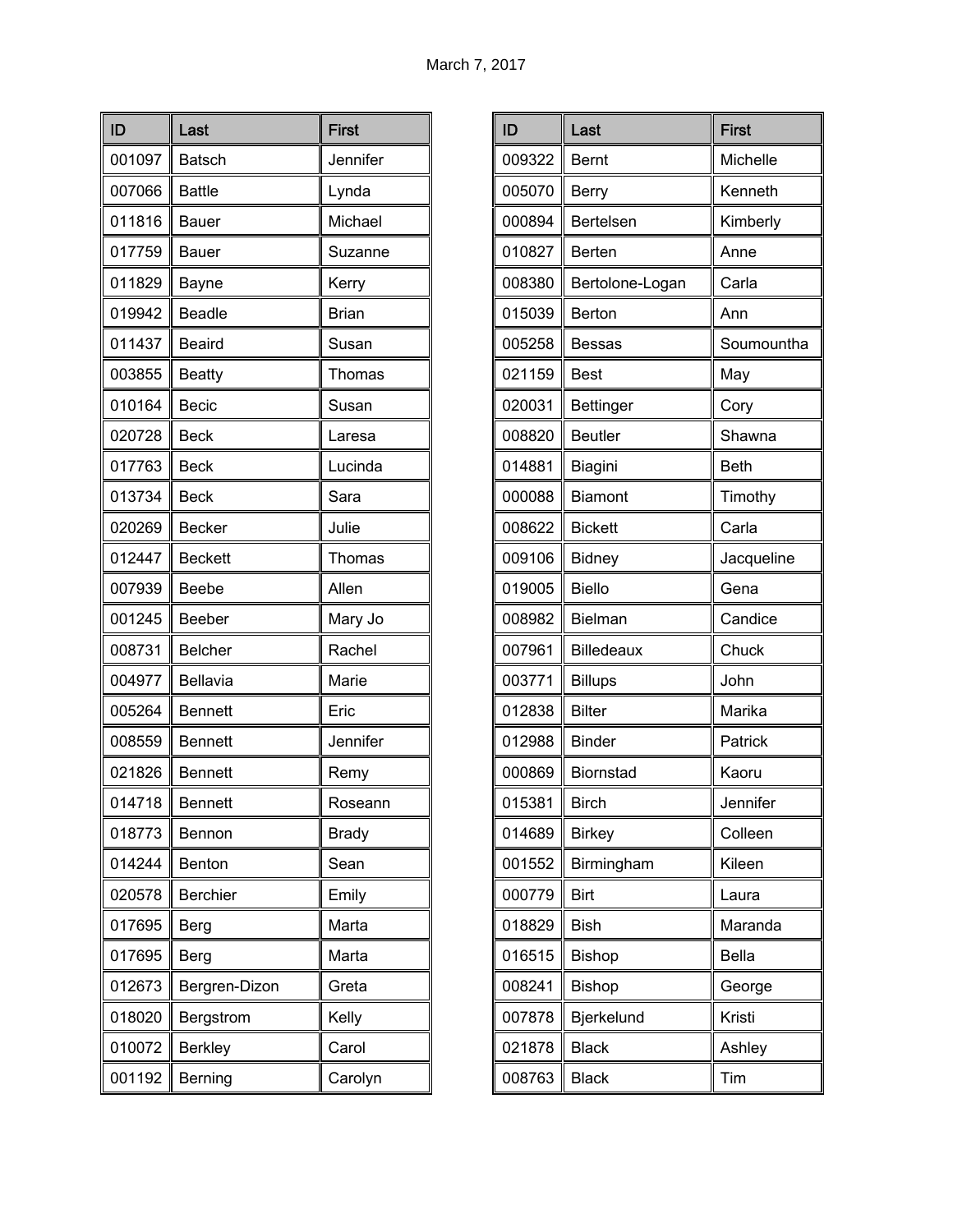March 7, 2017

| ID | Last | First |
|---|---|---|
| 001097 | Batsch | Jennifer |
| 007066 | Battle | Lynda |
| 011816 | Bauer | Michael |
| 017759 | Bauer | Suzanne |
| 011829 | Bayne | Kerry |
| 019942 | Beadle | Brian |
| 011437 | Beaird | Susan |
| 003855 | Beatty | Thomas |
| 010164 | Becic | Susan |
| 020728 | Beck | Laresa |
| 017763 | Beck | Lucinda |
| 013734 | Beck | Sara |
| 020269 | Becker | Julie |
| 012447 | Beckett | Thomas |
| 007939 | Beebe | Allen |
| 001245 | Beeber | Mary Jo |
| 008731 | Belcher | Rachel |
| 004977 | Bellavia | Marie |
| 005264 | Bennett | Eric |
| 008559 | Bennett | Jennifer |
| 021826 | Bennett | Remy |
| 014718 | Bennett | Roseann |
| 018773 | Bennon | Brady |
| 014244 | Benton | Sean |
| 020578 | Berchier | Emily |
| 017695 | Berg | Marta |
| 017695 | Berg | Marta |
| 012673 | Bergren-Dizon | Greta |
| 018020 | Bergstrom | Kelly |
| 010072 | Berkley | Carol |
| 001192 | Berning | Carolyn |

| ID | Last | First |
|---|---|---|
| 009322 | Bernt | Michelle |
| 005070 | Berry | Kenneth |
| 000894 | Bertelsen | Kimberly |
| 010827 | Berten | Anne |
| 008380 | Bertolone-Logan | Carla |
| 015039 | Berton | Ann |
| 005258 | Bessas | Soumountha |
| 021159 | Best | May |
| 020031 | Bettinger | Cory |
| 008820 | Beutler | Shawna |
| 014881 | Biagini | Beth |
| 000088 | Biamont | Timothy |
| 008622 | Bickett | Carla |
| 009106 | Bidney | Jacqueline |
| 019005 | Biello | Gena |
| 008982 | Bielman | Candice |
| 007961 | Billedeaux | Chuck |
| 003771 | Billups | John |
| 012838 | Bilter | Marika |
| 012988 | Binder | Patrick |
| 000869 | Biornstad | Kaoru |
| 015381 | Birch | Jennifer |
| 014689 | Birkey | Colleen |
| 001552 | Birmingham | Kileen |
| 000779 | Birt | Laura |
| 018829 | Bish | Maranda |
| 016515 | Bishop | Bella |
| 008241 | Bishop | George |
| 007878 | Bjerkelund | Kristi |
| 021878 | Black | Ashley |
| 008763 | Black | Tim |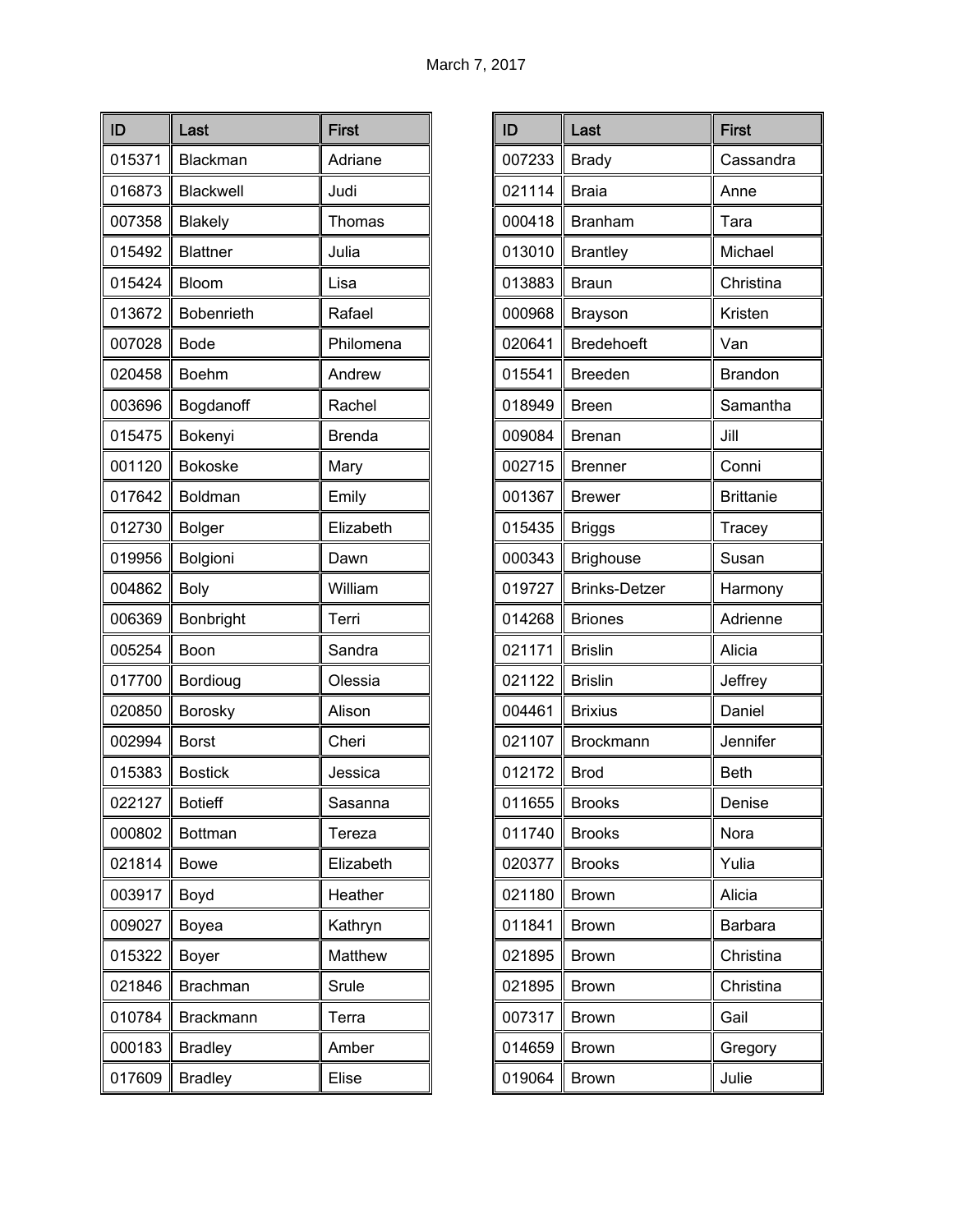March 7, 2017

| ID | Last | First |
|---|---|---|
| 015371 | Blackman | Adriane |
| 016873 | Blackwell | Judi |
| 007358 | Blakely | Thomas |
| 015492 | Blattner | Julia |
| 015424 | Bloom | Lisa |
| 013672 | Bobenrieth | Rafael |
| 007028 | Bode | Philomena |
| 020458 | Boehm | Andrew |
| 003696 | Bogdanoff | Rachel |
| 015475 | Bokenyi | Brenda |
| 001120 | Bokoske | Mary |
| 017642 | Boldman | Emily |
| 012730 | Bolger | Elizabeth |
| 019956 | Bolgioni | Dawn |
| 004862 | Boly | William |
| 006369 | Bonbright | Terri |
| 005254 | Boon | Sandra |
| 017700 | Bordioug | Olessia |
| 020850 | Borosky | Alison |
| 002994 | Borst | Cheri |
| 015383 | Bostick | Jessica |
| 022127 | Botieff | Sasanna |
| 000802 | Bottman | Tereza |
| 021814 | Bowe | Elizabeth |
| 003917 | Boyd | Heather |
| 009027 | Boyea | Kathryn |
| 015322 | Boyer | Matthew |
| 021846 | Brachman | Srule |
| 010784 | Brackmann | Terra |
| 000183 | Bradley | Amber |
| 017609 | Bradley | Elise |
| 007233 | Brady | Cassandra |
| 021114 | Braia | Anne |
| 000418 | Branham | Tara |
| 013010 | Brantley | Michael |
| 013883 | Braun | Christina |
| 000968 | Brayson | Kristen |
| 020641 | Bredehoeft | Van |
| 015541 | Breeden | Brandon |
| 018949 | Breen | Samantha |
| 009084 | Brenan | Jill |
| 002715 | Brenner | Conni |
| 001367 | Brewer | Brittanie |
| 015435 | Briggs | Tracey |
| 000343 | Brighouse | Susan |
| 019727 | Brinks-Detzer | Harmony |
| 014268 | Briones | Adrienne |
| 021171 | Brislin | Alicia |
| 021122 | Brislin | Jeffrey |
| 004461 | Brixius | Daniel |
| 021107 | Brockmann | Jennifer |
| 012172 | Brod | Beth |
| 011655 | Brooks | Denise |
| 011740 | Brooks | Nora |
| 020377 | Brooks | Yulia |
| 021180 | Brown | Alicia |
| 011841 | Brown | Barbara |
| 021895 | Brown | Christina |
| 021895 | Brown | Christina |
| 007317 | Brown | Gail |
| 014659 | Brown | Gregory |
| 019064 | Brown | Julie |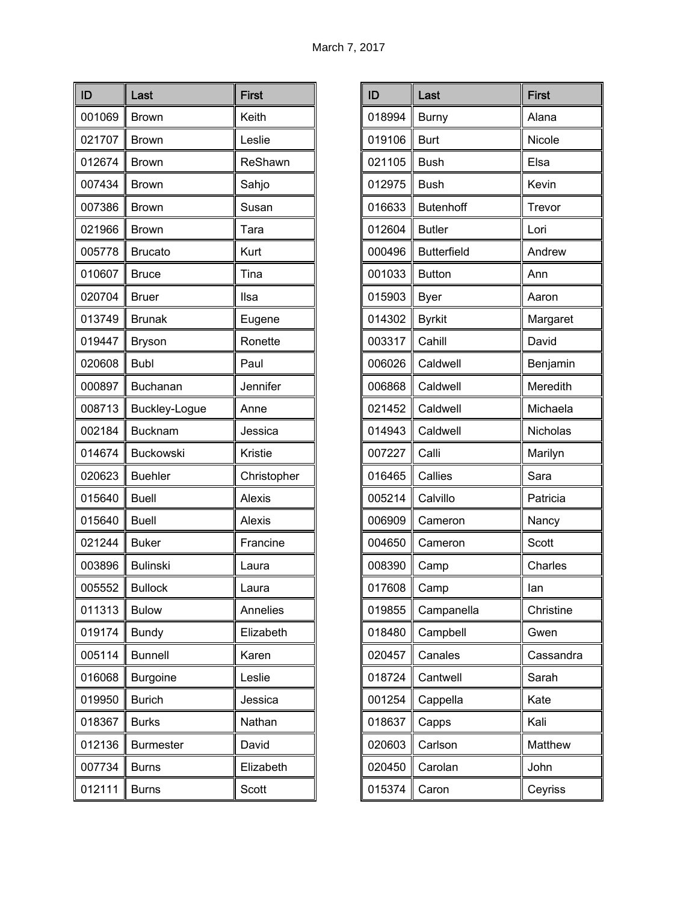March 7, 2017

| ID | Last | First |
|---|---|---|
| 001069 | Brown | Keith |
| 021707 | Brown | Leslie |
| 012674 | Brown | ReShawn |
| 007434 | Brown | Sahjo |
| 007386 | Brown | Susan |
| 021966 | Brown | Tara |
| 005778 | Brucato | Kurt |
| 010607 | Bruce | Tina |
| 020704 | Bruer | Ilsa |
| 013749 | Brunak | Eugene |
| 019447 | Bryson | Ronette |
| 020608 | Bubl | Paul |
| 000897 | Buchanan | Jennifer |
| 008713 | Buckley-Logue | Anne |
| 002184 | Bucknam | Jessica |
| 014674 | Buckowski | Kristie |
| 020623 | Buehler | Christopher |
| 015640 | Buell | Alexis |
| 015640 | Buell | Alexis |
| 021244 | Buker | Francine |
| 003896 | Bulinski | Laura |
| 005552 | Bullock | Laura |
| 011313 | Bulow | Annelies |
| 019174 | Bundy | Elizabeth |
| 005114 | Bunnell | Karen |
| 016068 | Burgoine | Leslie |
| 019950 | Burich | Jessica |
| 018367 | Burks | Nathan |
| 012136 | Burmester | David |
| 007734 | Burns | Elizabeth |
| 012111 | Burns | Scott |

| ID | Last | First |
|---|---|---|
| 018994 | Burny | Alana |
| 019106 | Burt | Nicole |
| 021105 | Bush | Elsa |
| 012975 | Bush | Kevin |
| 016633 | Butenhoff | Trevor |
| 012604 | Butler | Lori |
| 000496 | Butterfield | Andrew |
| 001033 | Button | Ann |
| 015903 | Byer | Aaron |
| 014302 | Byrkit | Margaret |
| 003317 | Cahill | David |
| 006026 | Caldwell | Benjamin |
| 006868 | Caldwell | Meredith |
| 021452 | Caldwell | Michaela |
| 014943 | Caldwell | Nicholas |
| 007227 | Calli | Marilyn |
| 016465 | Callies | Sara |
| 005214 | Calvillo | Patricia |
| 006909 | Cameron | Nancy |
| 004650 | Cameron | Scott |
| 008390 | Camp | Charles |
| 017608 | Camp | Ian |
| 019855 | Campanella | Christine |
| 018480 | Campbell | Gwen |
| 020457 | Canales | Cassandra |
| 018724 | Cantwell | Sarah |
| 001254 | Cappella | Kate |
| 018637 | Capps | Kali |
| 020603 | Carlson | Matthew |
| 020450 | Carolan | John |
| 015374 | Caron | Ceyriss |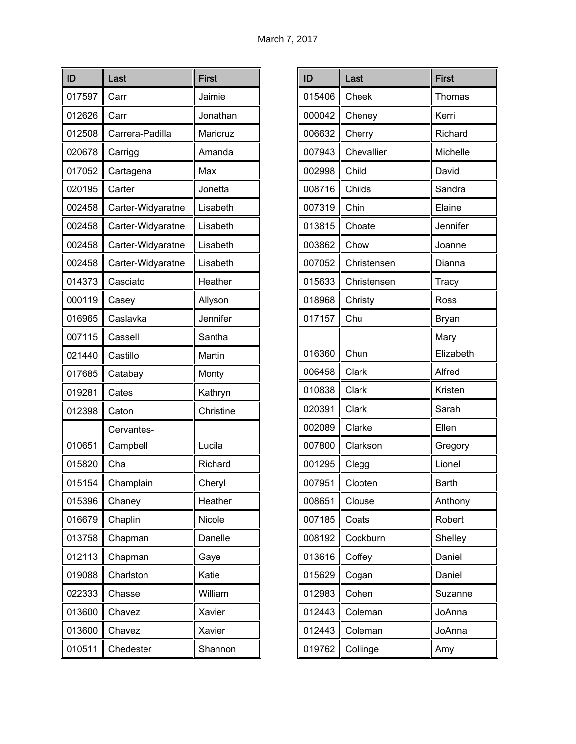March 7, 2017

| ID | Last | First |
|---|---|---|
| 017597 | Carr | Jaimie |
| 012626 | Carr | Jonathan |
| 012508 | Carrera-Padilla | Maricruz |
| 020678 | Carrigg | Amanda |
| 017052 | Cartagena | Max |
| 020195 | Carter | Jonetta |
| 002458 | Carter-Widyaratne | Lisabeth |
| 002458 | Carter-Widyaratne | Lisabeth |
| 002458 | Carter-Widyaratne | Lisabeth |
| 002458 | Carter-Widyaratne | Lisabeth |
| 014373 | Casciato | Heather |
| 000119 | Casey | Allyson |
| 016965 | Caslavka | Jennifer |
| 007115 | Cassell | Santha |
| 021440 | Castillo | Martin |
| 017685 | Catabay | Monty |
| 019281 | Cates | Kathryn |
| 012398 | Caton | Christine |
| 010651 | Cervantes-Campbell | Lucila |
| 015820 | Cha | Richard |
| 015154 | Champlain | Cheryl |
| 015396 | Chaney | Heather |
| 016679 | Chaplin | Nicole |
| 013758 | Chapman | Danelle |
| 012113 | Chapman | Gaye |
| 019088 | Charlston | Katie |
| 022333 | Chasse | William |
| 013600 | Chavez | Xavier |
| 013600 | Chavez | Xavier |
| 010511 | Chedester | Shannon |

| ID | Last | First |
|---|---|---|
| 015406 | Cheek | Thomas |
| 000042 | Cheney | Kerri |
| 006632 | Cherry | Richard |
| 007943 | Chevallier | Michelle |
| 002998 | Child | David |
| 008716 | Childs | Sandra |
| 007319 | Chin | Elaine |
| 013815 | Choate | Jennifer |
| 003862 | Chow | Joanne |
| 007052 | Christensen | Dianna |
| 015633 | Christensen | Tracy |
| 018968 | Christy | Ross |
| 017157 | Chu | Bryan |
| 016360 | Chun | Mary Elizabeth |
| 006458 | Clark | Alfred |
| 010838 | Clark | Kristen |
| 020391 | Clark | Sarah |
| 002089 | Clarke | Ellen |
| 007800 | Clarkson | Gregory |
| 001295 | Clegg | Lionel |
| 007951 | Clooten | Barth |
| 008651 | Clouse | Anthony |
| 007185 | Coats | Robert |
| 008192 | Cockburn | Shelley |
| 013616 | Coffey | Daniel |
| 015629 | Cogan | Daniel |
| 012983 | Cohen | Suzanne |
| 012443 | Coleman | JoAnna |
| 012443 | Coleman | JoAnna |
| 019762 | Collinge | Amy |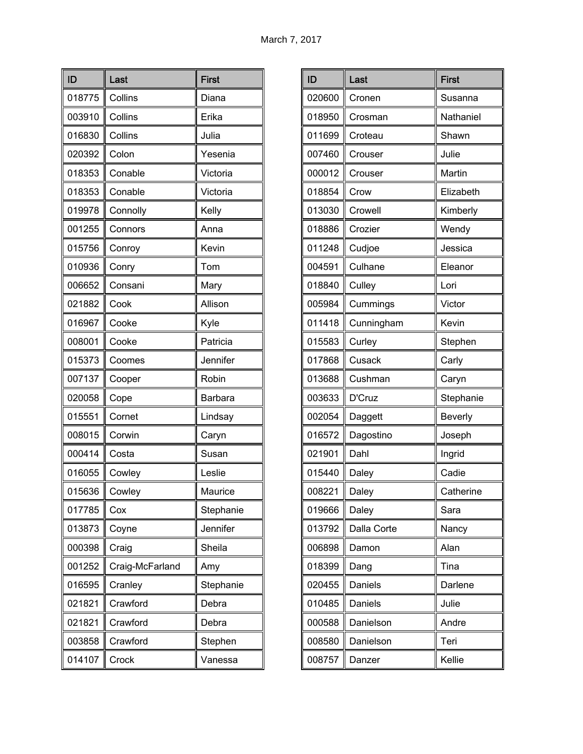March 7, 2017

| ID | Last | First |
|---|---|---|
| 018775 | Collins | Diana |
| 003910 | Collins | Erika |
| 016830 | Collins | Julia |
| 020392 | Colon | Yesenia |
| 018353 | Conable | Victoria |
| 018353 | Conable | Victoria |
| 019978 | Connolly | Kelly |
| 001255 | Connors | Anna |
| 015756 | Conroy | Kevin |
| 010936 | Conry | Tom |
| 006652 | Consani | Mary |
| 021882 | Cook | Allison |
| 016967 | Cooke | Kyle |
| 008001 | Cooke | Patricia |
| 015373 | Coomes | Jennifer |
| 007137 | Cooper | Robin |
| 020058 | Cope | Barbara |
| 015551 | Cornet | Lindsay |
| 008015 | Corwin | Caryn |
| 000414 | Costa | Susan |
| 016055 | Cowley | Leslie |
| 015636 | Cowley | Maurice |
| 017785 | Cox | Stephanie |
| 013873 | Coyne | Jennifer |
| 000398 | Craig | Sheila |
| 001252 | Craig-McFarland | Amy |
| 016595 | Cranley | Stephanie |
| 021821 | Crawford | Debra |
| 021821 | Crawford | Debra |
| 003858 | Crawford | Stephen |
| 014107 | Crock | Vanessa |

| ID | Last | First |
|---|---|---|
| 020600 | Cronen | Susanna |
| 018950 | Crosman | Nathaniel |
| 011699 | Croteau | Shawn |
| 007460 | Crouser | Julie |
| 000012 | Crouser | Martin |
| 018854 | Crow | Elizabeth |
| 013030 | Crowell | Kimberly |
| 018886 | Crozier | Wendy |
| 011248 | Cudjoe | Jessica |
| 004591 | Culhane | Eleanor |
| 018840 | Culley | Lori |
| 005984 | Cummings | Victor |
| 011418 | Cunningham | Kevin |
| 015583 | Curley | Stephen |
| 017868 | Cusack | Carly |
| 013688 | Cushman | Caryn |
| 003633 | D'Cruz | Stephanie |
| 002054 | Daggett | Beverly |
| 016572 | Dagostino | Joseph |
| 021901 | Dahl | Ingrid |
| 015440 | Daley | Cadie |
| 008221 | Daley | Catherine |
| 019666 | Daley | Sara |
| 013792 | Dalla Corte | Nancy |
| 006898 | Damon | Alan |
| 018399 | Dang | Tina |
| 020455 | Daniels | Darlene |
| 010485 | Daniels | Julie |
| 000588 | Danielson | Andre |
| 008580 | Danielson | Teri |
| 008757 | Danzer | Kellie |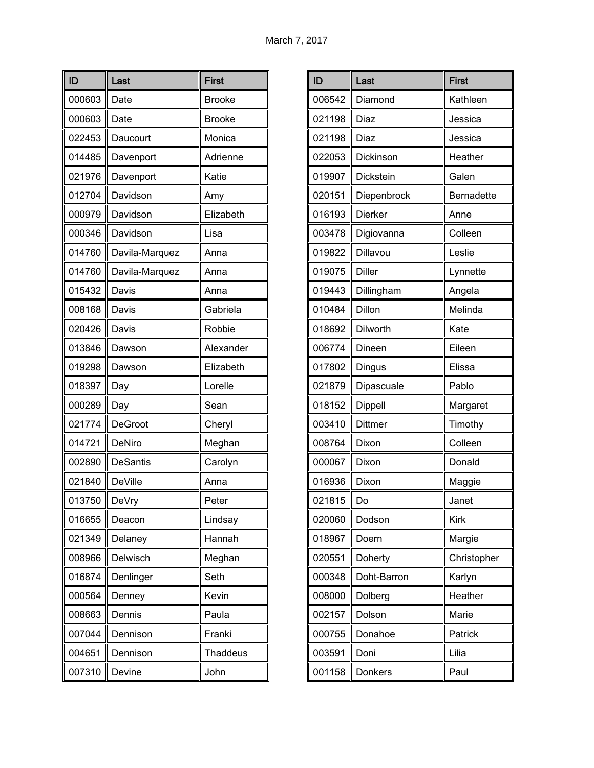March 7, 2017

| ID | Last | First |
|---|---|---|
| 000603 | Date | Brooke |
| 000603 | Date | Brooke |
| 022453 | Daucourt | Monica |
| 014485 | Davenport | Adrienne |
| 021976 | Davenport | Katie |
| 012704 | Davidson | Amy |
| 000979 | Davidson | Elizabeth |
| 000346 | Davidson | Lisa |
| 014760 | Davila-Marquez | Anna |
| 014760 | Davila-Marquez | Anna |
| 015432 | Davis | Anna |
| 008168 | Davis | Gabriela |
| 020426 | Davis | Robbie |
| 013846 | Dawson | Alexander |
| 019298 | Dawson | Elizabeth |
| 018397 | Day | Lorelle |
| 000289 | Day | Sean |
| 021774 | DeGroot | Cheryl |
| 014721 | DeNiro | Meghan |
| 002890 | DeSantis | Carolyn |
| 021840 | DeVille | Anna |
| 013750 | DeVry | Peter |
| 016655 | Deacon | Lindsay |
| 021349 | Delaney | Hannah |
| 008966 | Delwisch | Meghan |
| 016874 | Denlinger | Seth |
| 000564 | Denney | Kevin |
| 008663 | Dennis | Paula |
| 007044 | Dennison | Franki |
| 004651 | Dennison | Thaddeus |
| 007310 | Devine | John |

| ID | Last | First |
|---|---|---|
| 006542 | Diamond | Kathleen |
| 021198 | Diaz | Jessica |
| 021198 | Diaz | Jessica |
| 022053 | Dickinson | Heather |
| 019907 | Dickstein | Galen |
| 020151 | Diepenbrock | Bernadette |
| 016193 | Dierker | Anne |
| 003478 | Digiovanna | Colleen |
| 019822 | Dillavou | Leslie |
| 019075 | Diller | Lynnette |
| 019443 | Dillingham | Angela |
| 010484 | Dillon | Melinda |
| 018692 | Dilworth | Kate |
| 006774 | Dineen | Eileen |
| 017802 | Dingus | Elissa |
| 021879 | Dipascuale | Pablo |
| 018152 | Dippell | Margaret |
| 003410 | Dittmer | Timothy |
| 008764 | Dixon | Colleen |
| 000067 | Dixon | Donald |
| 016936 | Dixon | Maggie |
| 021815 | Do | Janet |
| 020060 | Dodson | Kirk |
| 018967 | Doern | Margie |
| 020551 | Doherty | Christopher |
| 000348 | Doht-Barron | Karlyn |
| 008000 | Dolberg | Heather |
| 002157 | Dolson | Marie |
| 000755 | Donahoe | Patrick |
| 003591 | Doni | Lilia |
| 001158 | Donkers | Paul |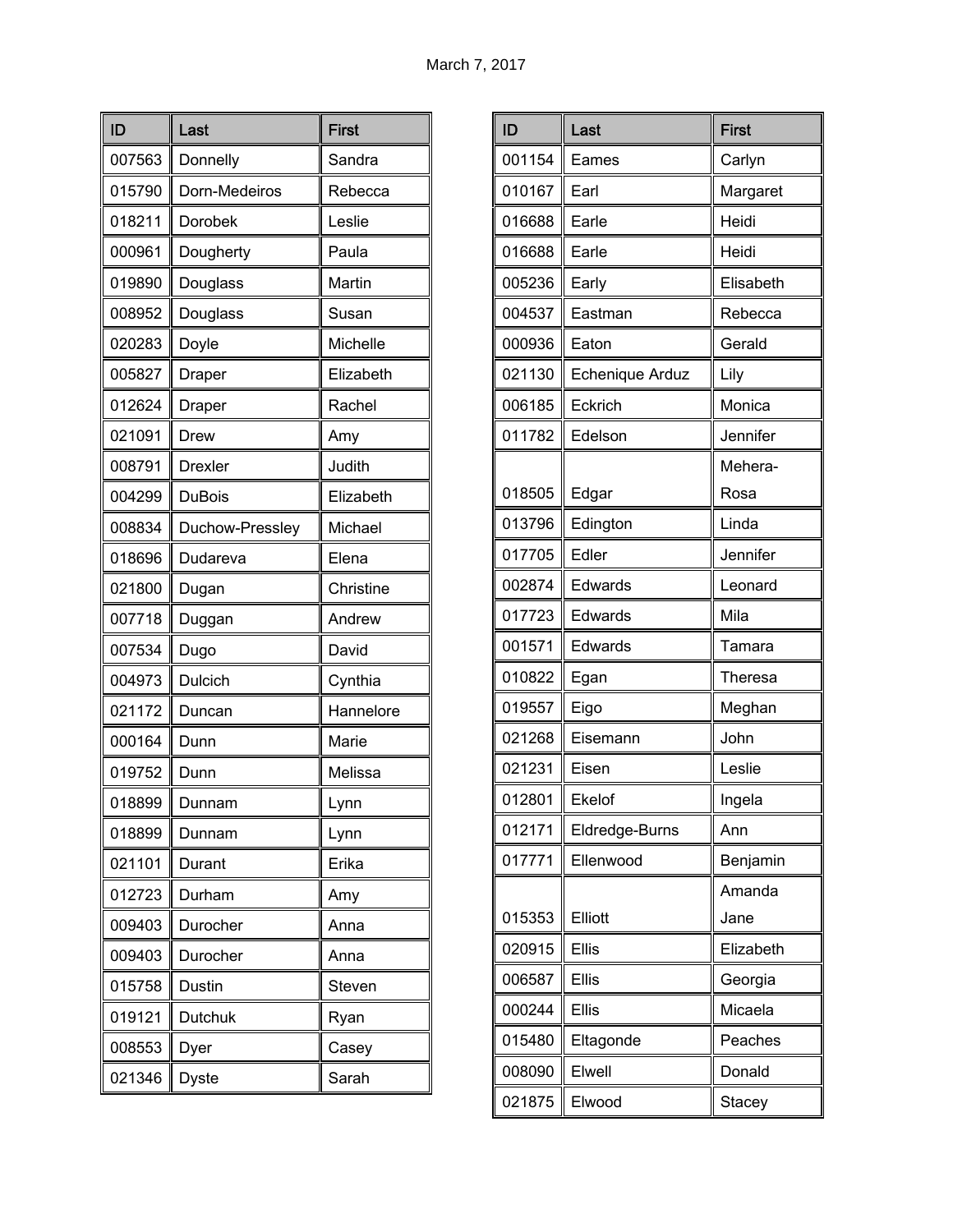March 7, 2017

| ID | Last | First |
| --- | --- | --- |
| 007563 | Donnelly | Sandra |
| 015790 | Dorn-Medeiros | Rebecca |
| 018211 | Dorobek | Leslie |
| 000961 | Dougherty | Paula |
| 019890 | Douglass | Martin |
| 008952 | Douglass | Susan |
| 020283 | Doyle | Michelle |
| 005827 | Draper | Elizabeth |
| 012624 | Draper | Rachel |
| 021091 | Drew | Amy |
| 008791 | Drexler | Judith |
| 004299 | DuBois | Elizabeth |
| 008834 | Duchow-Pressley | Michael |
| 018696 | Dudareva | Elena |
| 021800 | Dugan | Christine |
| 007718 | Duggan | Andrew |
| 007534 | Dugo | David |
| 004973 | Dulcich | Cynthia |
| 021172 | Duncan | Hannelore |
| 000164 | Dunn | Marie |
| 019752 | Dunn | Melissa |
| 018899 | Dunnam | Lynn |
| 018899 | Dunnam | Lynn |
| 021101 | Durant | Erika |
| 012723 | Durham | Amy |
| 009403 | Durocher | Anna |
| 009403 | Durocher | Anna |
| 015758 | Dustin | Steven |
| 019121 | Dutchuk | Ryan |
| 008553 | Dyer | Casey |
| 021346 | Dyste | Sarah |

| ID | Last | First |
| --- | --- | --- |
| 001154 | Eames | Carlyn |
| 010167 | Earl | Margaret |
| 016688 | Earle | Heidi |
| 016688 | Earle | Heidi |
| 005236 | Early | Elisabeth |
| 004537 | Eastman | Rebecca |
| 000936 | Eaton | Gerald |
| 021130 | Echenique Arduz | Lily |
| 006185 | Eckrich | Monica |
| 011782 | Edelson | Jennifer |
| 018505 | Edgar | Mehera-Rosa |
| 013796 | Edington | Linda |
| 017705 | Edler | Jennifer |
| 002874 | Edwards | Leonard |
| 017723 | Edwards | Mila |
| 001571 | Edwards | Tamara |
| 010822 | Egan | Theresa |
| 019557 | Eigo | Meghan |
| 021268 | Eisemann | John |
| 021231 | Eisen | Leslie |
| 012801 | Ekelof | Ingela |
| 012171 | Eldredge-Burns | Ann |
| 017771 | Ellenwood | Benjamin |
| 015353 | Elliott | Amanda Jane |
| 020915 | Ellis | Elizabeth |
| 006587 | Ellis | Georgia |
| 000244 | Ellis | Micaela |
| 015480 | Eltagonde | Peaches |
| 008090 | Elwell | Donald |
| 021875 | Elwood | Stacey |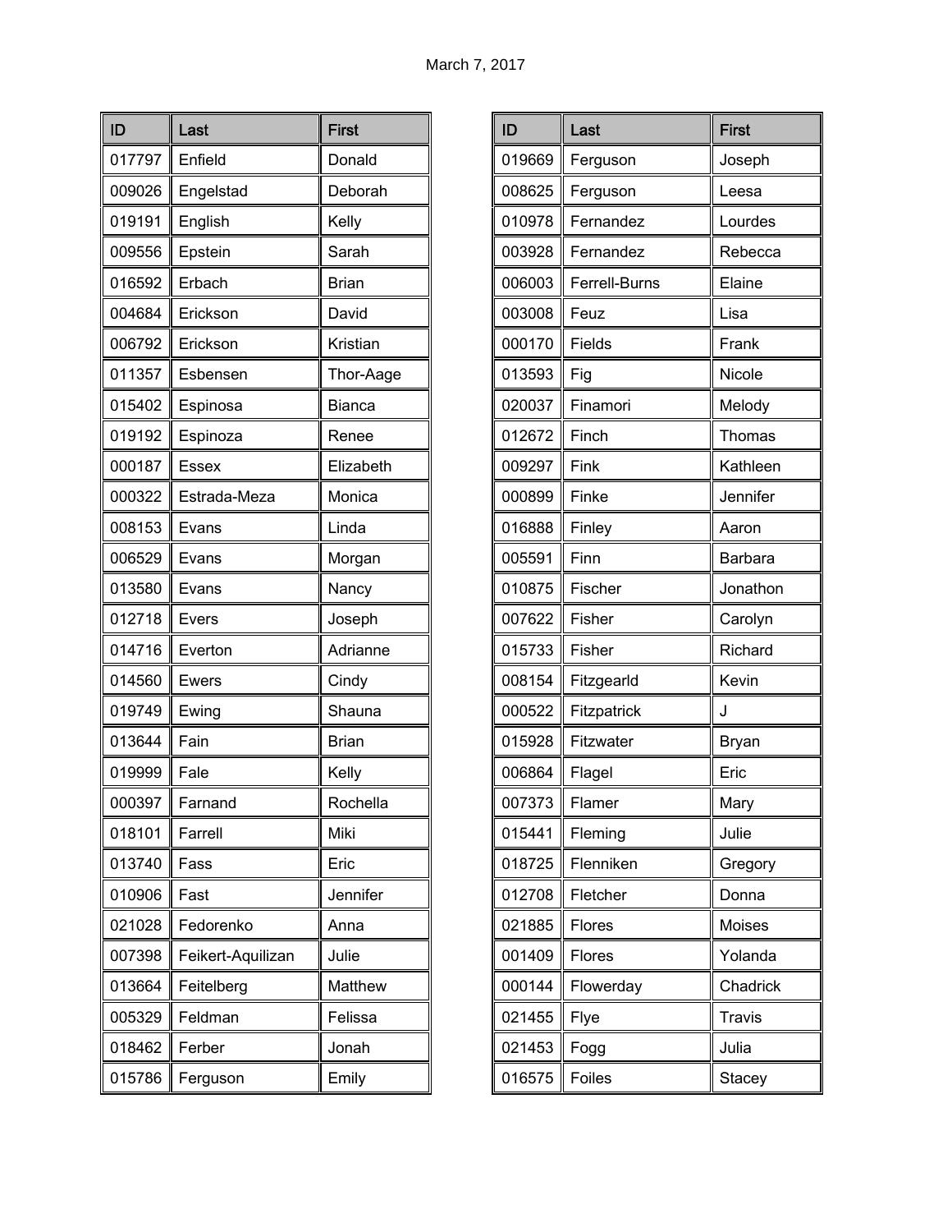March 7, 2017

| ID | Last | First |
| --- | --- | --- |
| 017797 | Enfield | Donald |
| 009026 | Engelstad | Deborah |
| 019191 | English | Kelly |
| 009556 | Epstein | Sarah |
| 016592 | Erbach | Brian |
| 004684 | Erickson | David |
| 006792 | Erickson | Kristian |
| 011357 | Esbensen | Thor-Aage |
| 015402 | Espinosa | Bianca |
| 019192 | Espinoza | Renee |
| 000187 | Essex | Elizabeth |
| 000322 | Estrada-Meza | Monica |
| 008153 | Evans | Linda |
| 006529 | Evans | Morgan |
| 013580 | Evans | Nancy |
| 012718 | Evers | Joseph |
| 014716 | Everton | Adrianne |
| 014560 | Ewers | Cindy |
| 019749 | Ewing | Shauna |
| 013644 | Fain | Brian |
| 019999 | Fale | Kelly |
| 000397 | Farnand | Rochella |
| 018101 | Farrell | Miki |
| 013740 | Fass | Eric |
| 010906 | Fast | Jennifer |
| 021028 | Fedorenko | Anna |
| 007398 | Feikert-Aquilizan | Julie |
| 013664 | Feitelberg | Matthew |
| 005329 | Feldman | Felissa |
| 018462 | Ferber | Jonah |
| 015786 | Ferguson | Emily |

| ID | Last | First |
| --- | --- | --- |
| 019669 | Ferguson | Joseph |
| 008625 | Ferguson | Leesa |
| 010978 | Fernandez | Lourdes |
| 003928 | Fernandez | Rebecca |
| 006003 | Ferrell-Burns | Elaine |
| 003008 | Feuz | Lisa |
| 000170 | Fields | Frank |
| 013593 | Fig | Nicole |
| 020037 | Finamori | Melody |
| 012672 | Finch | Thomas |
| 009297 | Fink | Kathleen |
| 000899 | Finke | Jennifer |
| 016888 | Finley | Aaron |
| 005591 | Finn | Barbara |
| 010875 | Fischer | Jonathon |
| 007622 | Fisher | Carolyn |
| 015733 | Fisher | Richard |
| 008154 | Fitzgearld | Kevin |
| 000522 | Fitzpatrick | J |
| 015928 | Fitzwater | Bryan |
| 006864 | Flagel | Eric |
| 007373 | Flamer | Mary |
| 015441 | Fleming | Julie |
| 018725 | Flenniken | Gregory |
| 012708 | Fletcher | Donna |
| 021885 | Flores | Moises |
| 001409 | Flores | Yolanda |
| 000144 | Flowerday | Chadrick |
| 021455 | Flye | Travis |
| 021453 | Fogg | Julia |
| 016575 | Foiles | Stacey |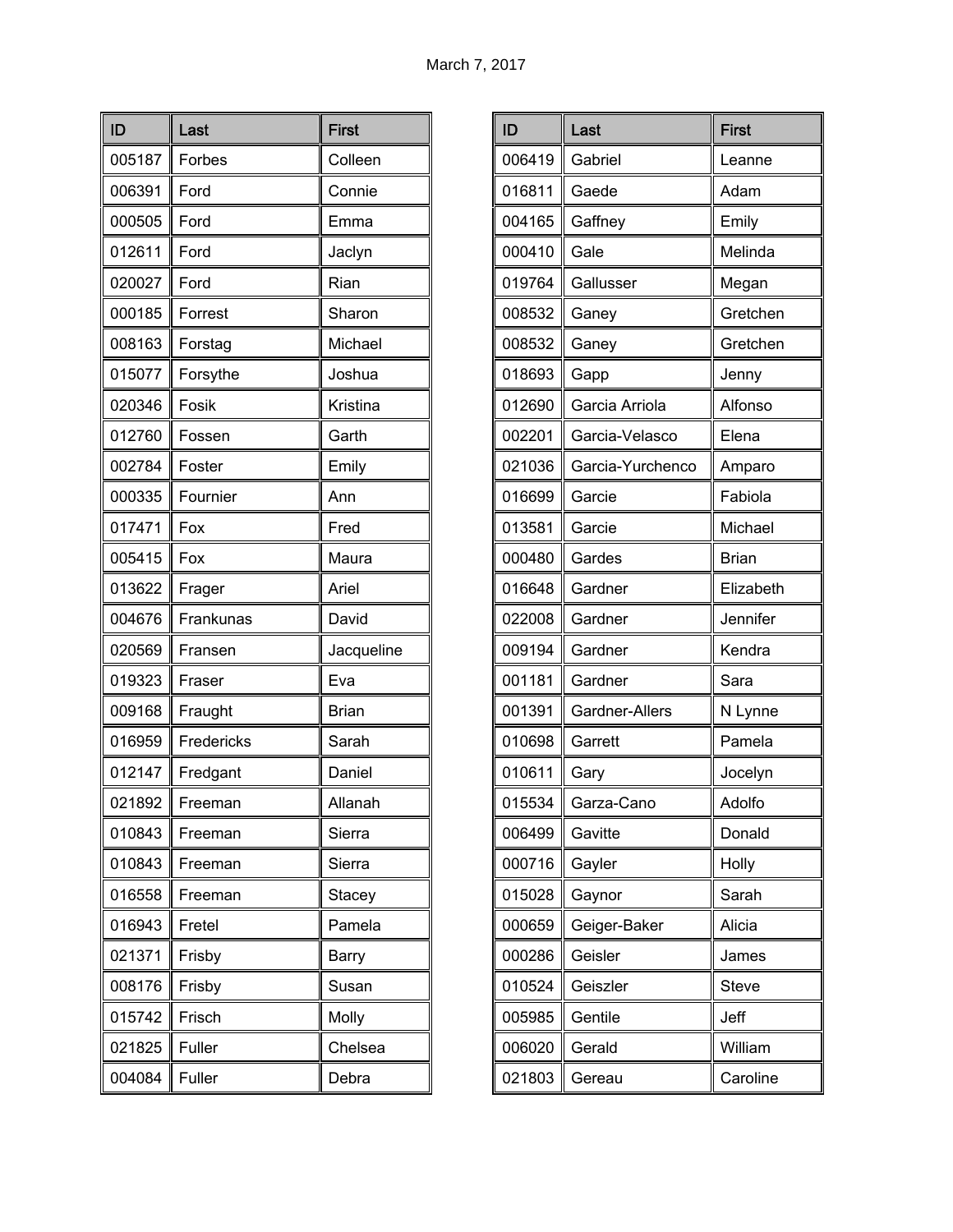March 7, 2017

| ID | Last | First |
|---|---|---|
| 005187 | Forbes | Colleen |
| 006391 | Ford | Connie |
| 000505 | Ford | Emma |
| 012611 | Ford | Jaclyn |
| 020027 | Ford | Rian |
| 000185 | Forrest | Sharon |
| 008163 | Forstag | Michael |
| 015077 | Forsythe | Joshua |
| 020346 | Fosik | Kristina |
| 012760 | Fossen | Garth |
| 002784 | Foster | Emily |
| 000335 | Fournier | Ann |
| 017471 | Fox | Fred |
| 005415 | Fox | Maura |
| 013622 | Frager | Ariel |
| 004676 | Frankunas | David |
| 020569 | Fransen | Jacqueline |
| 019323 | Fraser | Eva |
| 009168 | Fraught | Brian |
| 016959 | Fredericks | Sarah |
| 012147 | Fredgant | Daniel |
| 021892 | Freeman | Allanah |
| 010843 | Freeman | Sierra |
| 010843 | Freeman | Sierra |
| 016558 | Freeman | Stacey |
| 016943 | Fretel | Pamela |
| 021371 | Frisby | Barry |
| 008176 | Frisby | Susan |
| 015742 | Frisch | Molly |
| 021825 | Fuller | Chelsea |
| 004084 | Fuller | Debra |

| ID | Last | First |
|---|---|---|
| 006419 | Gabriel | Leanne |
| 016811 | Gaede | Adam |
| 004165 | Gaffney | Emily |
| 000410 | Gale | Melinda |
| 019764 | Gallusser | Megan |
| 008532 | Ganey | Gretchen |
| 008532 | Ganey | Gretchen |
| 018693 | Gapp | Jenny |
| 012690 | Garcia Arriola | Alfonso |
| 002201 | Garcia-Velasco | Elena |
| 021036 | Garcia-Yurchenco | Amparo |
| 016699 | Garcie | Fabiola |
| 013581 | Garcie | Michael |
| 000480 | Gardes | Brian |
| 016648 | Gardner | Elizabeth |
| 022008 | Gardner | Jennifer |
| 009194 | Gardner | Kendra |
| 001181 | Gardner | Sara |
| 001391 | Gardner-Allers | N Lynne |
| 010698 | Garrett | Pamela |
| 010611 | Gary | Jocelyn |
| 015534 | Garza-Cano | Adolfo |
| 006499 | Gavitte | Donald |
| 000716 | Gayler | Holly |
| 015028 | Gaynor | Sarah |
| 000659 | Geiger-Baker | Alicia |
| 000286 | Geisler | James |
| 010524 | Geiszler | Steve |
| 005985 | Gentile | Jeff |
| 006020 | Gerald | William |
| 021803 | Gereau | Caroline |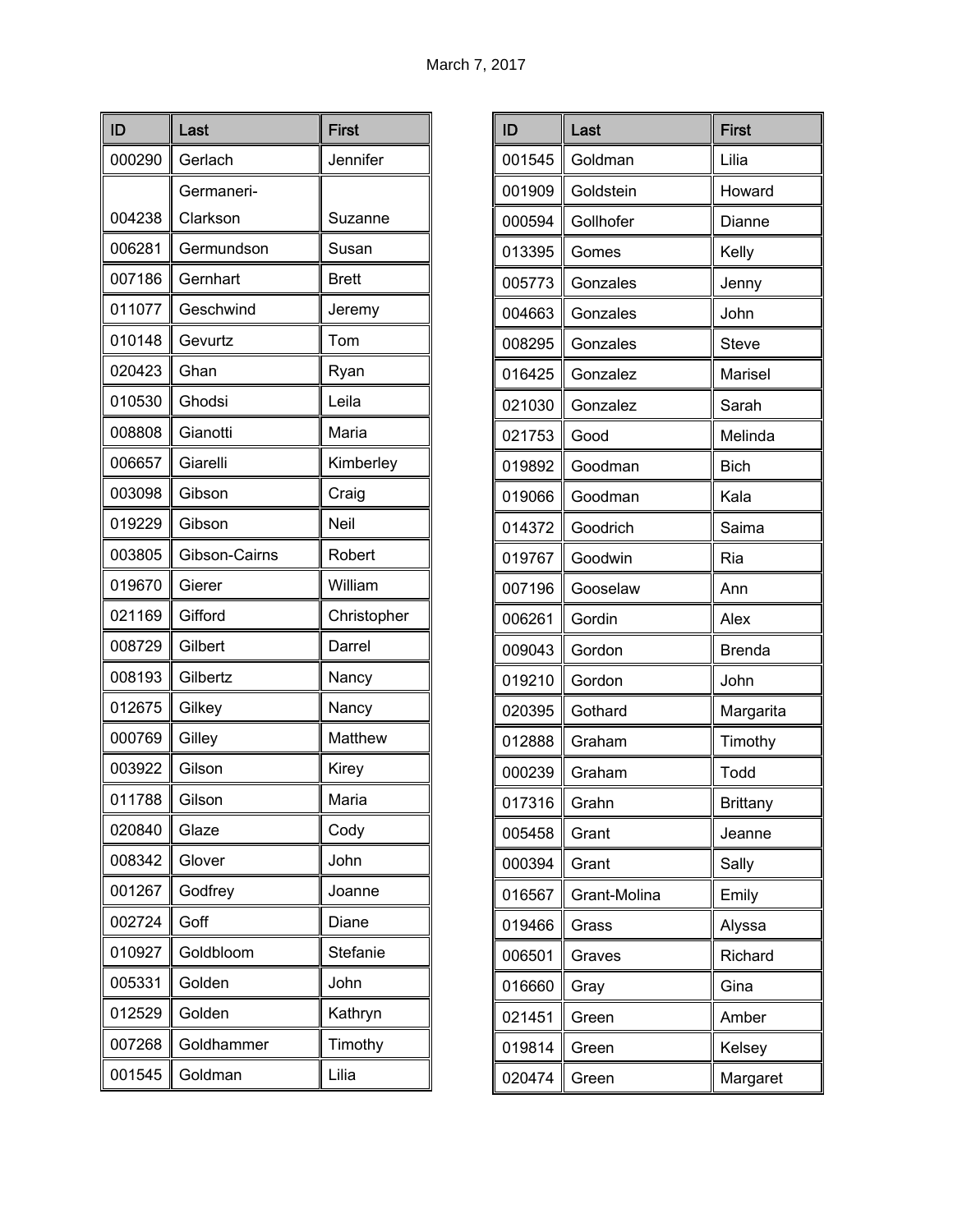March 7, 2017

| ID | Last | First |
|---|---|---|
| 000290 | Gerlach | Jennifer |
| 004238 | Germaneri-Clarkson | Suzanne |
| 006281 | Germundson | Susan |
| 007186 | Gernhart | Brett |
| 011077 | Geschwind | Jeremy |
| 010148 | Gevurtz | Tom |
| 020423 | Ghan | Ryan |
| 010530 | Ghodsi | Leila |
| 008808 | Gianotti | Maria |
| 006657 | Giarelli | Kimberley |
| 003098 | Gibson | Craig |
| 019229 | Gibson | Neil |
| 003805 | Gibson-Cairns | Robert |
| 019670 | Gierer | William |
| 021169 | Gifford | Christopher |
| 008729 | Gilbert | Darrel |
| 008193 | Gilbertz | Nancy |
| 012675 | Gilkey | Nancy |
| 000769 | Gilley | Matthew |
| 003922 | Gilson | Kirey |
| 011788 | Gilson | Maria |
| 020840 | Glaze | Cody |
| 008342 | Glover | John |
| 001267 | Godfrey | Joanne |
| 002724 | Goff | Diane |
| 010927 | Goldbloom | Stefanie |
| 005331 | Golden | John |
| 012529 | Golden | Kathryn |
| 007268 | Goldhammer | Timothy |
| 001545 | Goldman | Lilia |

| ID | Last | First |
|---|---|---|
| 001545 | Goldman | Lilia |
| 001909 | Goldstein | Howard |
| 000594 | Gollhofer | Dianne |
| 013395 | Gomes | Kelly |
| 005773 | Gonzales | Jenny |
| 004663 | Gonzales | John |
| 008295 | Gonzales | Steve |
| 016425 | Gonzalez | Marisel |
| 021030 | Gonzalez | Sarah |
| 021753 | Good | Melinda |
| 019892 | Goodman | Bich |
| 019066 | Goodman | Kala |
| 014372 | Goodrich | Saima |
| 019767 | Goodwin | Ria |
| 007196 | Gooselaw | Ann |
| 006261 | Gordin | Alex |
| 009043 | Gordon | Brenda |
| 019210 | Gordon | John |
| 020395 | Gothard | Margarita |
| 012888 | Graham | Timothy |
| 000239 | Graham | Todd |
| 017316 | Grahn | Brittany |
| 005458 | Grant | Jeanne |
| 000394 | Grant | Sally |
| 016567 | Grant-Molina | Emily |
| 019466 | Grass | Alyssa |
| 006501 | Graves | Richard |
| 016660 | Gray | Gina |
| 021451 | Green | Amber |
| 019814 | Green | Kelsey |
| 020474 | Green | Margaret |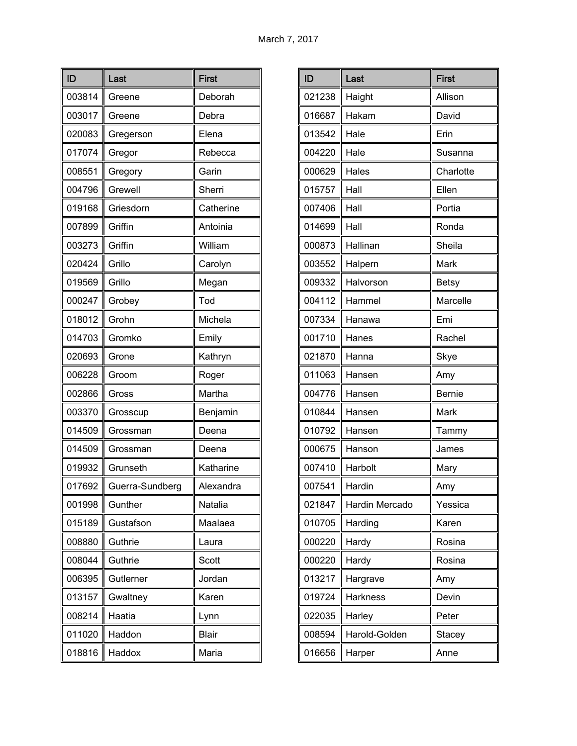March 7, 2017

| ID | Last | First |
|---|---|---|
| 003814 | Greene | Deborah |
| 003017 | Greene | Debra |
| 020083 | Gregerson | Elena |
| 017074 | Gregor | Rebecca |
| 008551 | Gregory | Garin |
| 004796 | Grewell | Sherri |
| 019168 | Griesdorn | Catherine |
| 007899 | Griffin | Antoinia |
| 003273 | Griffin | William |
| 020424 | Grillo | Carolyn |
| 019569 | Grillo | Megan |
| 000247 | Grobey | Tod |
| 018012 | Grohn | Michela |
| 014703 | Gromko | Emily |
| 020693 | Grone | Kathryn |
| 006228 | Groom | Roger |
| 002866 | Gross | Martha |
| 003370 | Grosscup | Benjamin |
| 014509 | Grossman | Deena |
| 014509 | Grossman | Deena |
| 019932 | Grunseth | Katharine |
| 017692 | Guerra-Sundberg | Alexandra |
| 001998 | Gunther | Natalia |
| 015189 | Gustafson | Maalaea |
| 008880 | Guthrie | Laura |
| 008044 | Guthrie | Scott |
| 006395 | Gutlerner | Jordan |
| 013157 | Gwaltney | Karen |
| 008214 | Haatia | Lynn |
| 011020 | Haddon | Blair |
| 018816 | Haddox | Maria |

| ID | Last | First |
|---|---|---|
| 021238 | Haight | Allison |
| 016687 | Hakam | David |
| 013542 | Hale | Erin |
| 004220 | Hale | Susanna |
| 000629 | Hales | Charlotte |
| 015757 | Hall | Ellen |
| 007406 | Hall | Portia |
| 014699 | Hall | Ronda |
| 000873 | Hallinan | Sheila |
| 003552 | Halpern | Mark |
| 009332 | Halvorson | Betsy |
| 004112 | Hammel | Marcelle |
| 007334 | Hanawa | Emi |
| 001710 | Hanes | Rachel |
| 021870 | Hanna | Skye |
| 011063 | Hansen | Amy |
| 004776 | Hansen | Bernie |
| 010844 | Hansen | Mark |
| 010792 | Hansen | Tammy |
| 000675 | Hanson | James |
| 007410 | Harbolt | Mary |
| 007541 | Hardin | Amy |
| 021847 | Hardin Mercado | Yessica |
| 010705 | Harding | Karen |
| 000220 | Hardy | Rosina |
| 000220 | Hardy | Rosina |
| 013217 | Hargrave | Amy |
| 019724 | Harkness | Devin |
| 022035 | Harley | Peter |
| 008594 | Harold-Golden | Stacey |
| 016656 | Harper | Anne |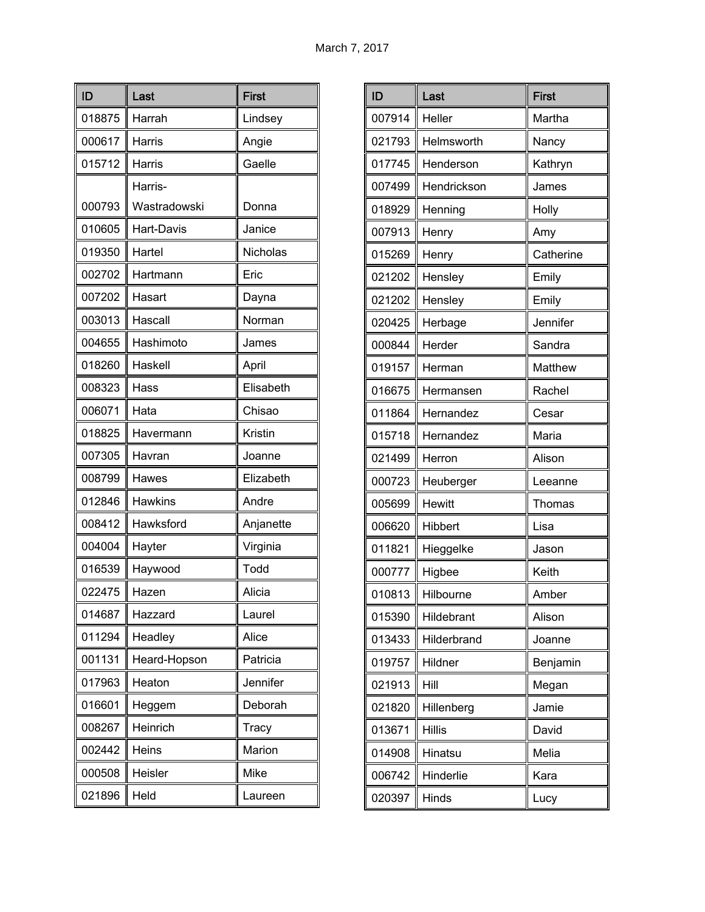March 7, 2017

| ID | Last | First |
|---|---|---|
| 018875 | Harrah | Lindsey |
| 000617 | Harris | Angie |
| 015712 | Harris | Gaelle |
| 000793 | Harris-Wastradowski | Donna |
| 010605 | Hart-Davis | Janice |
| 019350 | Hartel | Nicholas |
| 002702 | Hartmann | Eric |
| 007202 | Hasart | Dayna |
| 003013 | Hascall | Norman |
| 004655 | Hashimoto | James |
| 018260 | Haskell | April |
| 008323 | Hass | Elisabeth |
| 006071 | Hata | Chisao |
| 018825 | Havermann | Kristin |
| 007305 | Havran | Joanne |
| 008799 | Hawes | Elizabeth |
| 012846 | Hawkins | Andre |
| 008412 | Hawksford | Anjanette |
| 004004 | Hayter | Virginia |
| 016539 | Haywood | Todd |
| 022475 | Hazen | Alicia |
| 014687 | Hazzard | Laurel |
| 011294 | Headley | Alice |
| 001131 | Heard-Hopson | Patricia |
| 017963 | Heaton | Jennifer |
| 016601 | Heggem | Deborah |
| 008267 | Heinrich | Tracy |
| 002442 | Heins | Marion |
| 000508 | Heisler | Mike |
| 021896 | Held | Laureen |

| ID | Last | First |
|---|---|---|
| 007914 | Heller | Martha |
| 021793 | Helmsworth | Nancy |
| 017745 | Henderson | Kathryn |
| 007499 | Hendrickson | James |
| 018929 | Henning | Holly |
| 007913 | Henry | Amy |
| 015269 | Henry | Catherine |
| 021202 | Hensley | Emily |
| 021202 | Hensley | Emily |
| 020425 | Herbage | Jennifer |
| 000844 | Herder | Sandra |
| 019157 | Herman | Matthew |
| 016675 | Hermansen | Rachel |
| 011864 | Hernandez | Cesar |
| 015718 | Hernandez | Maria |
| 021499 | Herron | Alison |
| 000723 | Heuberger | Leeanne |
| 005699 | Hewitt | Thomas |
| 006620 | Hibbert | Lisa |
| 011821 | Hieggelke | Jason |
| 000777 | Higbee | Keith |
| 010813 | Hilbourne | Amber |
| 015390 | Hildebrant | Alison |
| 013433 | Hilderbrand | Joanne |
| 019757 | Hildner | Benjamin |
| 021913 | Hill | Megan |
| 021820 | Hillenberg | Jamie |
| 013671 | Hillis | David |
| 014908 | Hinatsu | Melia |
| 006742 | Hinderlie | Kara |
| 020397 | Hinds | Lucy |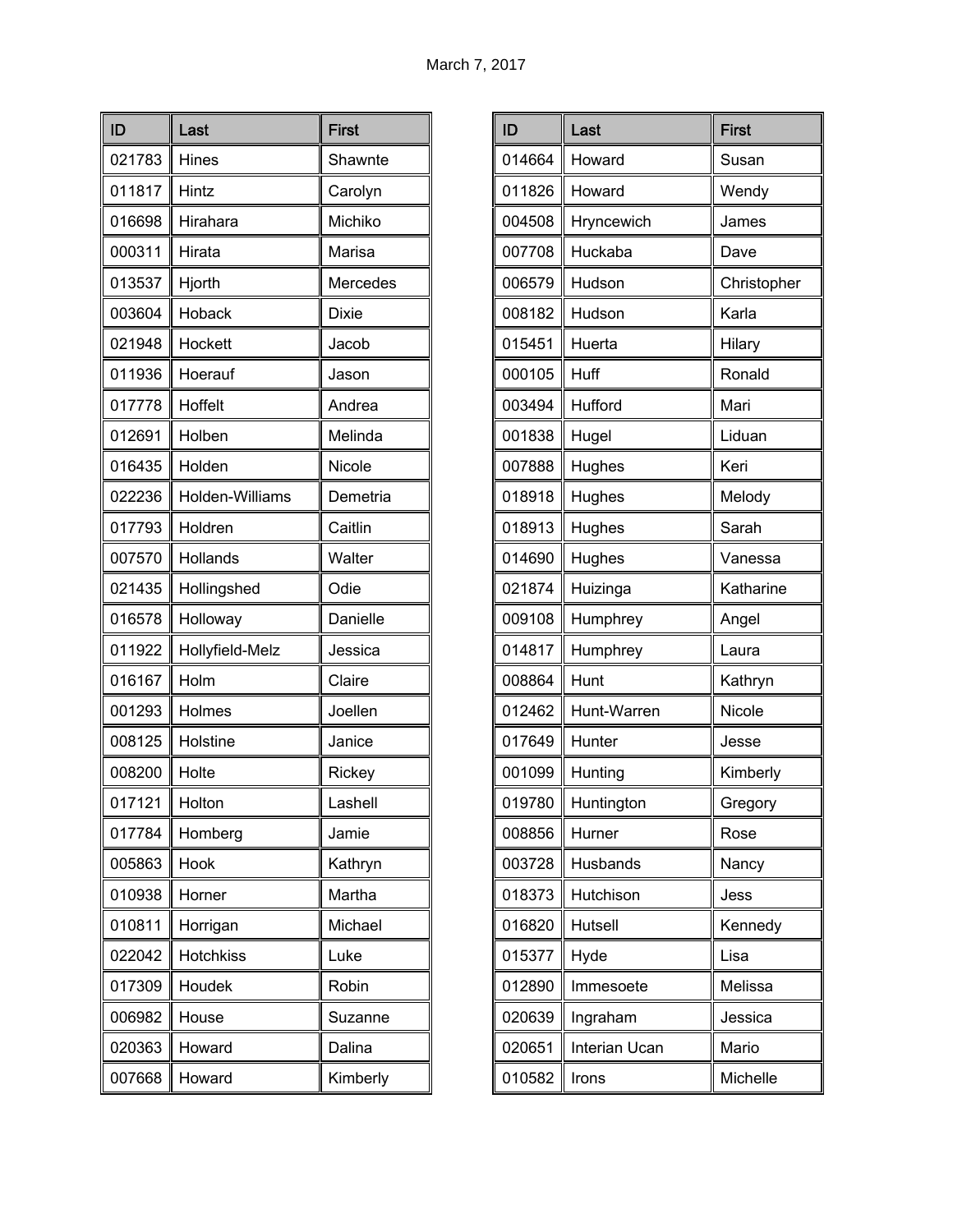March 7, 2017

| ID | Last | First |
|---|---|---|
| 021783 | Hines | Shawnte |
| 011817 | Hintz | Carolyn |
| 016698 | Hirahara | Michiko |
| 000311 | Hirata | Marisa |
| 013537 | Hjorth | Mercedes |
| 003604 | Hoback | Dixie |
| 021948 | Hockett | Jacob |
| 011936 | Hoerauf | Jason |
| 017778 | Hoffelt | Andrea |
| 012691 | Holben | Melinda |
| 016435 | Holden | Nicole |
| 022236 | Holden-Williams | Demetria |
| 017793 | Holdren | Caitlin |
| 007570 | Hollands | Walter |
| 021435 | Hollingshed | Odie |
| 016578 | Holloway | Danielle |
| 011922 | Hollyfield-Melz | Jessica |
| 016167 | Holm | Claire |
| 001293 | Holmes | Joellen |
| 008125 | Holstine | Janice |
| 008200 | Holte | Rickey |
| 017121 | Holton | Lashell |
| 017784 | Homberg | Jamie |
| 005863 | Hook | Kathryn |
| 010938 | Horner | Martha |
| 010811 | Horrigan | Michael |
| 022042 | Hotchkiss | Luke |
| 017309 | Houdek | Robin |
| 006982 | House | Suzanne |
| 020363 | Howard | Dalina |
| 007668 | Howard | Kimberly |
| 014664 | Howard | Susan |
| 011826 | Howard | Wendy |
| 004508 | Hryncewich | James |
| 007708 | Huckaba | Dave |
| 006579 | Hudson | Christopher |
| 008182 | Hudson | Karla |
| 015451 | Huerta | Hilary |
| 000105 | Huff | Ronald |
| 003494 | Hufford | Mari |
| 001838 | Hugel | Liduan |
| 007888 | Hughes | Keri |
| 018918 | Hughes | Melody |
| 018913 | Hughes | Sarah |
| 014690 | Hughes | Vanessa |
| 021874 | Huizinga | Katharine |
| 009108 | Humphrey | Angel |
| 014817 | Humphrey | Laura |
| 008864 | Hunt | Kathryn |
| 012462 | Hunt-Warren | Nicole |
| 017649 | Hunter | Jesse |
| 001099 | Hunting | Kimberly |
| 019780 | Huntington | Gregory |
| 008856 | Hurner | Rose |
| 003728 | Husbands | Nancy |
| 018373 | Hutchison | Jess |
| 016820 | Hutsell | Kennedy |
| 015377 | Hyde | Lisa |
| 012890 | Immesoete | Melissa |
| 020639 | Ingraham | Jessica |
| 020651 | Interian Ucan | Mario |
| 010582 | Irons | Michelle |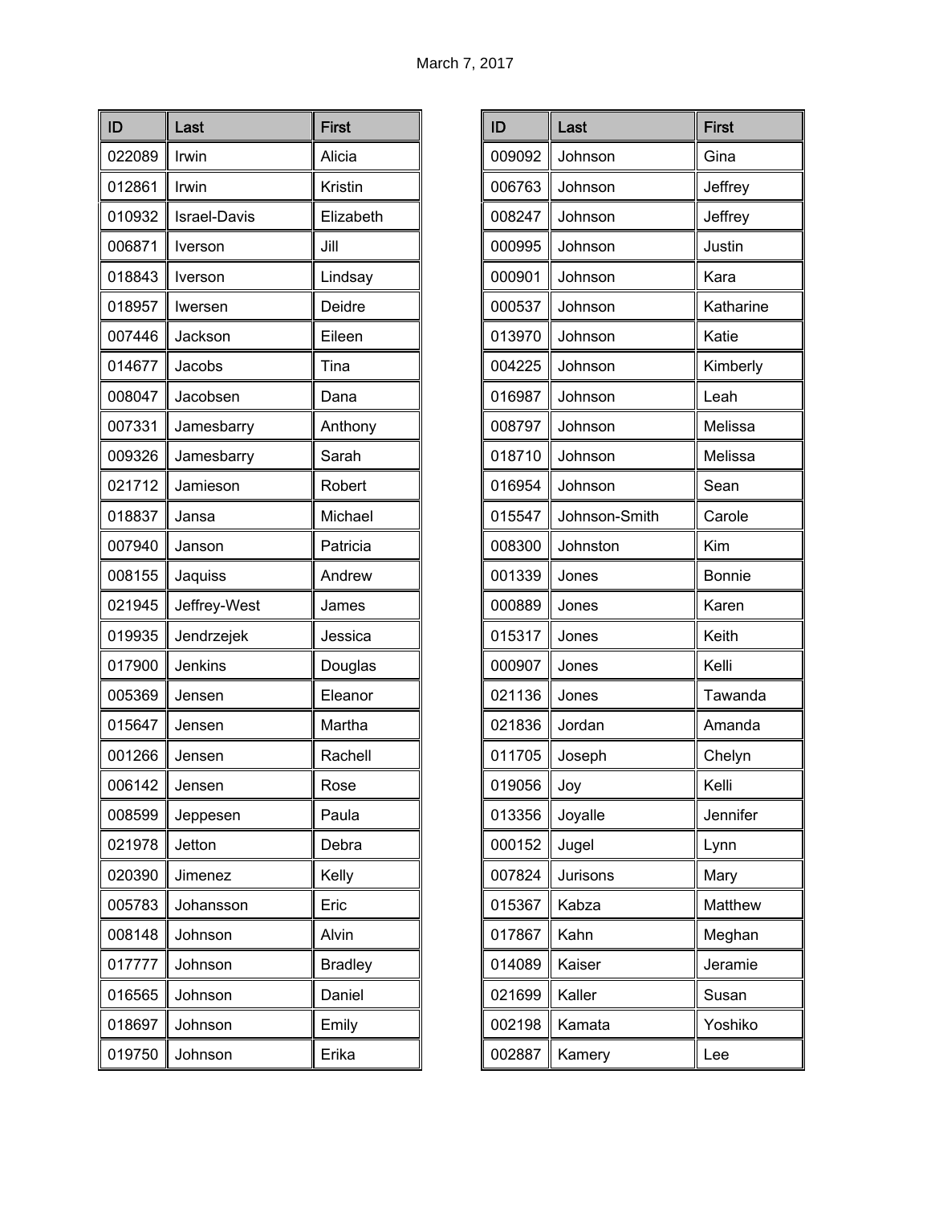March 7, 2017

| ID | Last | First |
|---|---|---|
| 022089 | Irwin | Alicia |
| 012861 | Irwin | Kristin |
| 010932 | Israel-Davis | Elizabeth |
| 006871 | Iverson | Jill |
| 018843 | Iverson | Lindsay |
| 018957 | Iwersen | Deidre |
| 007446 | Jackson | Eileen |
| 014677 | Jacobs | Tina |
| 008047 | Jacobsen | Dana |
| 007331 | Jamesbarry | Anthony |
| 009326 | Jamesbarry | Sarah |
| 021712 | Jamieson | Robert |
| 018837 | Jansa | Michael |
| 007940 | Janson | Patricia |
| 008155 | Jaquiss | Andrew |
| 021945 | Jeffrey-West | James |
| 019935 | Jendrzejek | Jessica |
| 017900 | Jenkins | Douglas |
| 005369 | Jensen | Eleanor |
| 015647 | Jensen | Martha |
| 001266 | Jensen | Rachell |
| 006142 | Jensen | Rose |
| 008599 | Jeppesen | Paula |
| 021978 | Jetton | Debra |
| 020390 | Jimenez | Kelly |
| 005783 | Johansson | Eric |
| 008148 | Johnson | Alvin |
| 017777 | Johnson | Bradley |
| 016565 | Johnson | Daniel |
| 018697 | Johnson | Emily |
| 019750 | Johnson | Erika |

| ID | Last | First |
|---|---|---|
| 009092 | Johnson | Gina |
| 006763 | Johnson | Jeffrey |
| 008247 | Johnson | Jeffrey |
| 000995 | Johnson | Justin |
| 000901 | Johnson | Kara |
| 000537 | Johnson | Katharine |
| 013970 | Johnson | Katie |
| 004225 | Johnson | Kimberly |
| 016987 | Johnson | Leah |
| 008797 | Johnson | Melissa |
| 018710 | Johnson | Melissa |
| 016954 | Johnson | Sean |
| 015547 | Johnson-Smith | Carole |
| 008300 | Johnston | Kim |
| 001339 | Jones | Bonnie |
| 000889 | Jones | Karen |
| 015317 | Jones | Keith |
| 000907 | Jones | Kelli |
| 021136 | Jones | Tawanda |
| 021836 | Jordan | Amanda |
| 011705 | Joseph | Chelyn |
| 019056 | Joy | Kelli |
| 013356 | Joyalle | Jennifer |
| 000152 | Jugel | Lynn |
| 007824 | Jurisons | Mary |
| 015367 | Kabza | Matthew |
| 017867 | Kahn | Meghan |
| 014089 | Kaiser | Jeramie |
| 021699 | Kaller | Susan |
| 002198 | Kamata | Yoshiko |
| 002887 | Kamery | Lee |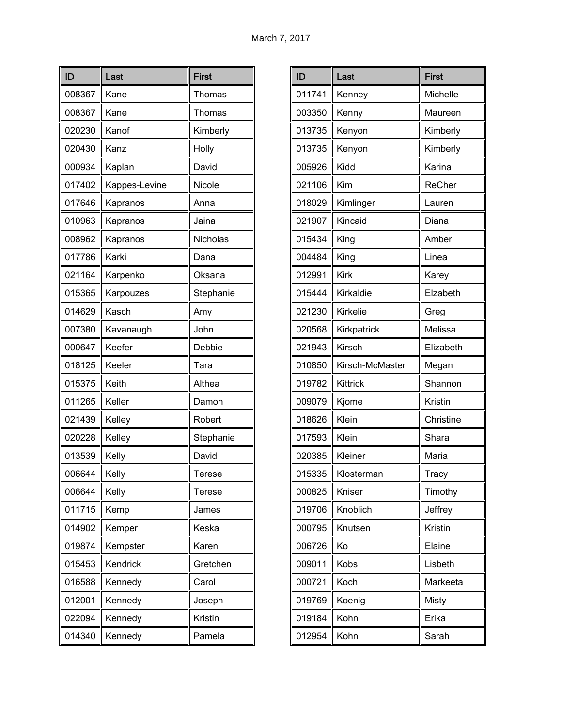March 7, 2017

| ID | Last | First |
|---|---|---|
| 008367 | Kane | Thomas |
| 008367 | Kane | Thomas |
| 020230 | Kanof | Kimberly |
| 020430 | Kanz | Holly |
| 000934 | Kaplan | David |
| 017402 | Kappes-Levine | Nicole |
| 017646 | Kapranos | Anna |
| 010963 | Kapranos | Jaina |
| 008962 | Kapranos | Nicholas |
| 017786 | Karki | Dana |
| 021164 | Karpenko | Oksana |
| 015365 | Karpouzes | Stephanie |
| 014629 | Kasch | Amy |
| 007380 | Kavanaugh | John |
| 000647 | Keefer | Debbie |
| 018125 | Keeler | Tara |
| 015375 | Keith | Althea |
| 011265 | Keller | Damon |
| 021439 | Kelley | Robert |
| 020228 | Kelley | Stephanie |
| 013539 | Kelly | David |
| 006644 | Kelly | Terese |
| 006644 | Kelly | Terese |
| 011715 | Kemp | James |
| 014902 | Kemper | Keska |
| 019874 | Kempster | Karen |
| 015453 | Kendrick | Gretchen |
| 016588 | Kennedy | Carol |
| 012001 | Kennedy | Joseph |
| 022094 | Kennedy | Kristin |
| 014340 | Kennedy | Pamela |
| 011741 | Kenney | Michelle |
| 003350 | Kenny | Maureen |
| 013735 | Kenyon | Kimberly |
| 013735 | Kenyon | Kimberly |
| 005926 | Kidd | Karina |
| 021106 | Kim | ReCher |
| 018029 | Kimlinger | Lauren |
| 021907 | Kincaid | Diana |
| 015434 | King | Amber |
| 004484 | King | Linea |
| 012991 | Kirk | Karey |
| 015444 | Kirkaldie | Elzabeth |
| 021230 | Kirkelie | Greg |
| 020568 | Kirkpatrick | Melissa |
| 021943 | Kirsch | Elizabeth |
| 010850 | Kirsch-McMaster | Megan |
| 019782 | Kittrick | Shannon |
| 009079 | Kjome | Kristin |
| 018626 | Klein | Christine |
| 017593 | Klein | Shara |
| 020385 | Kleiner | Maria |
| 015335 | Klosterman | Tracy |
| 000825 | Kniser | Timothy |
| 019706 | Knoblich | Jeffrey |
| 000795 | Knutsen | Kristin |
| 006726 | Ko | Elaine |
| 009011 | Kobs | Lisbeth |
| 000721 | Koch | Markeeta |
| 019769 | Koenig | Misty |
| 019184 | Kohn | Erika |
| 012954 | Kohn | Sarah |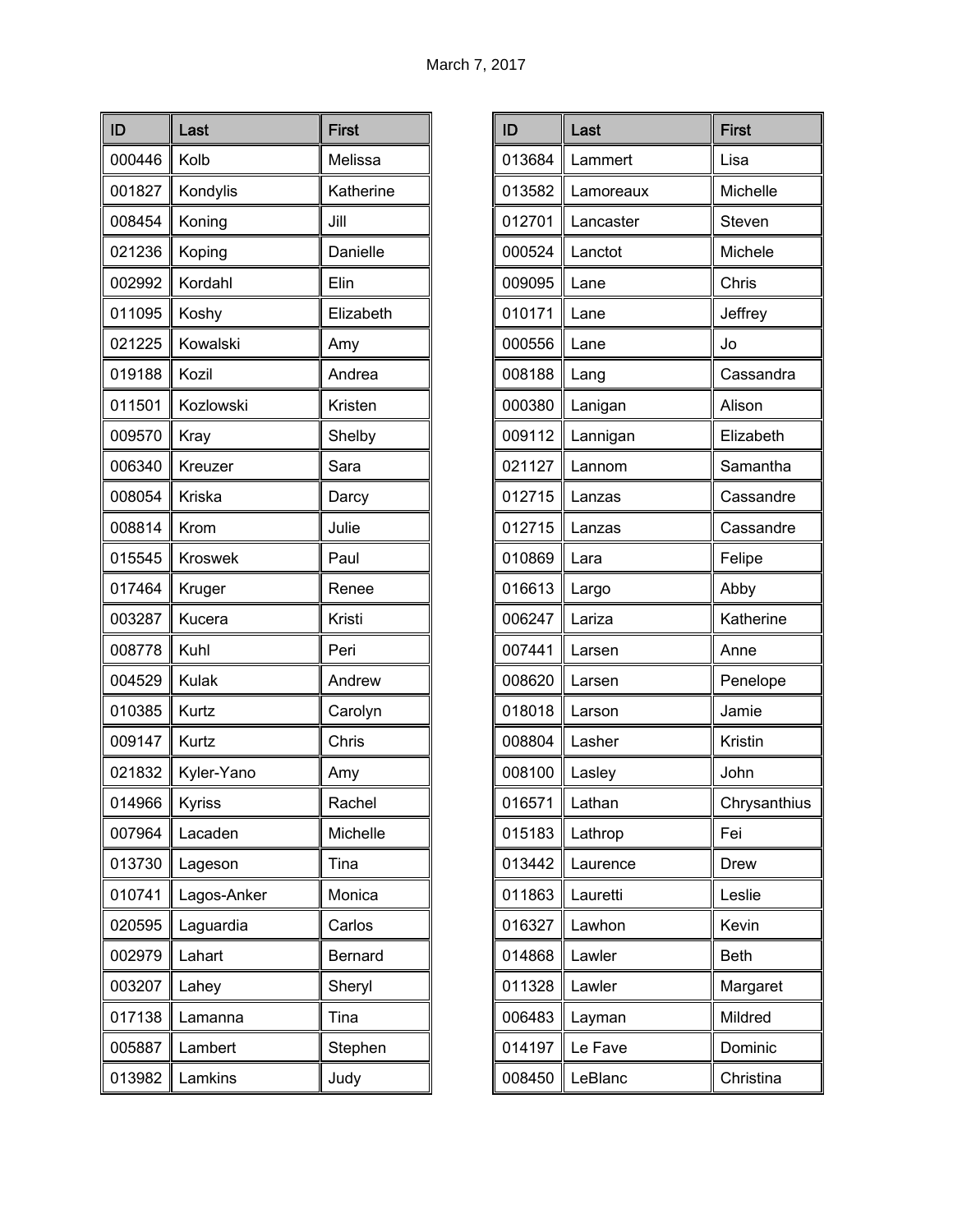March 7, 2017

| ID | Last | First |
|---|---|---|
| 000446 | Kolb | Melissa |
| 001827 | Kondylis | Katherine |
| 008454 | Koning | Jill |
| 021236 | Koping | Danielle |
| 002992 | Kordahl | Elin |
| 011095 | Koshy | Elizabeth |
| 021225 | Kowalski | Amy |
| 019188 | Kozil | Andrea |
| 011501 | Kozlowski | Kristen |
| 009570 | Kray | Shelby |
| 006340 | Kreuzer | Sara |
| 008054 | Kriska | Darcy |
| 008814 | Krom | Julie |
| 015545 | Kroswek | Paul |
| 017464 | Kruger | Renee |
| 003287 | Kucera | Kristi |
| 008778 | Kuhl | Peri |
| 004529 | Kulak | Andrew |
| 010385 | Kurtz | Carolyn |
| 009147 | Kurtz | Chris |
| 021832 | Kyler-Yano | Amy |
| 014966 | Kyriss | Rachel |
| 007964 | Lacaden | Michelle |
| 013730 | Lageson | Tina |
| 010741 | Lagos-Anker | Monica |
| 020595 | Laguardia | Carlos |
| 002979 | Lahart | Bernard |
| 003207 | Lahey | Sheryl |
| 017138 | Lamanna | Tina |
| 005887 | Lambert | Stephen |
| 013982 | Lamkins | Judy |

| ID | Last | First |
|---|---|---|
| 013684 | Lammert | Lisa |
| 013582 | Lamoreaux | Michelle |
| 012701 | Lancaster | Steven |
| 000524 | Lanctot | Michele |
| 009095 | Lane | Chris |
| 010171 | Lane | Jeffrey |
| 000556 | Lane | Jo |
| 008188 | Lang | Cassandra |
| 000380 | Lanigan | Alison |
| 009112 | Lannigan | Elizabeth |
| 021127 | Lannom | Samantha |
| 012715 | Lanzas | Cassandre |
| 012715 | Lanzas | Cassandre |
| 010869 | Lara | Felipe |
| 016613 | Largo | Abby |
| 006247 | Lariza | Katherine |
| 007441 | Larsen | Anne |
| 008620 | Larsen | Penelope |
| 018018 | Larson | Jamie |
| 008804 | Lasher | Kristin |
| 008100 | Lasley | John |
| 016571 | Lathan | Chrysanthius |
| 015183 | Lathrop | Fei |
| 013442 | Laurence | Drew |
| 011863 | Lauretti | Leslie |
| 016327 | Lawhon | Kevin |
| 014868 | Lawler | Beth |
| 011328 | Lawler | Margaret |
| 006483 | Layman | Mildred |
| 014197 | Le Fave | Dominic |
| 008450 | LeBlanc | Christina |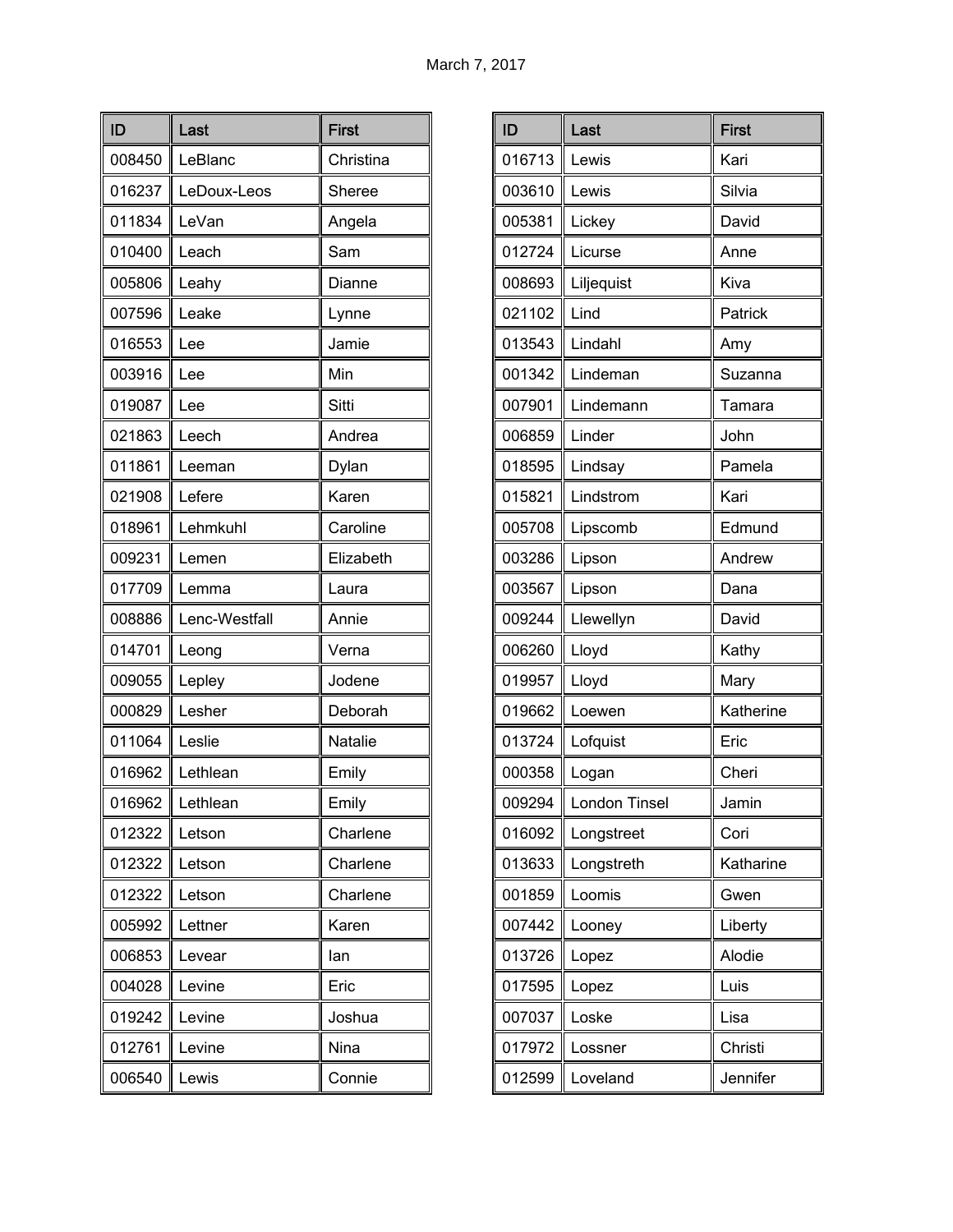March 7, 2017

| ID | Last | First |
|---|---|---|
| 008450 | LeBlanc | Christina |
| 016237 | LeDoux-Leos | Sheree |
| 011834 | LeVan | Angela |
| 010400 | Leach | Sam |
| 005806 | Leahy | Dianne |
| 007596 | Leake | Lynne |
| 016553 | Lee | Jamie |
| 003916 | Lee | Min |
| 019087 | Lee | Sitti |
| 021863 | Leech | Andrea |
| 011861 | Leeman | Dylan |
| 021908 | Lefere | Karen |
| 018961 | Lehmkuhl | Caroline |
| 009231 | Lemen | Elizabeth |
| 017709 | Lemma | Laura |
| 008886 | Lenc-Westfall | Annie |
| 014701 | Leong | Verna |
| 009055 | Lepley | Jodene |
| 000829 | Lesher | Deborah |
| 011064 | Leslie | Natalie |
| 016962 | Lethlean | Emily |
| 016962 | Lethlean | Emily |
| 012322 | Letson | Charlene |
| 012322 | Letson | Charlene |
| 012322 | Letson | Charlene |
| 005992 | Lettner | Karen |
| 006853 | Levear | Ian |
| 004028 | Levine | Eric |
| 019242 | Levine | Joshua |
| 012761 | Levine | Nina |
| 006540 | Lewis | Connie |
| 016713 | Lewis | Kari |
| 003610 | Lewis | Silvia |
| 005381 | Lickey | David |
| 012724 | Licurse | Anne |
| 008693 | Liljequist | Kiva |
| 021102 | Lind | Patrick |
| 013543 | Lindahl | Amy |
| 001342 | Lindeman | Suzanna |
| 007901 | Lindemann | Tamara |
| 006859 | Linder | John |
| 018595 | Lindsay | Pamela |
| 015821 | Lindstrom | Kari |
| 005708 | Lipscomb | Edmund |
| 003286 | Lipson | Andrew |
| 003567 | Lipson | Dana |
| 009244 | Llewellyn | David |
| 006260 | Lloyd | Kathy |
| 019957 | Lloyd | Mary |
| 019662 | Loewen | Katherine |
| 013724 | Lofquist | Eric |
| 000358 | Logan | Cheri |
| 009294 | London Tinsel | Jamin |
| 016092 | Longstreet | Cori |
| 013633 | Longstreth | Katharine |
| 001859 | Loomis | Gwen |
| 007442 | Looney | Liberty |
| 013726 | Lopez | Alodie |
| 017595 | Lopez | Luis |
| 007037 | Loske | Lisa |
| 017972 | Lossner | Christi |
| 012599 | Loveland | Jennifer |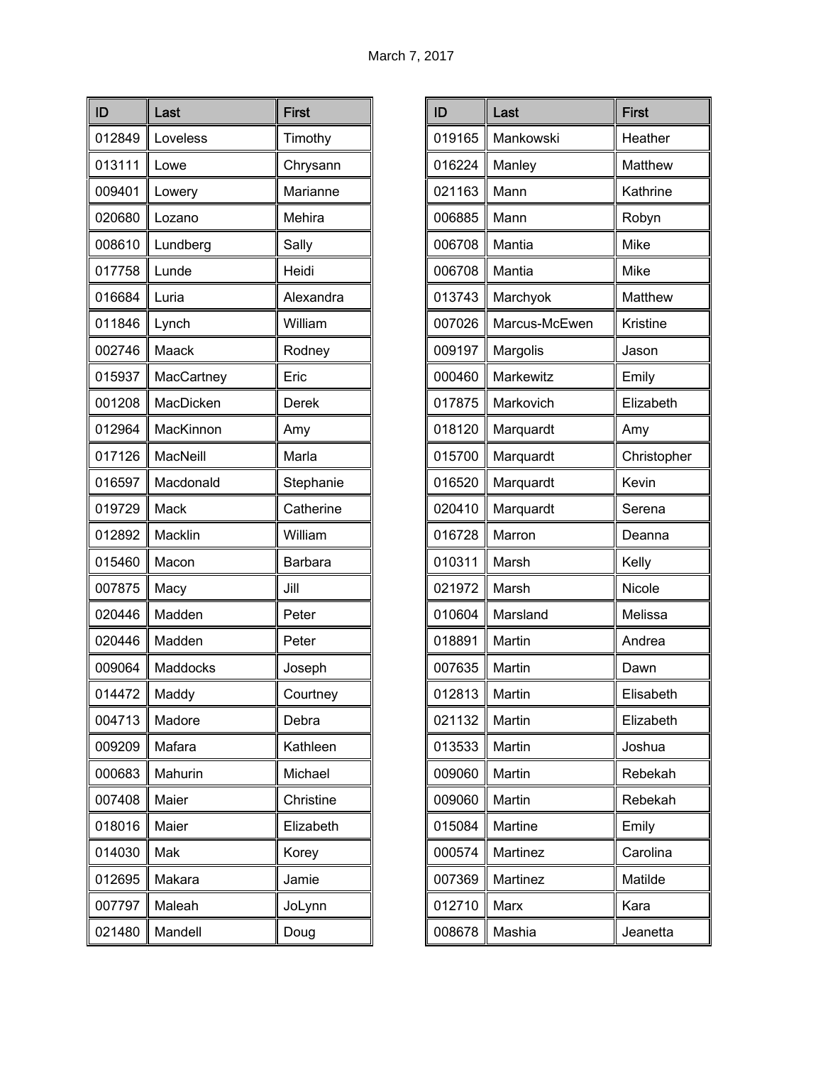March 7, 2017

| ID | Last | First |
|---|---|---|
| 012849 | Loveless | Timothy |
| 013111 | Lowe | Chrysann |
| 009401 | Lowery | Marianne |
| 020680 | Lozano | Mehira |
| 008610 | Lundberg | Sally |
| 017758 | Lunde | Heidi |
| 016684 | Luria | Alexandra |
| 011846 | Lynch | William |
| 002746 | Maack | Rodney |
| 015937 | MacCartney | Eric |
| 001208 | MacDicken | Derek |
| 012964 | MacKinnon | Amy |
| 017126 | MacNeill | Marla |
| 016597 | Macdonald | Stephanie |
| 019729 | Mack | Catherine |
| 012892 | Macklin | William |
| 015460 | Macon | Barbara |
| 007875 | Macy | Jill |
| 020446 | Madden | Peter |
| 020446 | Madden | Peter |
| 009064 | Maddocks | Joseph |
| 014472 | Maddy | Courtney |
| 004713 | Madore | Debra |
| 009209 | Mafara | Kathleen |
| 000683 | Mahurin | Michael |
| 007408 | Maier | Christine |
| 018016 | Maier | Elizabeth |
| 014030 | Mak | Korey |
| 012695 | Makara | Jamie |
| 007797 | Maleah | JoLynn |
| 021480 | Mandell | Doug |

| ID | Last | First |
|---|---|---|
| 019165 | Mankowski | Heather |
| 016224 | Manley | Matthew |
| 021163 | Mann | Kathrine |
| 006885 | Mann | Robyn |
| 006708 | Mantia | Mike |
| 006708 | Mantia | Mike |
| 013743 | Marchyok | Matthew |
| 007026 | Marcus-McEwen | Kristine |
| 009197 | Margolis | Jason |
| 000460 | Markewitz | Emily |
| 017875 | Markovich | Elizabeth |
| 018120 | Marquardt | Amy |
| 015700 | Marquardt | Christopher |
| 016520 | Marquardt | Kevin |
| 020410 | Marquardt | Serena |
| 016728 | Marron | Deanna |
| 010311 | Marsh | Kelly |
| 021972 | Marsh | Nicole |
| 010604 | Marsland | Melissa |
| 018891 | Martin | Andrea |
| 007635 | Martin | Dawn |
| 012813 | Martin | Elisabeth |
| 021132 | Martin | Elizabeth |
| 013533 | Martin | Joshua |
| 009060 | Martin | Rebekah |
| 009060 | Martin | Rebekah |
| 015084 | Martine | Emily |
| 000574 | Martinez | Carolina |
| 007369 | Martinez | Matilde |
| 012710 | Marx | Kara |
| 008678 | Mashia | Jeanetta |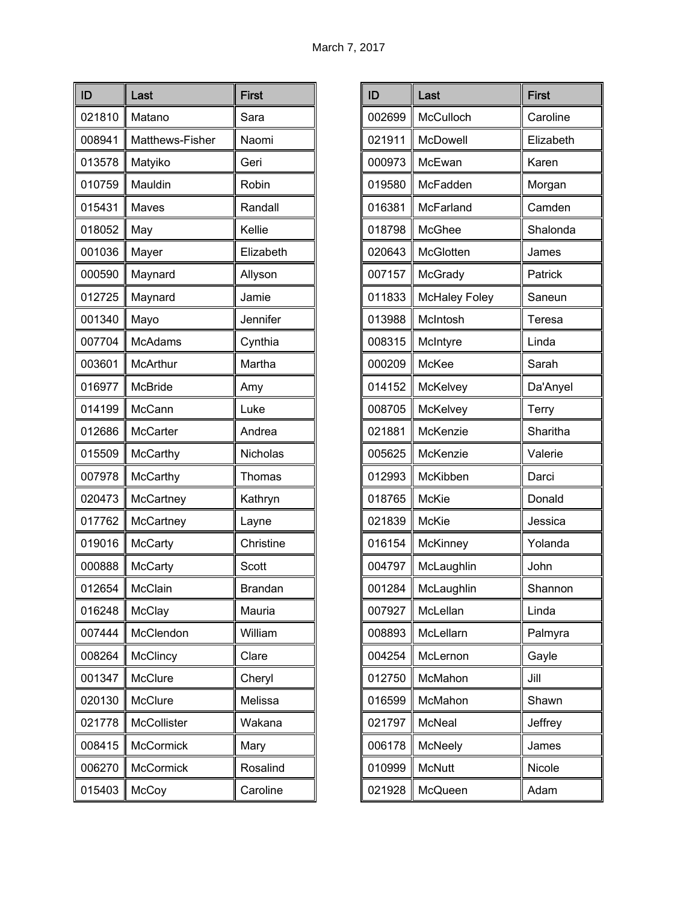March 7, 2017

| ID | Last | First |
|---|---|---|
| 021810 | Matano | Sara |
| 008941 | Matthews-Fisher | Naomi |
| 013578 | Matyiko | Geri |
| 010759 | Mauldin | Robin |
| 015431 | Maves | Randall |
| 018052 | May | Kellie |
| 001036 | Mayer | Elizabeth |
| 000590 | Maynard | Allyson |
| 012725 | Maynard | Jamie |
| 001340 | Mayo | Jennifer |
| 007704 | McAdams | Cynthia |
| 003601 | McArthur | Martha |
| 016977 | McBride | Amy |
| 014199 | McCann | Luke |
| 012686 | McCarter | Andrea |
| 015509 | McCarthy | Nicholas |
| 007978 | McCarthy | Thomas |
| 020473 | McCartney | Kathryn |
| 017762 | McCartney | Layne |
| 019016 | McCarty | Christine |
| 000888 | McCarty | Scott |
| 012654 | McClain | Brandan |
| 016248 | McClay | Mauria |
| 007444 | McClendon | William |
| 008264 | McClincy | Clare |
| 001347 | McClure | Cheryl |
| 020130 | McClure | Melissa |
| 021778 | McCollister | Wakana |
| 008415 | McCormick | Mary |
| 006270 | McCormick | Rosalind |
| 015403 | McCoy | Caroline |
| 002699 | McCulloch | Caroline |
| 021911 | McDowell | Elizabeth |
| 000973 | McEwan | Karen |
| 019580 | McFadden | Morgan |
| 016381 | McFarland | Camden |
| 018798 | McGhee | Shalonda |
| 020643 | McGlotten | James |
| 007157 | McGrady | Patrick |
| 011833 | McHaley Foley | Saneun |
| 013988 | McIntosh | Teresa |
| 008315 | McIntyre | Linda |
| 000209 | McKee | Sarah |
| 014152 | McKelvey | Da'Anyel |
| 008705 | McKelvey | Terry |
| 021881 | McKenzie | Sharitha |
| 005625 | McKenzie | Valerie |
| 012993 | McKibben | Darci |
| 018765 | McKie | Donald |
| 021839 | McKie | Jessica |
| 016154 | McKinney | Yolanda |
| 004797 | McLaughlin | John |
| 001284 | McLaughlin | Shannon |
| 007927 | McLellan | Linda |
| 008893 | McLellarn | Palmyra |
| 004254 | McLernon | Gayle |
| 012750 | McMahon | Jill |
| 016599 | McMahon | Shawn |
| 021797 | McNeal | Jeffrey |
| 006178 | McNeely | James |
| 010999 | McNutt | Nicole |
| 021928 | McQueen | Adam |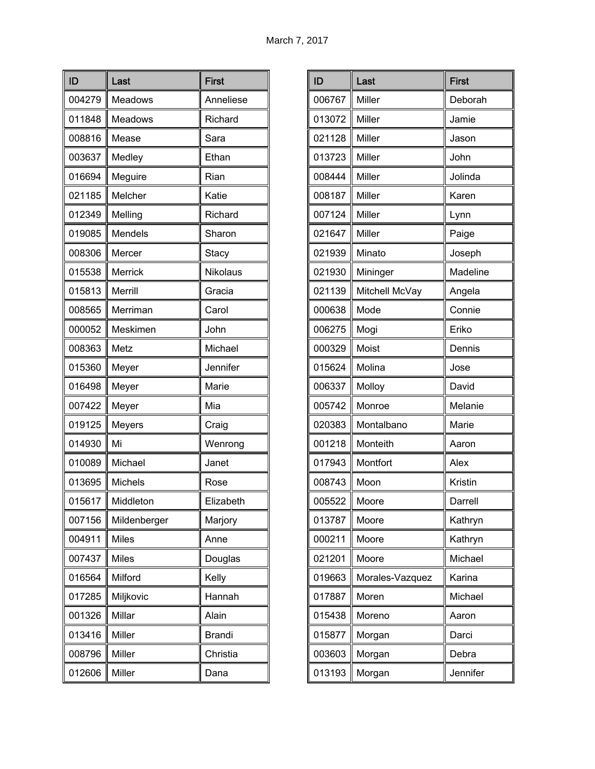March 7, 2017

| ID | Last | First |
|---|---|---|
| 004279 | Meadows | Anneliese |
| 011848 | Meadows | Richard |
| 008816 | Mease | Sara |
| 003637 | Medley | Ethan |
| 016694 | Meguire | Rian |
| 021185 | Melcher | Katie |
| 012349 | Melling | Richard |
| 019085 | Mendels | Sharon |
| 008306 | Mercer | Stacy |
| 015538 | Merrick | Nikolaus |
| 015813 | Merrill | Gracia |
| 008565 | Merriman | Carol |
| 000052 | Meskimen | John |
| 008363 | Metz | Michael |
| 015360 | Meyer | Jennifer |
| 016498 | Meyer | Marie |
| 007422 | Meyer | Mia |
| 019125 | Meyers | Craig |
| 014930 | Mi | Wenrong |
| 010089 | Michael | Janet |
| 013695 | Michels | Rose |
| 015617 | Middleton | Elizabeth |
| 007156 | Mildenberger | Marjory |
| 004911 | Miles | Anne |
| 007437 | Miles | Douglas |
| 016564 | Milford | Kelly |
| 017285 | Miljkovic | Hannah |
| 001326 | Millar | Alain |
| 013416 | Miller | Brandi |
| 008796 | Miller | Christia |
| 012606 | Miller | Dana |
| 006767 | Miller | Deborah |
| 013072 | Miller | Jamie |
| 021128 | Miller | Jason |
| 013723 | Miller | John |
| 008444 | Miller | Jolinda |
| 008187 | Miller | Karen |
| 007124 | Miller | Lynn |
| 021647 | Miller | Paige |
| 021939 | Minato | Joseph |
| 021930 | Mininger | Madeline |
| 021139 | Mitchell McVay | Angela |
| 000638 | Mode | Connie |
| 006275 | Mogi | Eriko |
| 000329 | Moist | Dennis |
| 015624 | Molina | Jose |
| 006337 | Molloy | David |
| 005742 | Monroe | Melanie |
| 020383 | Montalbano | Marie |
| 001218 | Monteith | Aaron |
| 017943 | Montfort | Alex |
| 008743 | Moon | Kristin |
| 005522 | Moore | Darrell |
| 013787 | Moore | Kathryn |
| 000211 | Moore | Kathryn |
| 021201 | Moore | Michael |
| 019663 | Morales-Vazquez | Karina |
| 017887 | Moren | Michael |
| 015438 | Moreno | Aaron |
| 015877 | Morgan | Darci |
| 003603 | Morgan | Debra |
| 013193 | Morgan | Jennifer |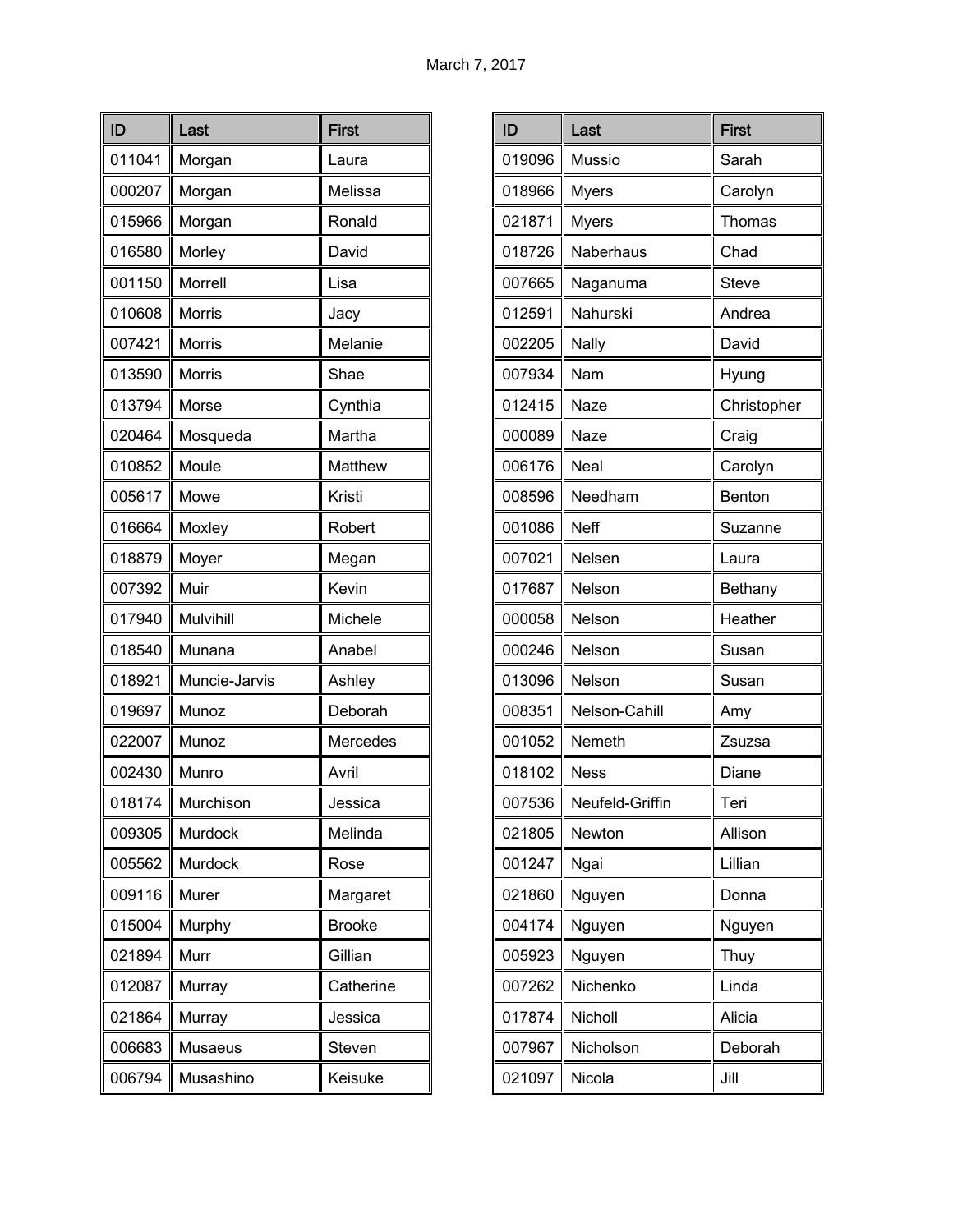March 7, 2017

| ID | Last | First |
|---|---|---|
| 011041 | Morgan | Laura |
| 000207 | Morgan | Melissa |
| 015966 | Morgan | Ronald |
| 016580 | Morley | David |
| 001150 | Morrell | Lisa |
| 010608 | Morris | Jacy |
| 007421 | Morris | Melanie |
| 013590 | Morris | Shae |
| 013794 | Morse | Cynthia |
| 020464 | Mosqueda | Martha |
| 010852 | Moule | Matthew |
| 005617 | Mowe | Kristi |
| 016664 | Moxley | Robert |
| 018879 | Moyer | Megan |
| 007392 | Muir | Kevin |
| 017940 | Mulvihill | Michele |
| 018540 | Munana | Anabel |
| 018921 | Muncie-Jarvis | Ashley |
| 019697 | Munoz | Deborah |
| 022007 | Munoz | Mercedes |
| 002430 | Munro | Avril |
| 018174 | Murchison | Jessica |
| 009305 | Murdock | Melinda |
| 005562 | Murdock | Rose |
| 009116 | Murer | Margaret |
| 015004 | Murphy | Brooke |
| 021894 | Murr | Gillian |
| 012087 | Murray | Catherine |
| 021864 | Murray | Jessica |
| 006683 | Musaeus | Steven |
| 006794 | Musashino | Keisuke |

| ID | Last | First |
|---|---|---|
| 019096 | Mussio | Sarah |
| 018966 | Myers | Carolyn |
| 021871 | Myers | Thomas |
| 018726 | Naberhaus | Chad |
| 007665 | Naganuma | Steve |
| 012591 | Nahurski | Andrea |
| 002205 | Nally | David |
| 007934 | Nam | Hyung |
| 012415 | Naze | Christopher |
| 000089 | Naze | Craig |
| 006176 | Neal | Carolyn |
| 008596 | Needham | Benton |
| 001086 | Neff | Suzanne |
| 007021 | Nelsen | Laura |
| 017687 | Nelson | Bethany |
| 000058 | Nelson | Heather |
| 000246 | Nelson | Susan |
| 013096 | Nelson | Susan |
| 008351 | Nelson-Cahill | Amy |
| 001052 | Nemeth | Zsuzsa |
| 018102 | Ness | Diane |
| 007536 | Neufeld-Griffin | Teri |
| 021805 | Newton | Allison |
| 001247 | Ngai | Lillian |
| 021860 | Nguyen | Donna |
| 004174 | Nguyen | Nguyen |
| 005923 | Nguyen | Thuy |
| 007262 | Nichenko | Linda |
| 017874 | Nicholl | Alicia |
| 007967 | Nicholson | Deborah |
| 021097 | Nicola | Jill |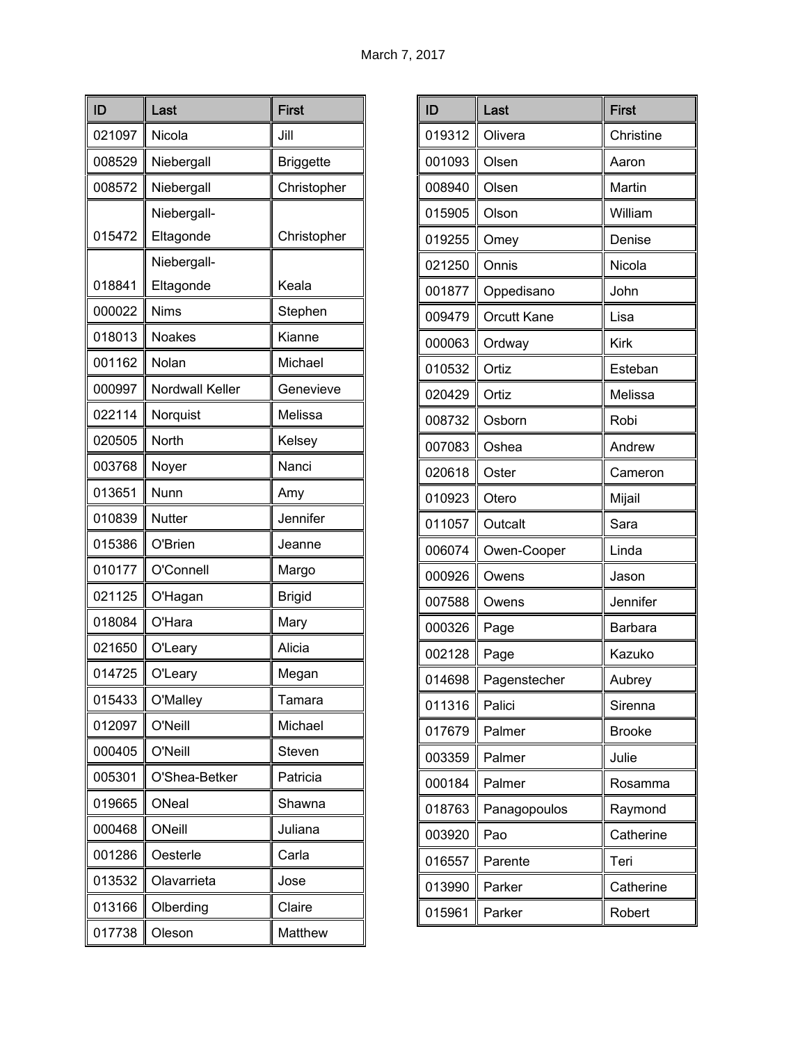March 7, 2017

| ID | Last | First |
|---|---|---|
| 021097 | Nicola | Jill |
| 008529 | Niebergall | Briggette |
| 008572 | Niebergall | Christopher |
| 015472 | Niebergall-Eltagonde | Christopher |
| 018841 | Niebergall-Eltagonde | Keala |
| 000022 | Nims | Stephen |
| 018013 | Noakes | Kianne |
| 001162 | Nolan | Michael |
| 000997 | Nordwall Keller | Genevieve |
| 022114 | Norquist | Melissa |
| 020505 | North | Kelsey |
| 003768 | Noyer | Nanci |
| 013651 | Nunn | Amy |
| 010839 | Nutter | Jennifer |
| 015386 | O'Brien | Jeanne |
| 010177 | O'Connell | Margo |
| 021125 | O'Hagan | Brigid |
| 018084 | O'Hara | Mary |
| 021650 | O'Leary | Alicia |
| 014725 | O'Leary | Megan |
| 015433 | O'Malley | Tamara |
| 012097 | O'Neill | Michael |
| 000405 | O'Neill | Steven |
| 005301 | O'Shea-Betker | Patricia |
| 019665 | ONeal | Shawna |
| 000468 | ONeill | Juliana |
| 001286 | Oesterle | Carla |
| 013532 | Olavarrieta | Jose |
| 013166 | Olberding | Claire |
| 017738 | Oleson | Matthew |

| ID | Last | First |
|---|---|---|
| 019312 | Olivera | Christine |
| 001093 | Olsen | Aaron |
| 008940 | Olsen | Martin |
| 015905 | Olson | William |
| 019255 | Omey | Denise |
| 021250 | Onnis | Nicola |
| 001877 | Oppedisano | John |
| 009479 | Orcutt Kane | Lisa |
| 000063 | Ordway | Kirk |
| 010532 | Ortiz | Esteban |
| 020429 | Ortiz | Melissa |
| 008732 | Osborn | Robi |
| 007083 | Oshea | Andrew |
| 020618 | Oster | Cameron |
| 010923 | Otero | Mijail |
| 011057 | Outcalt | Sara |
| 006074 | Owen-Cooper | Linda |
| 000926 | Owens | Jason |
| 007588 | Owens | Jennifer |
| 000326 | Page | Barbara |
| 002128 | Page | Kazuko |
| 014698 | Pagenstecher | Aubrey |
| 011316 | Palici | Sirenna |
| 017679 | Palmer | Brooke |
| 003359 | Palmer | Julie |
| 000184 | Palmer | Rosamma |
| 018763 | Panagopoulos | Raymond |
| 003920 | Pao | Catherine |
| 016557 | Parente | Teri |
| 013990 | Parker | Catherine |
| 015961 | Parker | Robert |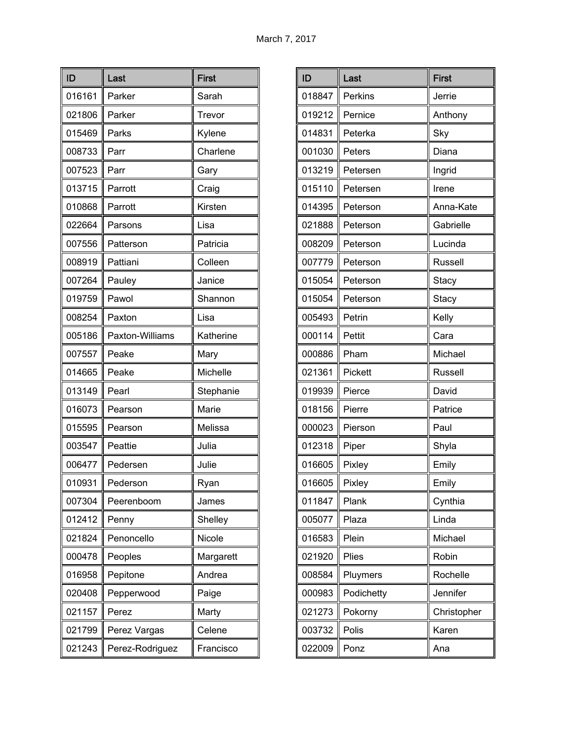March 7, 2017

| ID | Last | First |
|---|---|---|
| 016161 | Parker | Sarah |
| 021806 | Parker | Trevor |
| 015469 | Parks | Kylene |
| 008733 | Parr | Charlene |
| 007523 | Parr | Gary |
| 013715 | Parrott | Craig |
| 010868 | Parrott | Kirsten |
| 022664 | Parsons | Lisa |
| 007556 | Patterson | Patricia |
| 008919 | Pattiani | Colleen |
| 007264 | Pauley | Janice |
| 019759 | Pawol | Shannon |
| 008254 | Paxton | Lisa |
| 005186 | Paxton-Williams | Katherine |
| 007557 | Peake | Mary |
| 014665 | Peake | Michelle |
| 013149 | Pearl | Stephanie |
| 016073 | Pearson | Marie |
| 015595 | Pearson | Melissa |
| 003547 | Peattie | Julia |
| 006477 | Pedersen | Julie |
| 010931 | Pederson | Ryan |
| 007304 | Peerenboom | James |
| 012412 | Penny | Shelley |
| 021824 | Penoncello | Nicole |
| 000478 | Peoples | Margarett |
| 016958 | Pepitone | Andrea |
| 020408 | Pepperwood | Paige |
| 021157 | Perez | Marty |
| 021799 | Perez Vargas | Celene |
| 021243 | Perez-Rodriguez | Francisco |

| ID | Last | First |
|---|---|---|
| 018847 | Perkins | Jerrie |
| 019212 | Pernice | Anthony |
| 014831 | Peterka | Sky |
| 001030 | Peters | Diana |
| 013219 | Petersen | Ingrid |
| 015110 | Petersen | Irene |
| 014395 | Peterson | Anna-Kate |
| 021888 | Peterson | Gabrielle |
| 008209 | Peterson | Lucinda |
| 007779 | Peterson | Russell |
| 015054 | Peterson | Stacy |
| 015054 | Peterson | Stacy |
| 005493 | Petrin | Kelly |
| 000114 | Pettit | Cara |
| 000886 | Pham | Michael |
| 021361 | Pickett | Russell |
| 019939 | Pierce | David |
| 018156 | Pierre | Patrice |
| 000023 | Pierson | Paul |
| 012318 | Piper | Shyla |
| 016605 | Pixley | Emily |
| 016605 | Pixley | Emily |
| 011847 | Plank | Cynthia |
| 005077 | Plaza | Linda |
| 016583 | Plein | Michael |
| 021920 | Plies | Robin |
| 008584 | Pluymers | Rochelle |
| 000983 | Podichetty | Jennifer |
| 021273 | Pokorny | Christopher |
| 003732 | Polis | Karen |
| 022009 | Ponz | Ana |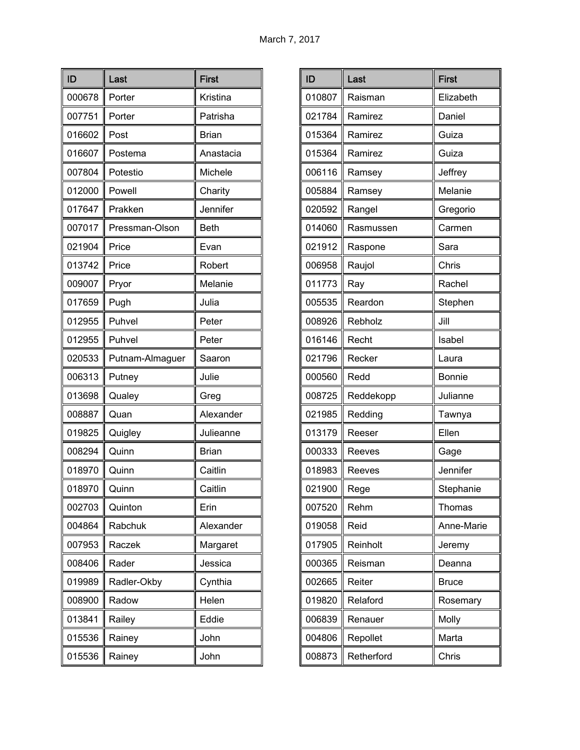March 7, 2017

| ID | Last | First |
|---|---|---|
| 000678 | Porter | Kristina |
| 007751 | Porter | Patrisha |
| 016602 | Post | Brian |
| 016607 | Postema | Anastacia |
| 007804 | Potestio | Michele |
| 012000 | Powell | Charity |
| 017647 | Prakken | Jennifer |
| 007017 | Pressman-Olson | Beth |
| 021904 | Price | Evan |
| 013742 | Price | Robert |
| 009007 | Pryor | Melanie |
| 017659 | Pugh | Julia |
| 012955 | Puhvel | Peter |
| 012955 | Puhvel | Peter |
| 020533 | Putnam-Almaguer | Saaron |
| 006313 | Putney | Julie |
| 013698 | Qualey | Greg |
| 008887 | Quan | Alexander |
| 019825 | Quigley | Julieanne |
| 008294 | Quinn | Brian |
| 018970 | Quinn | Caitlin |
| 018970 | Quinn | Caitlin |
| 002703 | Quinton | Erin |
| 004864 | Rabchuk | Alexander |
| 007953 | Raczek | Margaret |
| 008406 | Rader | Jessica |
| 019989 | Radler-Okby | Cynthia |
| 008900 | Radow | Helen |
| 013841 | Railey | Eddie |
| 015536 | Rainey | John |
| 015536 | Rainey | John |

| ID | Last | First |
|---|---|---|
| 010807 | Raisman | Elizabeth |
| 021784 | Ramirez | Daniel |
| 015364 | Ramirez | Guiza |
| 015364 | Ramirez | Guiza |
| 006116 | Ramsey | Jeffrey |
| 005884 | Ramsey | Melanie |
| 020592 | Rangel | Gregorio |
| 014060 | Rasmussen | Carmen |
| 021912 | Raspone | Sara |
| 006958 | Raujol | Chris |
| 011773 | Ray | Rachel |
| 005535 | Reardon | Stephen |
| 008926 | Rebholz | Jill |
| 016146 | Recht | Isabel |
| 021796 | Recker | Laura |
| 000560 | Redd | Bonnie |
| 008725 | Reddekopp | Julianne |
| 021985 | Redding | Tawnya |
| 013179 | Reeser | Ellen |
| 000333 | Reeves | Gage |
| 018983 | Reeves | Jennifer |
| 021900 | Rege | Stephanie |
| 007520 | Rehm | Thomas |
| 019058 | Reid | Anne-Marie |
| 017905 | Reinholt | Jeremy |
| 000365 | Reisman | Deanna |
| 002665 | Reiter | Bruce |
| 019820 | Relaford | Rosemary |
| 006839 | Renauer | Molly |
| 004806 | Repollet | Marta |
| 008873 | Retherford | Chris |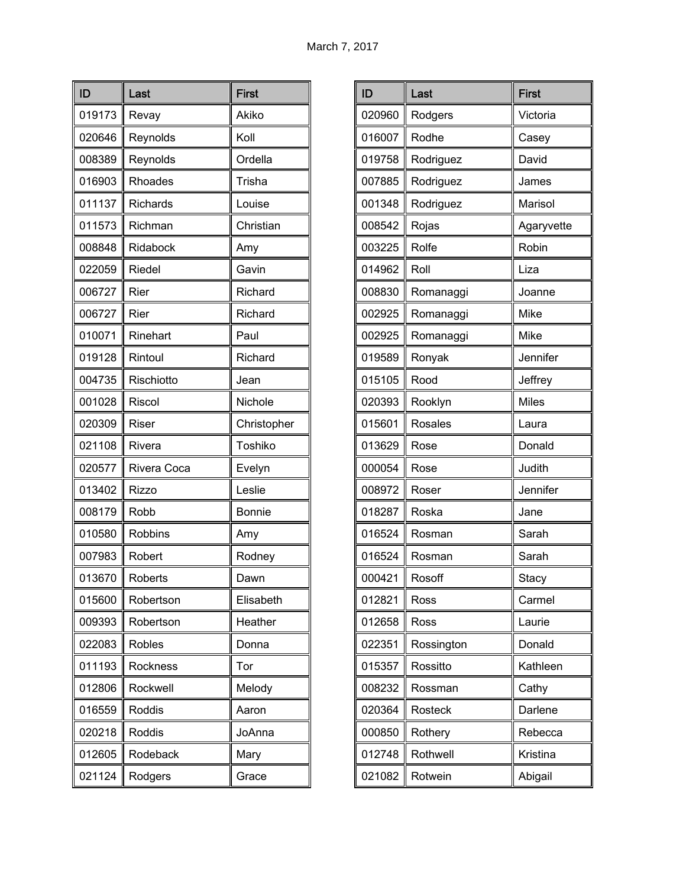March 7, 2017

| ID | Last | First |
|---|---|---|
| 019173 | Revay | Akiko |
| 020646 | Reynolds | Koll |
| 008389 | Reynolds | Ordella |
| 016903 | Rhoades | Trisha |
| 011137 | Richards | Louise |
| 011573 | Richman | Christian |
| 008848 | Ridabock | Amy |
| 022059 | Riedel | Gavin |
| 006727 | Rier | Richard |
| 006727 | Rier | Richard |
| 010071 | Rinehart | Paul |
| 019128 | Rintoul | Richard |
| 004735 | Rischiotto | Jean |
| 001028 | Riscol | Nichole |
| 020309 | Riser | Christopher |
| 021108 | Rivera | Toshiko |
| 020577 | Rivera Coca | Evelyn |
| 013402 | Rizzo | Leslie |
| 008179 | Robb | Bonnie |
| 010580 | Robbins | Amy |
| 007983 | Robert | Rodney |
| 013670 | Roberts | Dawn |
| 015600 | Robertson | Elisabeth |
| 009393 | Robertson | Heather |
| 022083 | Robles | Donna |
| 011193 | Rockness | Tor |
| 012806 | Rockwell | Melody |
| 016559 | Roddis | Aaron |
| 020218 | Roddis | JoAnna |
| 012605 | Rodeback | Mary |
| 021124 | Rodgers | Grace |
| 020960 | Rodgers | Victoria |
| 016007 | Rodhe | Casey |
| 019758 | Rodriguez | David |
| 007885 | Rodriguez | James |
| 001348 | Rodriguez | Marisol |
| 008542 | Rojas | Agaryvette |
| 003225 | Rolfe | Robin |
| 014962 | Roll | Liza |
| 008830 | Romanaggi | Joanne |
| 002925 | Romanaggi | Mike |
| 002925 | Romanaggi | Mike |
| 019589 | Ronyak | Jennifer |
| 015105 | Rood | Jeffrey |
| 020393 | Rooklyn | Miles |
| 015601 | Rosales | Laura |
| 013629 | Rose | Donald |
| 000054 | Rose | Judith |
| 008972 | Roser | Jennifer |
| 018287 | Roska | Jane |
| 016524 | Rosman | Sarah |
| 016524 | Rosman | Sarah |
| 000421 | Rosoff | Stacy |
| 012821 | Ross | Carmel |
| 012658 | Ross | Laurie |
| 022351 | Rossington | Donald |
| 015357 | Rossitto | Kathleen |
| 008232 | Rossman | Cathy |
| 020364 | Rosteck | Darlene |
| 000850 | Rothery | Rebecca |
| 012748 | Rothwell | Kristina |
| 021082 | Rotwein | Abigail |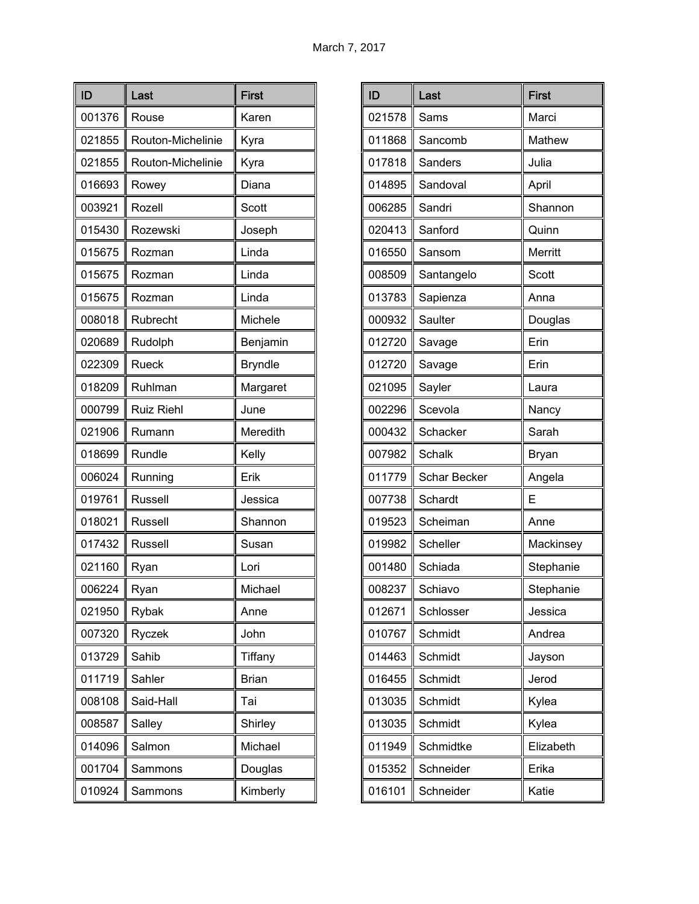March 7, 2017

| ID | Last | First |
|---|---|---|
| 001376 | Rouse | Karen |
| 021855 | Routon-Michelinie | Kyra |
| 021855 | Routon-Michelinie | Kyra |
| 016693 | Rowey | Diana |
| 003921 | Rozell | Scott |
| 015430 | Rozewski | Joseph |
| 015675 | Rozman | Linda |
| 015675 | Rozman | Linda |
| 015675 | Rozman | Linda |
| 008018 | Rubrecht | Michele |
| 020689 | Rudolph | Benjamin |
| 022309 | Rueck | Bryndle |
| 018209 | Ruhlman | Margaret |
| 000799 | Ruiz Riehl | June |
| 021906 | Rumann | Meredith |
| 018699 | Rundle | Kelly |
| 006024 | Running | Erik |
| 019761 | Russell | Jessica |
| 018021 | Russell | Shannon |
| 017432 | Russell | Susan |
| 021160 | Ryan | Lori |
| 006224 | Ryan | Michael |
| 021950 | Rybak | Anne |
| 007320 | Ryczek | John |
| 013729 | Sahib | Tiffany |
| 011719 | Sahler | Brian |
| 008108 | Said-Hall | Tai |
| 008587 | Salley | Shirley |
| 014096 | Salmon | Michael |
| 001704 | Sammons | Douglas |
| 010924 | Sammons | Kimberly |
| 021578 | Sams | Marci |
| 011868 | Sancomb | Mathew |
| 017818 | Sanders | Julia |
| 014895 | Sandoval | April |
| 006285 | Sandri | Shannon |
| 020413 | Sanford | Quinn |
| 016550 | Sansom | Merritt |
| 008509 | Santangelo | Scott |
| 013783 | Sapienza | Anna |
| 000932 | Saulter | Douglas |
| 012720 | Savage | Erin |
| 012720 | Savage | Erin |
| 021095 | Sayler | Laura |
| 002296 | Scevola | Nancy |
| 000432 | Schacker | Sarah |
| 007982 | Schalk | Bryan |
| 011779 | Schar Becker | Angela |
| 007738 | Schardt | E |
| 019523 | Scheiman | Anne |
| 019982 | Scheller | Mackinsey |
| 001480 | Schiada | Stephanie |
| 008237 | Schiavo | Stephanie |
| 012671 | Schlosser | Jessica |
| 010767 | Schmidt | Andrea |
| 014463 | Schmidt | Jayson |
| 016455 | Schmidt | Jerod |
| 013035 | Schmidt | Kylea |
| 013035 | Schmidt | Kylea |
| 011949 | Schmidtke | Elizabeth |
| 015352 | Schneider | Erika |
| 016101 | Schneider | Katie |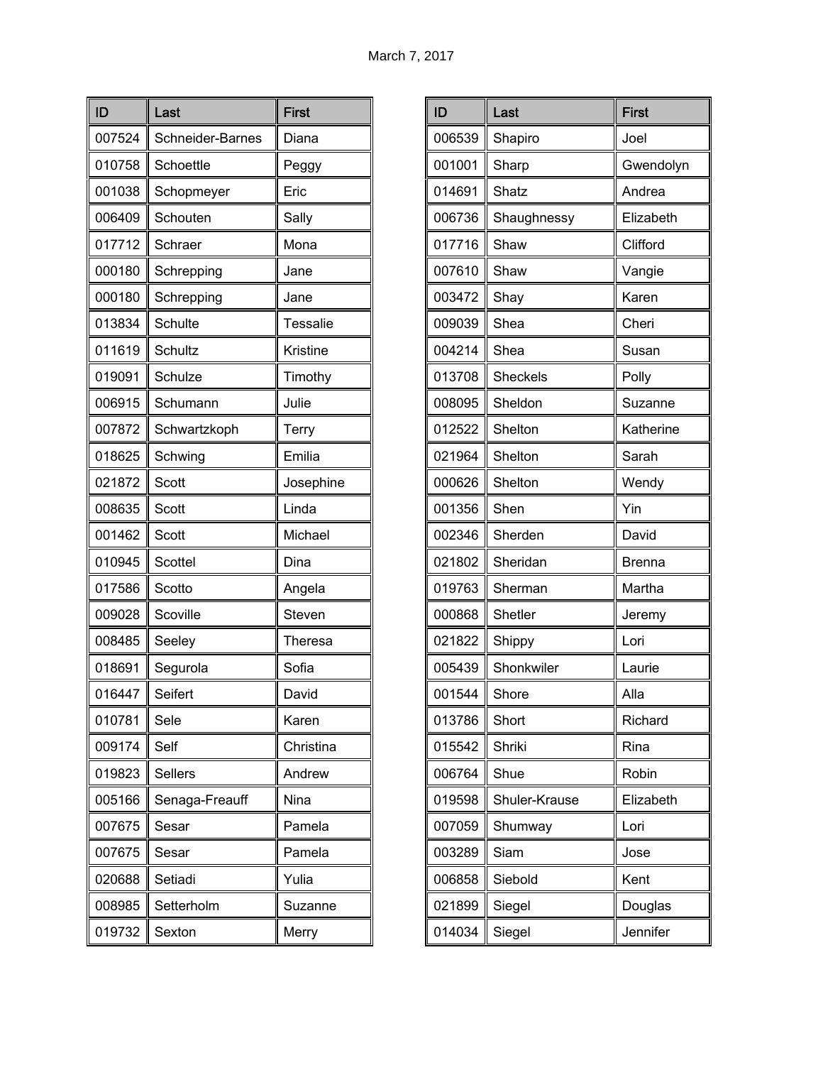March 7, 2017

| ID | Last | First |
|---|---|---|
| 007524 | Schneider-Barnes | Diana |
| 010758 | Schoettle | Peggy |
| 001038 | Schopmeyer | Eric |
| 006409 | Schouten | Sally |
| 017712 | Schraer | Mona |
| 000180 | Schrepping | Jane |
| 000180 | Schrepping | Jane |
| 013834 | Schulte | Tessalie |
| 011619 | Schultz | Kristine |
| 019091 | Schulze | Timothy |
| 006915 | Schumann | Julie |
| 007872 | Schwartzkoph | Terry |
| 018625 | Schwing | Emilia |
| 021872 | Scott | Josephine |
| 008635 | Scott | Linda |
| 001462 | Scott | Michael |
| 010945 | Scottel | Dina |
| 017586 | Scotto | Angela |
| 009028 | Scoville | Steven |
| 008485 | Seeley | Theresa |
| 018691 | Segurola | Sofia |
| 016447 | Seifert | David |
| 010781 | Sele | Karen |
| 009174 | Self | Christina |
| 019823 | Sellers | Andrew |
| 005166 | Senaga-Freauff | Nina |
| 007675 | Sesar | Pamela |
| 007675 | Sesar | Pamela |
| 020688 | Setiadi | Yulia |
| 008985 | Setterholm | Suzanne |
| 019732 | Sexton | Merry |

| ID | Last | First |
|---|---|---|
| 006539 | Shapiro | Joel |
| 001001 | Sharp | Gwendolyn |
| 014691 | Shatz | Andrea |
| 006736 | Shaughnessy | Elizabeth |
| 017716 | Shaw | Clifford |
| 007610 | Shaw | Vangie |
| 003472 | Shay | Karen |
| 009039 | Shea | Cheri |
| 004214 | Shea | Susan |
| 013708 | Sheckels | Polly |
| 008095 | Sheldon | Suzanne |
| 012522 | Shelton | Katherine |
| 021964 | Shelton | Sarah |
| 000626 | Shelton | Wendy |
| 001356 | Shen | Yin |
| 002346 | Sherden | David |
| 021802 | Sheridan | Brenna |
| 019763 | Sherman | Martha |
| 000868 | Shetler | Jeremy |
| 021822 | Shippy | Lori |
| 005439 | Shonkwiler | Laurie |
| 001544 | Shore | Alla |
| 013786 | Short | Richard |
| 015542 | Shriki | Rina |
| 006764 | Shue | Robin |
| 019598 | Shuler-Krause | Elizabeth |
| 007059 | Shumway | Lori |
| 003289 | Siam | Jose |
| 006858 | Siebold | Kent |
| 021899 | Siegel | Douglas |
| 014034 | Siegel | Jennifer |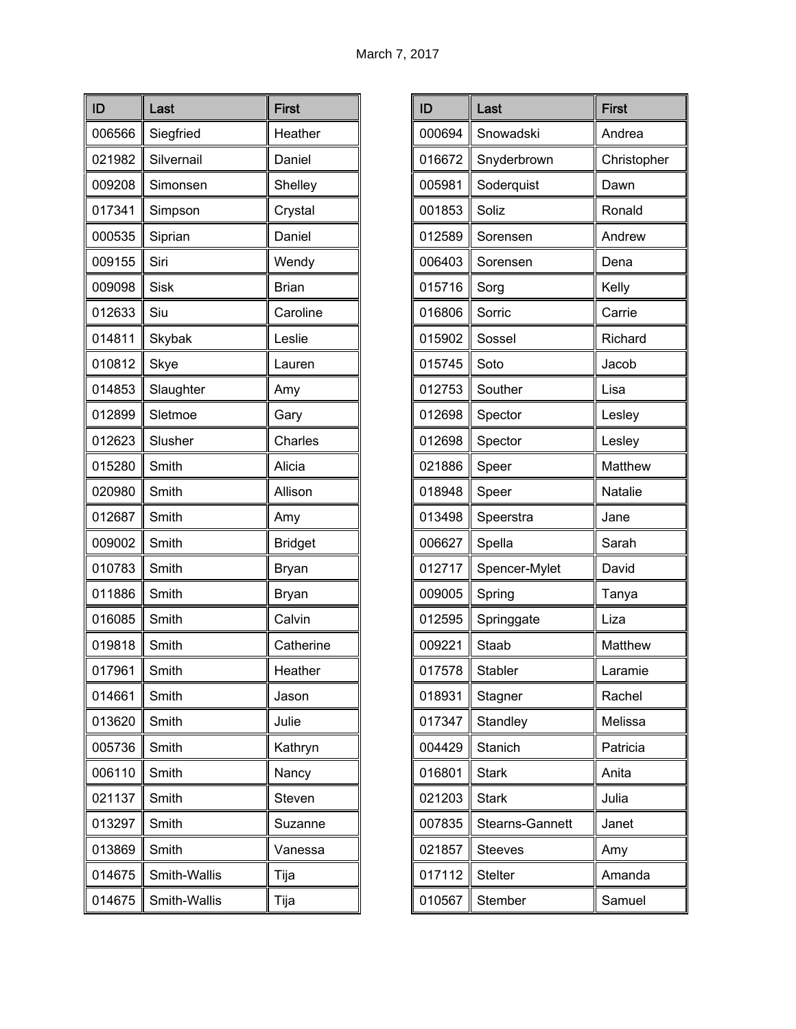March 7, 2017

| ID | Last | First |
|---|---|---|
| 006566 | Siegfried | Heather |
| 021982 | Silvernail | Daniel |
| 009208 | Simonsen | Shelley |
| 017341 | Simpson | Crystal |
| 000535 | Siprian | Daniel |
| 009155 | Siri | Wendy |
| 009098 | Sisk | Brian |
| 012633 | Siu | Caroline |
| 014811 | Skybak | Leslie |
| 010812 | Skye | Lauren |
| 014853 | Slaughter | Amy |
| 012899 | Sletmoe | Gary |
| 012623 | Slusher | Charles |
| 015280 | Smith | Alicia |
| 020980 | Smith | Allison |
| 012687 | Smith | Amy |
| 009002 | Smith | Bridget |
| 010783 | Smith | Bryan |
| 011886 | Smith | Bryan |
| 016085 | Smith | Calvin |
| 019818 | Smith | Catherine |
| 017961 | Smith | Heather |
| 014661 | Smith | Jason |
| 013620 | Smith | Julie |
| 005736 | Smith | Kathryn |
| 006110 | Smith | Nancy |
| 021137 | Smith | Steven |
| 013297 | Smith | Suzanne |
| 013869 | Smith | Vanessa |
| 014675 | Smith-Wallis | Tija |
| 014675 | Smith-Wallis | Tija |

| ID | Last | First |
|---|---|---|
| 000694 | Snowadski | Andrea |
| 016672 | Snyderbrown | Christopher |
| 005981 | Soderquist | Dawn |
| 001853 | Soliz | Ronald |
| 012589 | Sorensen | Andrew |
| 006403 | Sorensen | Dena |
| 015716 | Sorg | Kelly |
| 016806 | Sorric | Carrie |
| 015902 | Sossel | Richard |
| 015745 | Soto | Jacob |
| 012753 | Souther | Lisa |
| 012698 | Spector | Lesley |
| 012698 | Spector | Lesley |
| 021886 | Speer | Matthew |
| 018948 | Speer | Natalie |
| 013498 | Speerstra | Jane |
| 006627 | Spella | Sarah |
| 012717 | Spencer-Mylet | David |
| 009005 | Spring | Tanya |
| 012595 | Springgate | Liza |
| 009221 | Staab | Matthew |
| 017578 | Stabler | Laramie |
| 018931 | Stagner | Rachel |
| 017347 | Standley | Melissa |
| 004429 | Stanich | Patricia |
| 016801 | Stark | Anita |
| 021203 | Stark | Julia |
| 007835 | Stearns-Gannett | Janet |
| 021857 | Steeves | Amy |
| 017112 | Stelter | Amanda |
| 010567 | Stember | Samuel |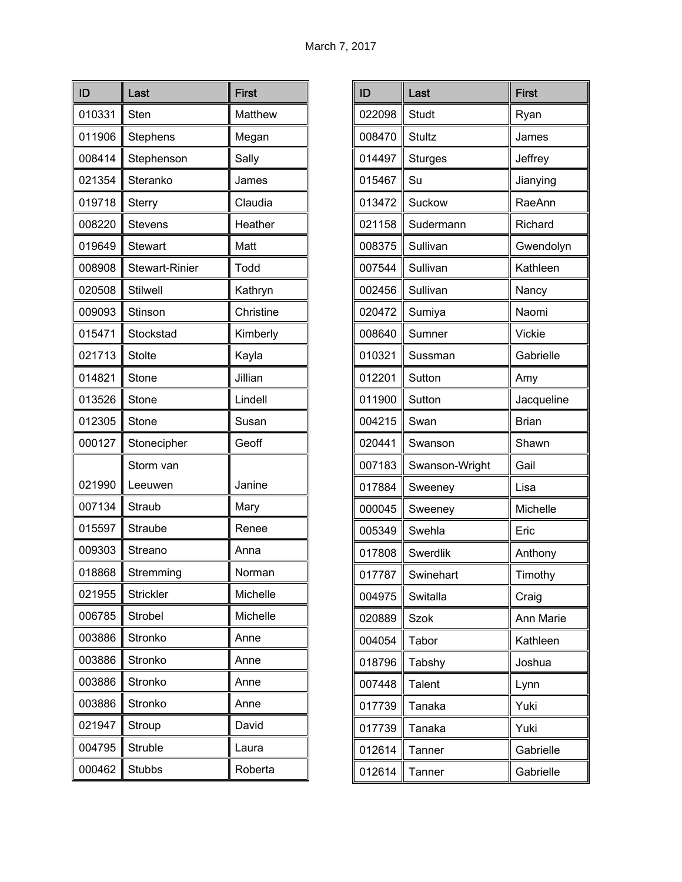March 7, 2017

| ID | Last | First |
|---|---|---|
| 010331 | Sten | Matthew |
| 011906 | Stephens | Megan |
| 008414 | Stephenson | Sally |
| 021354 | Steranko | James |
| 019718 | Sterry | Claudia |
| 008220 | Stevens | Heather |
| 019649 | Stewart | Matt |
| 008908 | Stewart-Rinier | Todd |
| 020508 | Stilwell | Kathryn |
| 009093 | Stinson | Christine |
| 015471 | Stockstad | Kimberly |
| 021713 | Stolte | Kayla |
| 014821 | Stone | Jillian |
| 013526 | Stone | Lindell |
| 012305 | Stone | Susan |
| 000127 | Stonecipher | Geoff |
| 021990 | Storm van Leeuwen | Janine |
| 007134 | Straub | Mary |
| 015597 | Straube | Renee |
| 009303 | Streano | Anna |
| 018868 | Stremming | Norman |
| 021955 | Strickler | Michelle |
| 006785 | Strobel | Michelle |
| 003886 | Stronko | Anne |
| 003886 | Stronko | Anne |
| 003886 | Stronko | Anne |
| 003886 | Stronko | Anne |
| 021947 | Stroup | David |
| 004795 | Struble | Laura |
| 000462 | Stubbs | Roberta |

| ID | Last | First |
|---|---|---|
| 022098 | Studt | Ryan |
| 008470 | Stultz | James |
| 014497 | Sturges | Jeffrey |
| 015467 | Su | Jianying |
| 013472 | Suckow | RaeAnn |
| 021158 | Sudermann | Richard |
| 008375 | Sullivan | Gwendolyn |
| 007544 | Sullivan | Kathleen |
| 002456 | Sullivan | Nancy |
| 020472 | Sumiya | Naomi |
| 008640 | Sumner | Vickie |
| 010321 | Sussman | Gabrielle |
| 012201 | Sutton | Amy |
| 011900 | Sutton | Jacqueline |
| 004215 | Swan | Brian |
| 020441 | Swanson | Shawn |
| 007183 | Swanson-Wright | Gail |
| 017884 | Sweeney | Lisa |
| 000045 | Sweeney | Michelle |
| 005349 | Swehla | Eric |
| 017808 | Swerdlik | Anthony |
| 017787 | Swinehart | Timothy |
| 004975 | Switalla | Craig |
| 020889 | Szok | Ann Marie |
| 004054 | Tabor | Kathleen |
| 018796 | Tabshy | Joshua |
| 007448 | Talent | Lynn |
| 017739 | Tanaka | Yuki |
| 017739 | Tanaka | Yuki |
| 012614 | Tanner | Gabrielle |
| 012614 | Tanner | Gabrielle |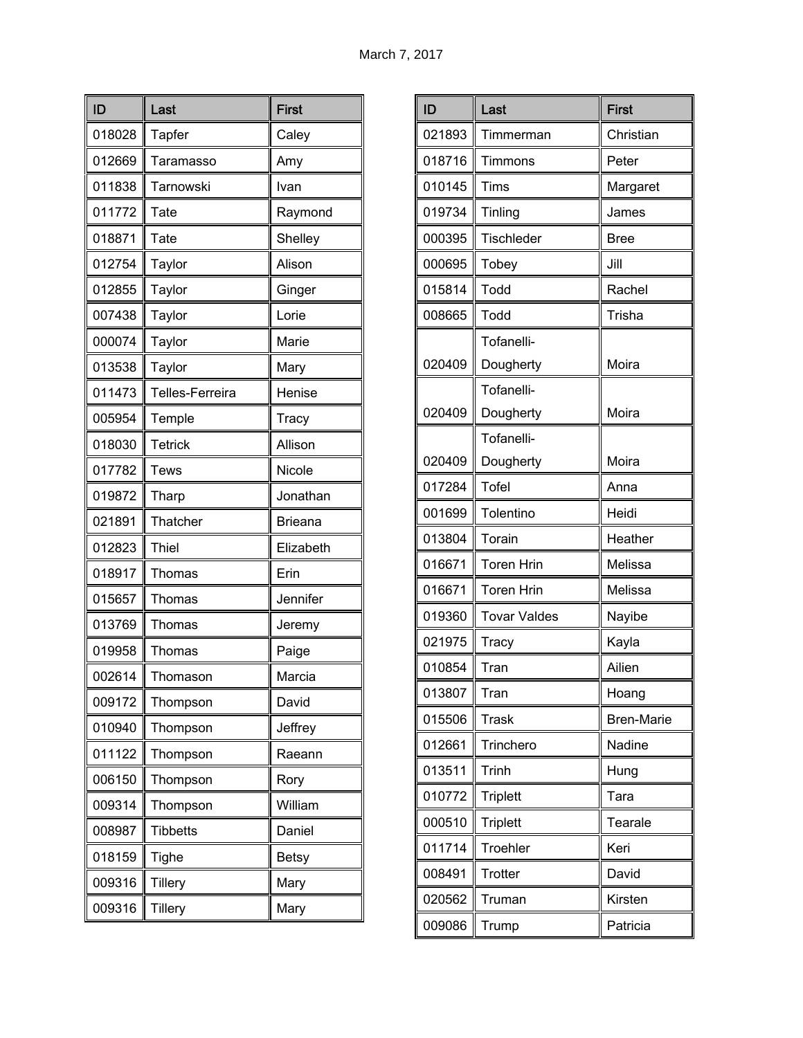March 7, 2017

| ID | Last | First |
|---|---|---|
| 018028 | Tapfer | Caley |
| 012669 | Taramasso | Amy |
| 011838 | Tarnowski | Ivan |
| 011772 | Tate | Raymond |
| 018871 | Tate | Shelley |
| 012754 | Taylor | Alison |
| 012855 | Taylor | Ginger |
| 007438 | Taylor | Lorie |
| 000074 | Taylor | Marie |
| 013538 | Taylor | Mary |
| 011473 | Telles-Ferreira | Henise |
| 005954 | Temple | Tracy |
| 018030 | Tetrick | Allison |
| 017782 | Tews | Nicole |
| 019872 | Tharp | Jonathan |
| 021891 | Thatcher | Brieana |
| 012823 | Thiel | Elizabeth |
| 018917 | Thomas | Erin |
| 015657 | Thomas | Jennifer |
| 013769 | Thomas | Jeremy |
| 019958 | Thomas | Paige |
| 002614 | Thomason | Marcia |
| 009172 | Thompson | David |
| 010940 | Thompson | Jeffrey |
| 011122 | Thompson | Raeann |
| 006150 | Thompson | Rory |
| 009314 | Thompson | William |
| 008987 | Tibbetts | Daniel |
| 018159 | Tighe | Betsy |
| 009316 | Tillery | Mary |
| 009316 | Tillery | Mary |

| ID | Last | First |
|---|---|---|
| 021893 | Timmerman | Christian |
| 018716 | Timmons | Peter |
| 010145 | Tims | Margaret |
| 019734 | Tinling | James |
| 000395 | Tischleder | Bree |
| 000695 | Tobey | Jill |
| 015814 | Todd | Rachel |
| 008665 | Todd | Trisha |
| 020409 | Tofanelli-Dougherty | Moira |
| 020409 | Tofanelli-Dougherty | Moira |
| 020409 | Tofanelli-Dougherty | Moira |
| 017284 | Tofel | Anna |
| 001699 | Tolentino | Heidi |
| 013804 | Torain | Heather |
| 016671 | Toren Hrin | Melissa |
| 016671 | Toren Hrin | Melissa |
| 019360 | Tovar Valdes | Nayibe |
| 021975 | Tracy | Kayla |
| 010854 | Tran | Ailien |
| 013807 | Tran | Hoang |
| 015506 | Trask | Bren-Marie |
| 012661 | Trinchero | Nadine |
| 013511 | Trinh | Hung |
| 010772 | Triplett | Tara |
| 000510 | Triplett | Tearale |
| 011714 | Troehler | Keri |
| 008491 | Trotter | David |
| 020562 | Truman | Kirsten |
| 009086 | Trump | Patricia |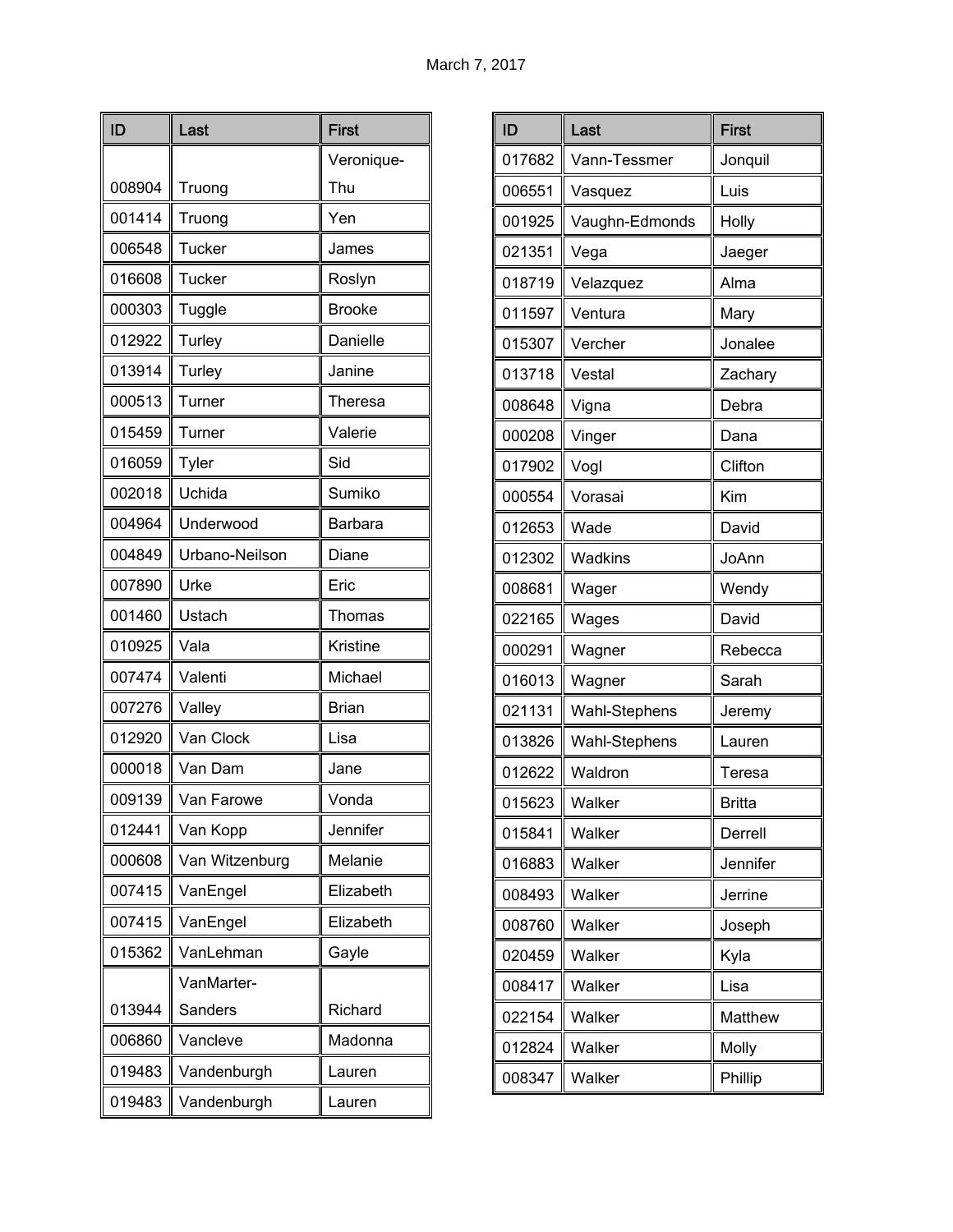March 7, 2017

| ID | Last | First |
|---|---|---|
| 008904 | Truong | Veronique-Thu |
| 001414 | Truong | Yen |
| 006548 | Tucker | James |
| 016608 | Tucker | Roslyn |
| 000303 | Tuggle | Brooke |
| 012922 | Turley | Danielle |
| 013914 | Turley | Janine |
| 000513 | Turner | Theresa |
| 015459 | Turner | Valerie |
| 016059 | Tyler | Sid |
| 002018 | Uchida | Sumiko |
| 004964 | Underwood | Barbara |
| 004849 | Urbano-Neilson | Diane |
| 007890 | Urke | Eric |
| 001460 | Ustach | Thomas |
| 010925 | Vala | Kristine |
| 007474 | Valenti | Michael |
| 007276 | Valley | Brian |
| 012920 | Van Clock | Lisa |
| 000018 | Van Dam | Jane |
| 009139 | Van Farowe | Vonda |
| 012441 | Van Kopp | Jennifer |
| 000608 | Van Witzenburg | Melanie |
| 007415 | VanEngel | Elizabeth |
| 007415 | VanEngel | Elizabeth |
| 015362 | VanLehman | Gayle |
| 013944 | VanMarter-Sanders | Richard |
| 006860 | Vancleve | Madonna |
| 019483 | Vandenburgh | Lauren |
| 019483 | Vandenburgh | Lauren |

| ID | Last | First |
|---|---|---|
| 017682 | Vann-Tessmer | Jonquil |
| 006551 | Vasquez | Luis |
| 001925 | Vaughn-Edmonds | Holly |
| 021351 | Vega | Jaeger |
| 018719 | Velazquez | Alma |
| 011597 | Ventura | Mary |
| 015307 | Vercher | Jonalee |
| 013718 | Vestal | Zachary |
| 008648 | Vigna | Debra |
| 000208 | Vinger | Dana |
| 017902 | Vogl | Clifton |
| 000554 | Vorasai | Kim |
| 012653 | Wade | David |
| 012302 | Wadkins | JoAnn |
| 008681 | Wager | Wendy |
| 022165 | Wages | David |
| 000291 | Wagner | Rebecca |
| 016013 | Wagner | Sarah |
| 021131 | Wahl-Stephens | Jeremy |
| 013826 | Wahl-Stephens | Lauren |
| 012622 | Waldron | Teresa |
| 015623 | Walker | Britta |
| 015841 | Walker | Derrell |
| 016883 | Walker | Jennifer |
| 008493 | Walker | Jerrine |
| 008760 | Walker | Joseph |
| 020459 | Walker | Kyla |
| 008417 | Walker | Lisa |
| 022154 | Walker | Matthew |
| 012824 | Walker | Molly |
| 008347 | Walker | Phillip |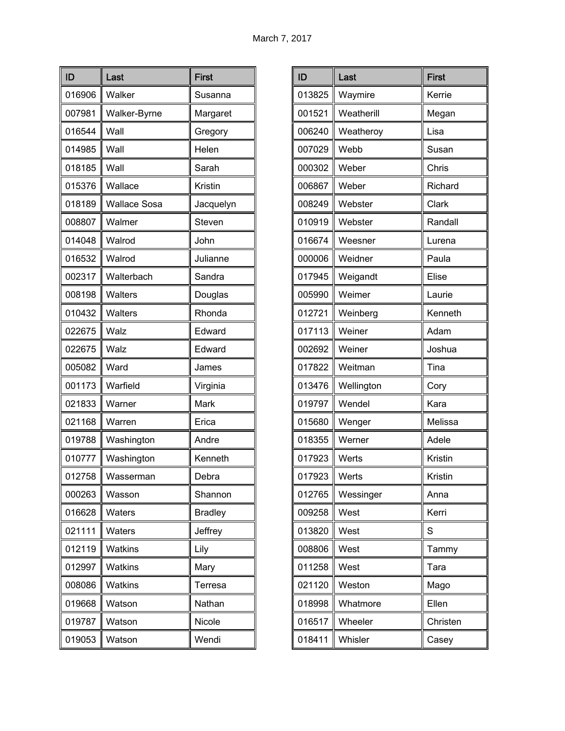March 7, 2017

| ID | Last | First |
|---|---|---|
| 016906 | Walker | Susanna |
| 007981 | Walker-Byrne | Margaret |
| 016544 | Wall | Gregory |
| 014985 | Wall | Helen |
| 018185 | Wall | Sarah |
| 015376 | Wallace | Kristin |
| 018189 | Wallace Sosa | Jacquelyn |
| 008807 | Walmer | Steven |
| 014048 | Walrod | John |
| 016532 | Walrod | Julianne |
| 002317 | Walterbach | Sandra |
| 008198 | Walters | Douglas |
| 010432 | Walters | Rhonda |
| 022675 | Walz | Edward |
| 022675 | Walz | Edward |
| 005082 | Ward | James |
| 001173 | Warfield | Virginia |
| 021833 | Warner | Mark |
| 021168 | Warren | Erica |
| 019788 | Washington | Andre |
| 010777 | Washington | Kenneth |
| 012758 | Wasserman | Debra |
| 000263 | Wasson | Shannon |
| 016628 | Waters | Bradley |
| 021111 | Waters | Jeffrey |
| 012119 | Watkins | Lily |
| 012997 | Watkins | Mary |
| 008086 | Watkins | Terresa |
| 019668 | Watson | Nathan |
| 019787 | Watson | Nicole |
| 019053 | Watson | Wendi |

| ID | Last | First |
|---|---|---|
| 013825 | Waymire | Kerrie |
| 001521 | Weatherill | Megan |
| 006240 | Weatheroy | Lisa |
| 007029 | Webb | Susan |
| 000302 | Weber | Chris |
| 006867 | Weber | Richard |
| 008249 | Webster | Clark |
| 010919 | Webster | Randall |
| 016674 | Weesner | Lurena |
| 000006 | Weidner | Paula |
| 017945 | Weigandt | Elise |
| 005990 | Weimer | Laurie |
| 012721 | Weinberg | Kenneth |
| 017113 | Weiner | Adam |
| 002692 | Weiner | Joshua |
| 017822 | Weitman | Tina |
| 013476 | Wellington | Cory |
| 019797 | Wendel | Kara |
| 015680 | Wenger | Melissa |
| 018355 | Werner | Adele |
| 017923 | Werts | Kristin |
| 017923 | Werts | Kristin |
| 012765 | Wessinger | Anna |
| 009258 | West | Kerri |
| 013820 | West | S |
| 008806 | West | Tammy |
| 011258 | West | Tara |
| 021120 | Weston | Mago |
| 018998 | Whatmore | Ellen |
| 016517 | Wheeler | Christen |
| 018411 | Whisler | Casey |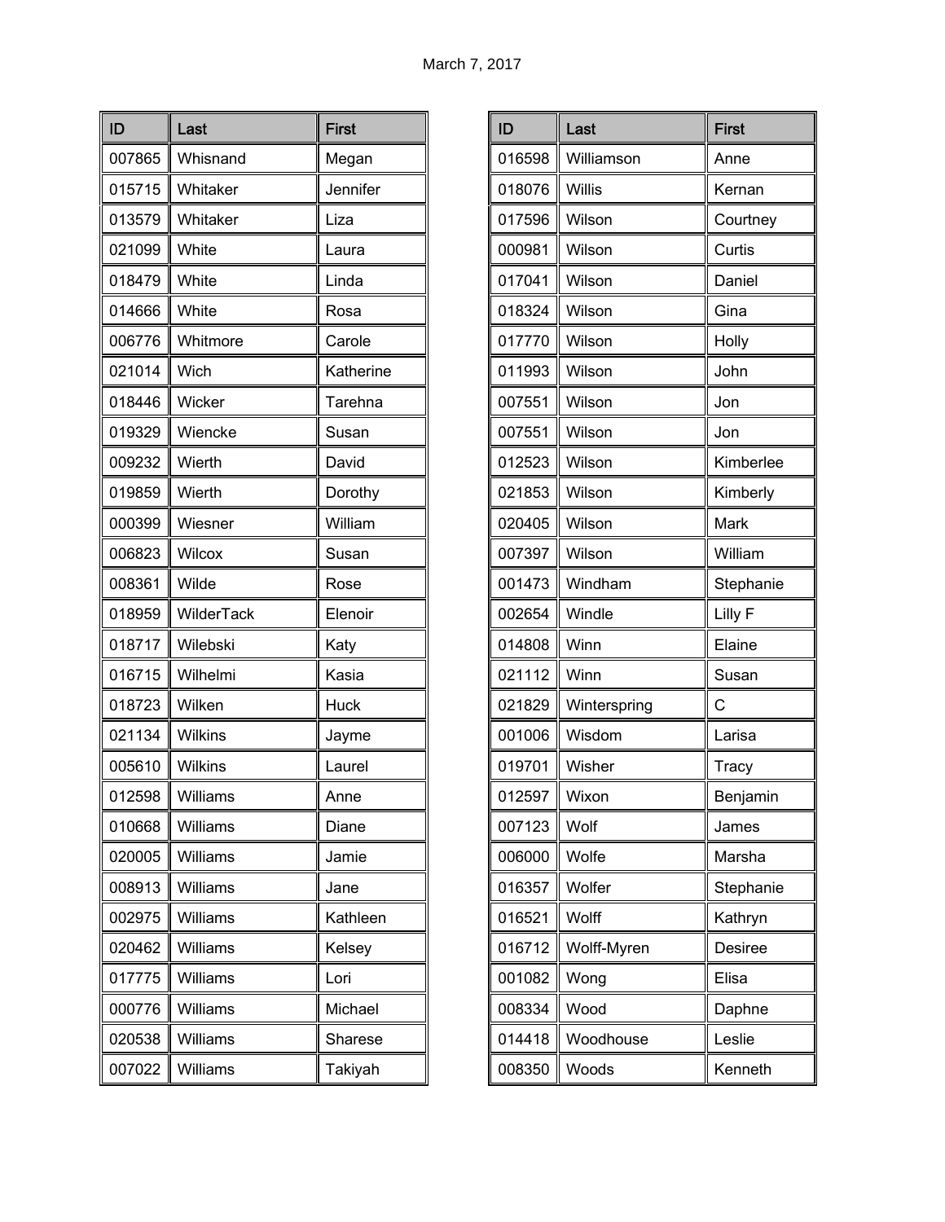March 7, 2017

| ID | Last | First |
|---|---|---|
| 007865 | Whisnand | Megan |
| 015715 | Whitaker | Jennifer |
| 013579 | Whitaker | Liza |
| 021099 | White | Laura |
| 018479 | White | Linda |
| 014666 | White | Rosa |
| 006776 | Whitmore | Carole |
| 021014 | Wich | Katherine |
| 018446 | Wicker | Tarehna |
| 019329 | Wiencke | Susan |
| 009232 | Wierth | David |
| 019859 | Wierth | Dorothy |
| 000399 | Wiesner | William |
| 006823 | Wilcox | Susan |
| 008361 | Wilde | Rose |
| 018959 | WilderTack | Elenoir |
| 018717 | Wilebski | Katy |
| 016715 | Wilhelmi | Kasia |
| 018723 | Wilken | Huck |
| 021134 | Wilkins | Jayme |
| 005610 | Wilkins | Laurel |
| 012598 | Williams | Anne |
| 010668 | Williams | Diane |
| 020005 | Williams | Jamie |
| 008913 | Williams | Jane |
| 002975 | Williams | Kathleen |
| 020462 | Williams | Kelsey |
| 017775 | Williams | Lori |
| 000776 | Williams | Michael |
| 020538 | Williams | Sharese |
| 007022 | Williams | Takiyah |
| 016598 | Williamson | Anne |
| 018076 | Willis | Kernan |
| 017596 | Wilson | Courtney |
| 000981 | Wilson | Curtis |
| 017041 | Wilson | Daniel |
| 018324 | Wilson | Gina |
| 017770 | Wilson | Holly |
| 011993 | Wilson | John |
| 007551 | Wilson | Jon |
| 007551 | Wilson | Jon |
| 012523 | Wilson | Kimberlee |
| 021853 | Wilson | Kimberly |
| 020405 | Wilson | Mark |
| 007397 | Wilson | William |
| 001473 | Windham | Stephanie |
| 002654 | Windle | Lilly F |
| 014808 | Winn | Elaine |
| 021112 | Winn | Susan |
| 021829 | Winterspring | C |
| 001006 | Wisdom | Larisa |
| 019701 | Wisher | Tracy |
| 012597 | Wixon | Benjamin |
| 007123 | Wolf | James |
| 006000 | Wolfe | Marsha |
| 016357 | Wolfer | Stephanie |
| 016521 | Wolff | Kathryn |
| 016712 | Wolff-Myren | Desiree |
| 001082 | Wong | Elisa |
| 008334 | Wood | Daphne |
| 014418 | Woodhouse | Leslie |
| 008350 | Woods | Kenneth |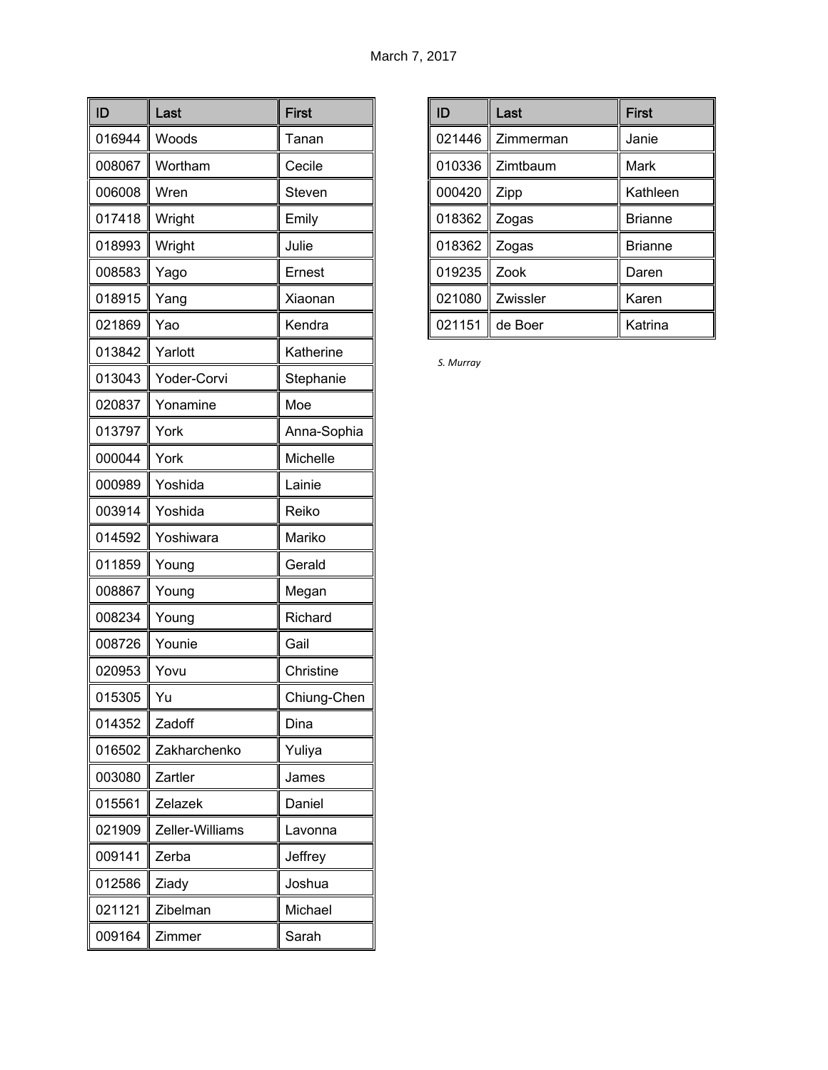March 7, 2017

| ID | Last | First |
| --- | --- | --- |
| 016944 | Woods | Tanan |
| 008067 | Wortham | Cecile |
| 006008 | Wren | Steven |
| 017418 | Wright | Emily |
| 018993 | Wright | Julie |
| 008583 | Yago | Ernest |
| 018915 | Yang | Xiaonan |
| 021869 | Yao | Kendra |
| 013842 | Yarlott | Katherine |
| 013043 | Yoder-Corvi | Stephanie |
| 020837 | Yonamine | Moe |
| 013797 | York | Anna-Sophia |
| 000044 | York | Michelle |
| 000989 | Yoshida | Lainie |
| 003914 | Yoshida | Reiko |
| 014592 | Yoshiwara | Mariko |
| 011859 | Young | Gerald |
| 008867 | Young | Megan |
| 008234 | Young | Richard |
| 008726 | Younie | Gail |
| 020953 | Yovu | Christine |
| 015305 | Yu | Chiung-Chen |
| 014352 | Zadoff | Dina |
| 016502 | Zakharchenko | Yuliya |
| 003080 | Zartler | James |
| 015561 | Zelazek | Daniel |
| 021909 | Zeller-Williams | Lavonna |
| 009141 | Zerba | Jeffrey |
| 012586 | Ziady | Joshua |
| 021121 | Zibelman | Michael |
| 009164 | Zimmer | Sarah |
| 021446 | Zimmerman | Janie |
| 010336 | Zimtbaum | Mark |
| 000420 | Zipp | Kathleen |
| 018362 | Zogas | Brianne |
| 018362 | Zogas | Brianne |
| 019235 | Zook | Daren |
| 021080 | Zwissler | Karen |
| 021151 | de Boer | Katrina |

*S. Murray*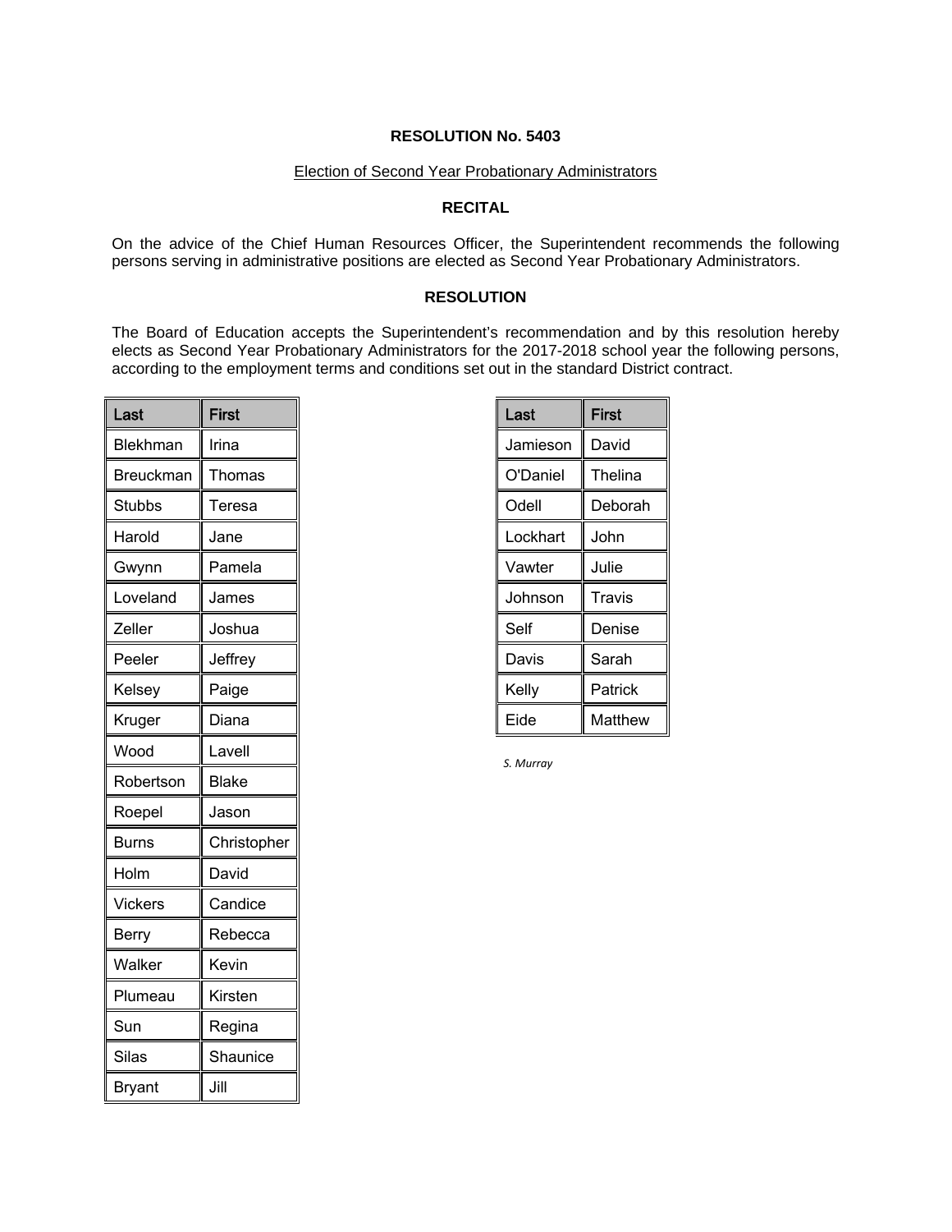**RESOLUTION No. 5403**

Election of Second Year Probationary Administrators

**RECITAL**

On the advice of the Chief Human Resources Officer, the Superintendent recommends the following persons serving in administrative positions are elected as Second Year Probationary Administrators.

**RESOLUTION**

The Board of Education accepts the Superintendent's recommendation and by this resolution hereby elects as Second Year Probationary Administrators for the 2017-2018 school year the following persons, according to the employment terms and conditions set out in the standard District contract.

| Last | First |
|---|---|
| Blekhman | Irina |
| Breuckman | Thomas |
| Stubbs | Teresa |
| Harold | Jane |
| Gwynn | Pamela |
| Loveland | James |
| Zeller | Joshua |
| Peeler | Jeffrey |
| Kelsey | Paige |
| Kruger | Diana |
| Wood | Lavell |
| Robertson | Blake |
| Roepel | Jason |
| Burns | Christopher |
| Holm | David |
| Vickers | Candice |
| Berry | Rebecca |
| Walker | Kevin |
| Plumeau | Kirsten |
| Sun | Regina |
| Silas | Shaunice |
| Bryant | Jill |

| Last | First |
|---|---|
| Jamieson | David |
| O'Daniel | Thelina |
| Odell | Deborah |
| Lockhart | John |
| Vawter | Julie |
| Johnson | Travis |
| Self | Denise |
| Davis | Sarah |
| Kelly | Patrick |
| Eide | Matthew |

*S. Murray*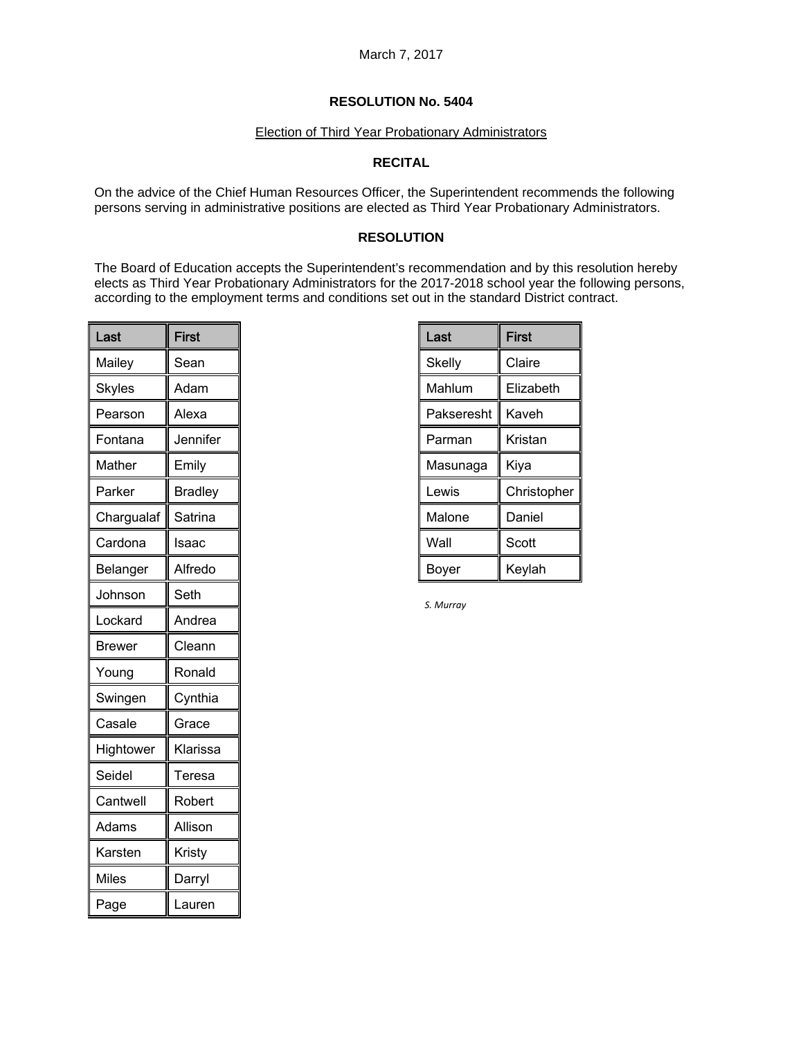March 7, 2017

**RESOLUTION No. 5404**

Election of Third Year Probationary Administrators

**RECITAL**

On the advice of the Chief Human Resources Officer, the Superintendent recommends the following persons serving in administrative positions are elected as Third Year Probationary Administrators.

**RESOLUTION**

The Board of Education accepts the Superintendent's recommendation and by this resolution hereby elects as Third Year Probationary Administrators for the 2017-2018 school year the following persons, according to the employment terms and conditions set out in the standard District contract.

| Last | First |
| --- | --- |
| Mailey | Sean |
| Skyles | Adam |
| Pearson | Alexa |
| Fontana | Jennifer |
| Mather | Emily |
| Parker | Bradley |
| Chargualaf | Satrina |
| Cardona | Isaac |
| Belanger | Alfredo |
| Johnson | Seth |
| Lockard | Andrea |
| Brewer | Cleann |
| Young | Ronald |
| Swingen | Cynthia |
| Casale | Grace |
| Hightower | Klarissa |
| Seidel | Teresa |
| Cantwell | Robert |
| Adams | Allison |
| Karsten | Kristy |
| Miles | Darryl |
| Page | Lauren |

| Last | First |
| --- | --- |
| Skelly | Claire |
| Mahlum | Elizabeth |
| Pakseresht | Kaveh |
| Parman | Kristan |
| Masunaga | Kiya |
| Lewis | Christopher |
| Malone | Daniel |
| Wall | Scott |
| Boyer | Keylah |

*S. Murray*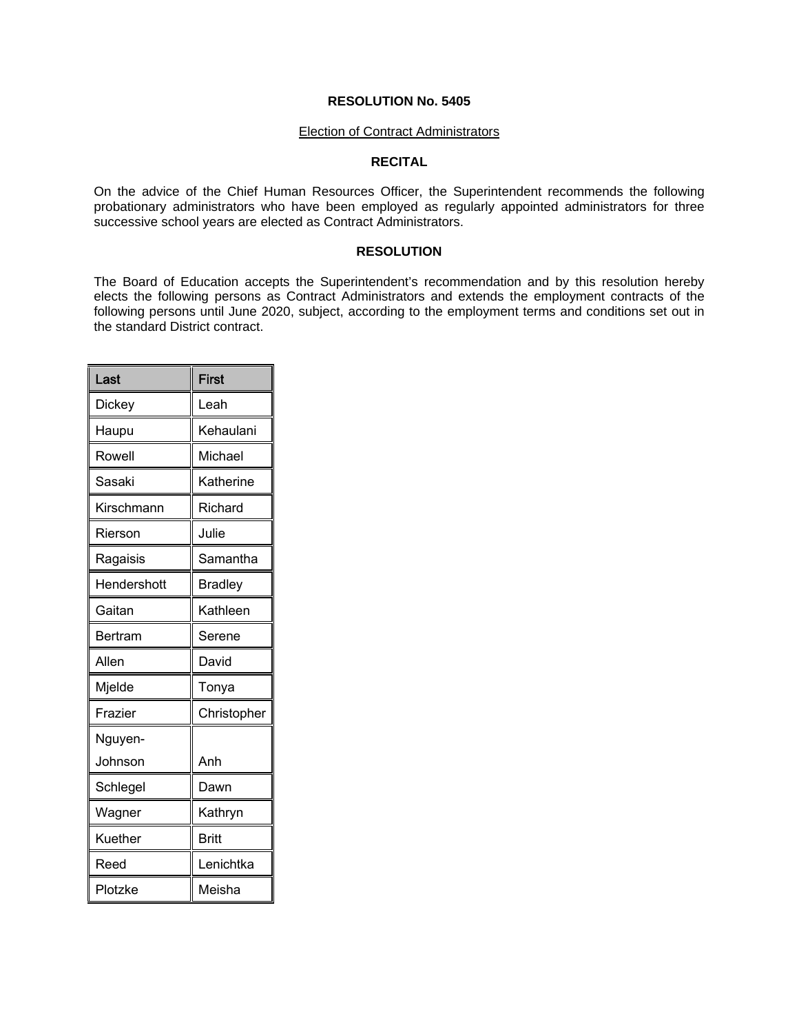**RESOLUTION No. 5405**

Election of Contract Administrators

**RECITAL**

On the advice of the Chief Human Resources Officer, the Superintendent recommends the following probationary administrators who have been employed as regularly appointed administrators for three successive school years are elected as Contract Administrators.

**RESOLUTION**

The Board of Education accepts the Superintendent's recommendation and by this resolution hereby elects the following persons as Contract Administrators and extends the employment contracts of the following persons until June 2020, subject, according to the employment terms and conditions set out in the standard District contract.

| Last | First |
|---|---|
| Dickey | Leah |
| Haupu | Kehaulani |
| Rowell | Michael |
| Sasaki | Katherine |
| Kirschmann | Richard |
| Rierson | Julie |
| Ragaisis | Samantha |
| Hendershott | Bradley |
| Gaitan | Kathleen |
| Bertram | Serene |
| Allen | David |
| Mjelde | Tonya |
| Frazier | Christopher |
| Nguyen-Johnson | Anh |
| Schlegel | Dawn |
| Wagner | Kathryn |
| Kuether | Britt |
| Reed | Lenichtka |
| Plotzke | Meisha |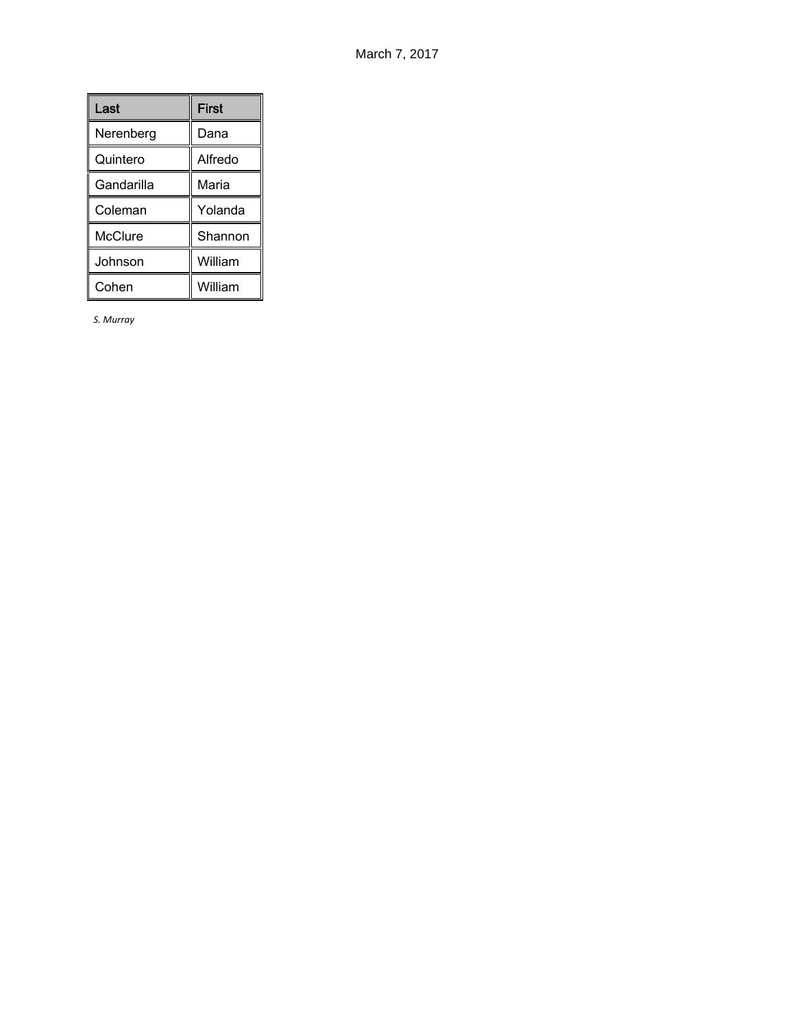March 7, 2017

| Last | First |
|---|---|
| Nerenberg | Dana |
| Quintero | Alfredo |
| Gandarilla | Maria |
| Coleman | Yolanda |
| McClure | Shannon |
| Johnson | William |
| Cohen | William |

*S. Murray*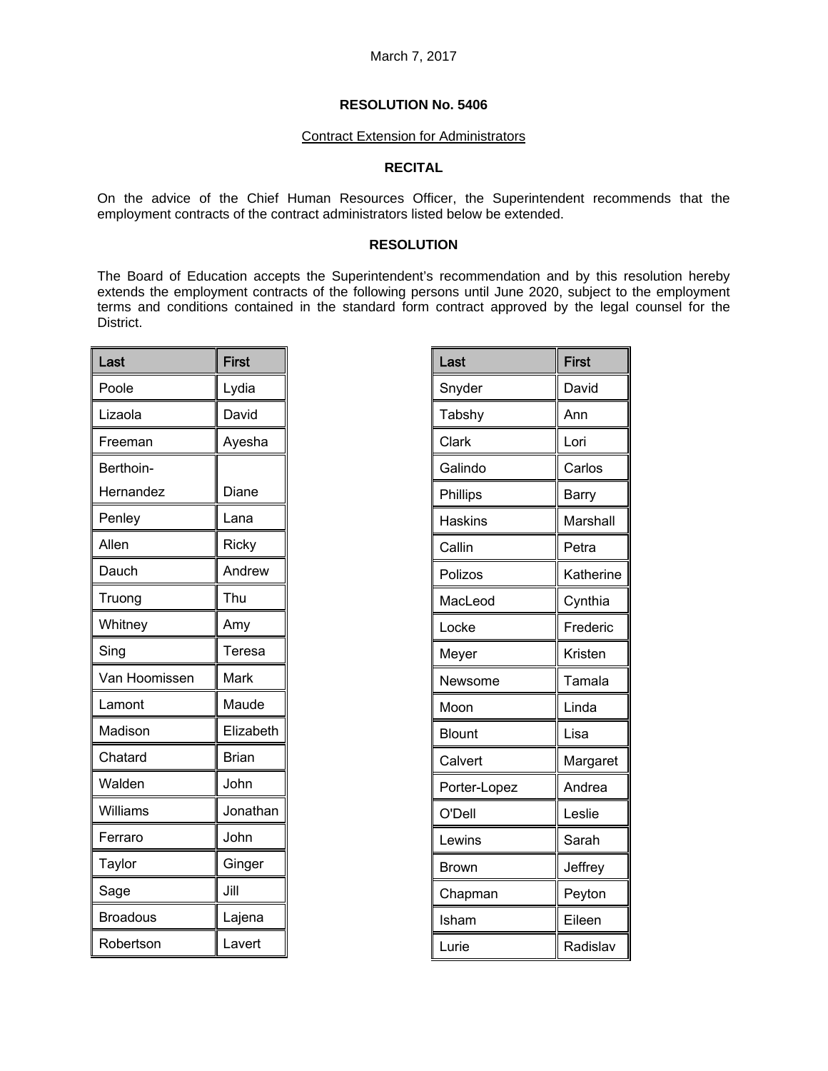March 7, 2017

**RESOLUTION No. 5406**

Contract Extension for Administrators

**RECITAL**

On the advice of the Chief Human Resources Officer, the Superintendent recommends that the employment contracts of the contract administrators listed below be extended.

**RESOLUTION**

The Board of Education accepts the Superintendent's recommendation and by this resolution hereby extends the employment contracts of the following persons until June 2020, subject to the employment terms and conditions contained in the standard form contract approved by the legal counsel for the District.

| Last | First |
|---|---|
| Poole | Lydia |
| Lizaola | David |
| Freeman | Ayesha |
| Berthoin-Hernandez | Diane |
| Penley | Lana |
| Allen | Ricky |
| Dauch | Andrew |
| Truong | Thu |
| Whitney | Amy |
| Sing | Teresa |
| Van Hoomissen | Mark |
| Lamont | Maude |
| Madison | Elizabeth |
| Chatard | Brian |
| Walden | John |
| Williams | Jonathan |
| Ferraro | John |
| Taylor | Ginger |
| Sage | Jill |
| Broadous | Lajena |
| Robertson | Lavert |

| Last | First |
|---|---|
| Snyder | David |
| Tabshy | Ann |
| Clark | Lori |
| Galindo | Carlos |
| Phillips | Barry |
| Haskins | Marshall |
| Callin | Petra |
| Polizos | Katherine |
| MacLeod | Cynthia |
| Locke | Frederic |
| Meyer | Kristen |
| Newsome | Tamala |
| Moon | Linda |
| Blount | Lisa |
| Calvert | Margaret |
| Porter-Lopez | Andrea |
| O'Dell | Leslie |
| Lewins | Sarah |
| Brown | Jeffrey |
| Chapman | Peyton |
| Isham | Eileen |
| Lurie | Radislav |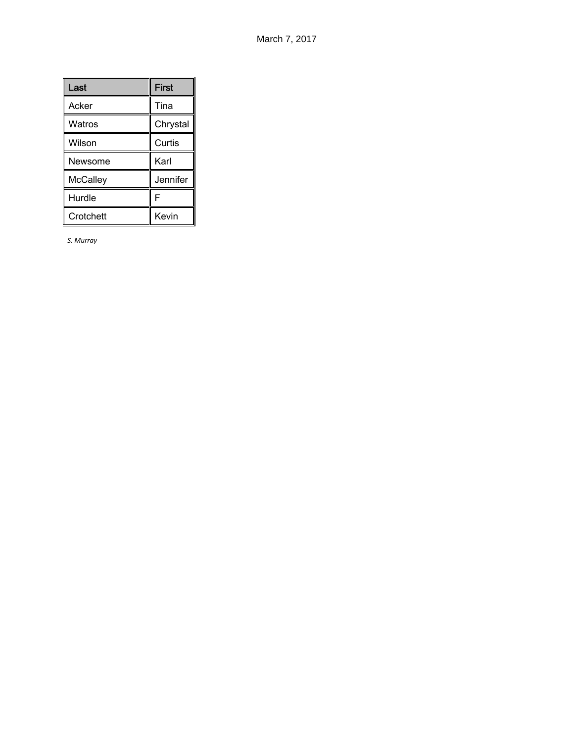March 7, 2017

| Last | First |
|---|---|
| Acker | Tina |
| Watros | Chrystal |
| Wilson | Curtis |
| Newsome | Karl |
| McCalley | Jennifer |
| Hurdle | F |
| Crotchett | Kevin |

*S. Murray*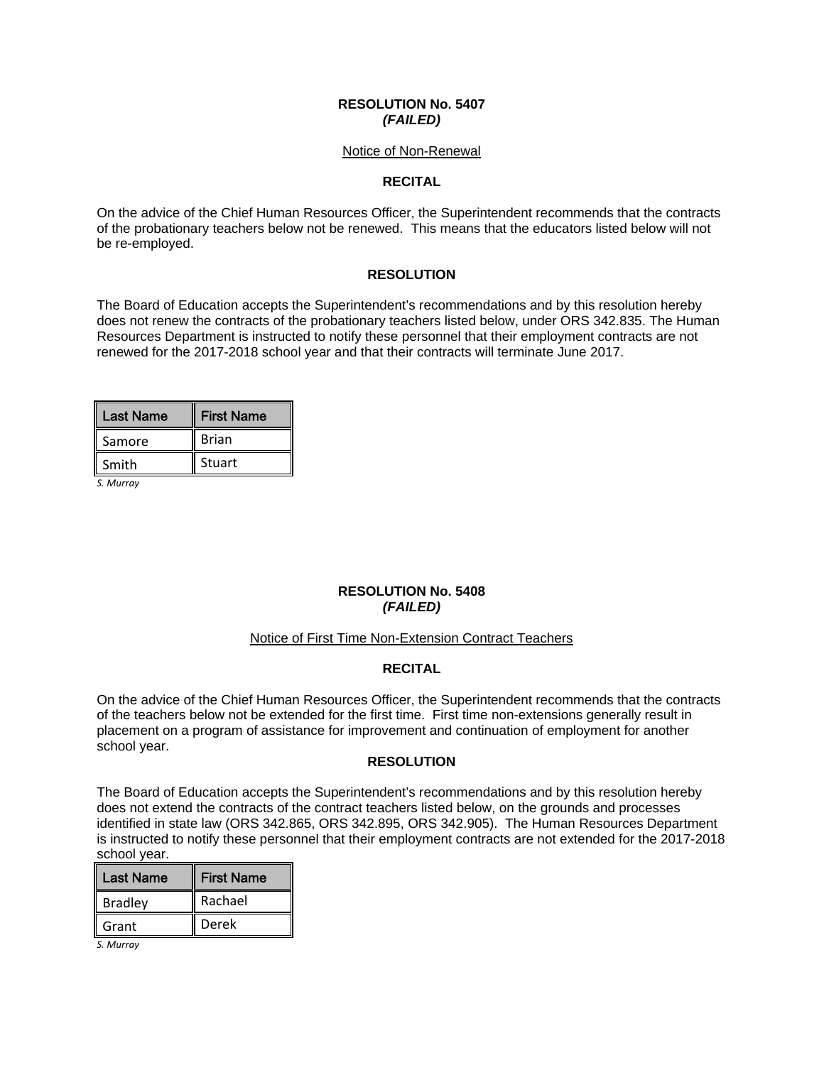**RESOLUTION No. 5407**
***(FAILED)***

Notice of Non-Renewal

**RECITAL**

On the advice of the Chief Human Resources Officer, the Superintendent recommends that the contracts of the probationary teachers below not be renewed. This means that the educators listed below will not be re-employed.

**RESOLUTION**

The Board of Education accepts the Superintendent's recommendations and by this resolution hereby does not renew the contracts of the probationary teachers listed below, under ORS 342.835. The Human Resources Department is instructed to notify these personnel that their employment contracts are not renewed for the 2017-2018 school year and that their contracts will terminate June 2017.

| Last Name | First Name |
|---|---|
| Samore | Brian |
| Smith | Stuart |

*S. Murray*

**RESOLUTION No. 5408**
***(FAILED)***

Notice of First Time Non-Extension Contract Teachers

**RECITAL**

On the advice of the Chief Human Resources Officer, the Superintendent recommends that the contracts of the teachers below not be extended for the first time. First time non-extensions generally result in placement on a program of assistance for improvement and continuation of employment for another school year.

**RESOLUTION**

The Board of Education accepts the Superintendent's recommendations and by this resolution hereby does not extend the contracts of the contract teachers listed below, on the grounds and processes identified in state law (ORS 342.865, ORS 342.895, ORS 342.905). The Human Resources Department is instructed to notify these personnel that their employment contracts are not extended for the 2017-2018 school year.

| Last Name | First Name |
|---|---|
| Bradley | Rachael |
| Grant | Derek |

*S. Murray*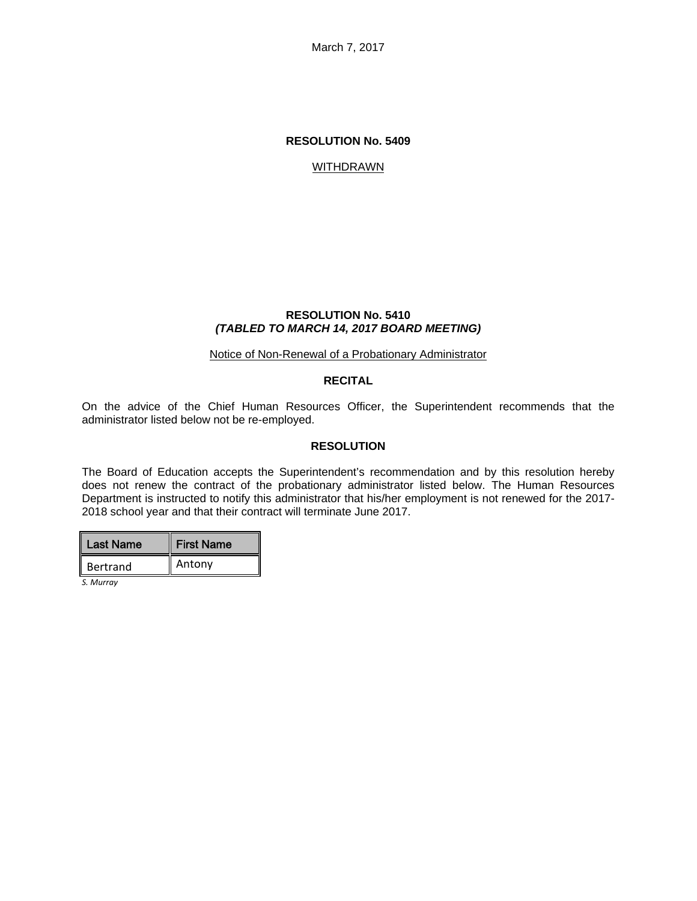March 7, 2017

**RESOLUTION No. 5409**

WITHDRAWN

**RESOLUTION No. 5410**
***(TABLED TO MARCH 14, 2017 BOARD MEETING)***

Notice of Non-Renewal of a Probationary Administrator

**RECITAL**

On the advice of the Chief Human Resources Officer, the Superintendent recommends that the administrator listed below not be re-employed.

**RESOLUTION**

The Board of Education accepts the Superintendent's recommendation and by this resolution hereby does not renew the contract of the probationary administrator listed below. The Human Resources Department is instructed to notify this administrator that his/her employment is not renewed for the 2017-2018 school year and that their contract will terminate June 2017.

| Last Name | First Name |
| --- | --- |
| Bertrand | Antony |

*S. Murray*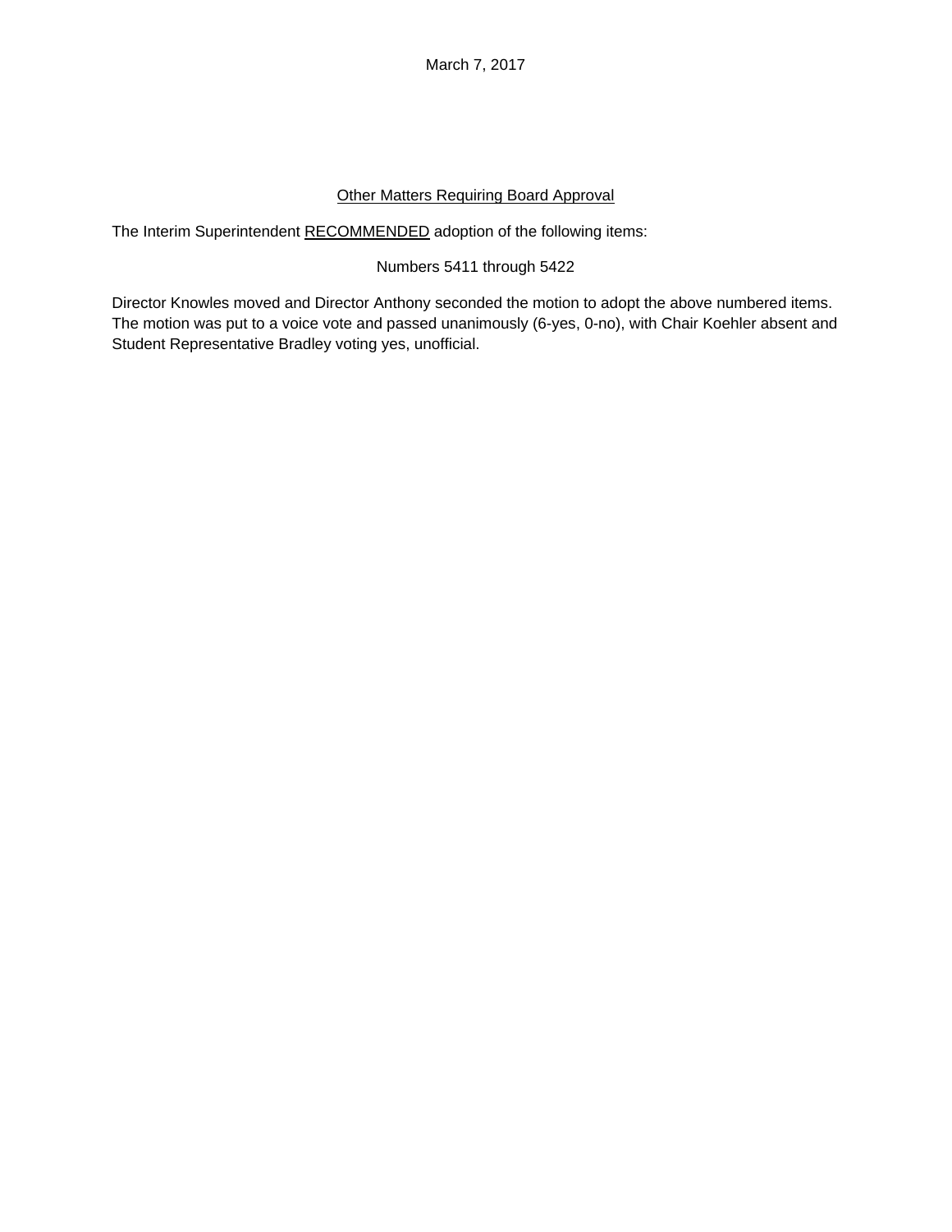March 7, 2017

<u>Other Matters Requiring Board Approval</u>

The Interim Superintendent <u>RECOMMENDED</u> adoption of the following items:

Numbers 5411 through 5422

Director Knowles moved and Director Anthony seconded the motion to adopt the above numbered items. The motion was put to a voice vote and passed unanimously (6-yes, 0-no), with Chair Koehler absent and Student Representative Bradley voting yes, unofficial.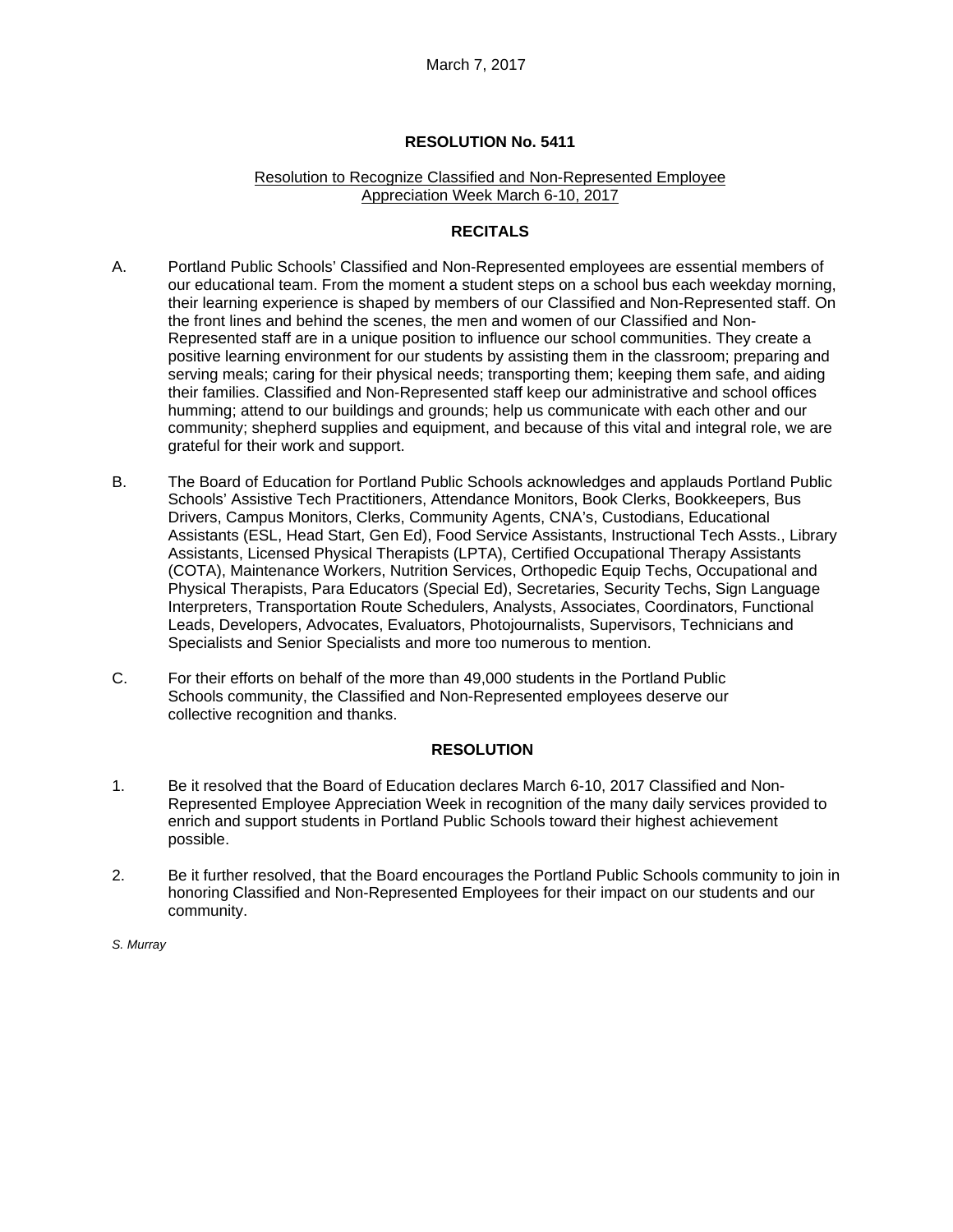March 7, 2017

**RESOLUTION No. 5411**

Resolution to Recognize Classified and Non-Represented Employee Appreciation Week March 6-10, 2017

**RECITALS**

A. Portland Public Schools' Classified and Non-Represented employees are essential members of our educational team. From the moment a student steps on a school bus each weekday morning, their learning experience is shaped by members of our Classified and Non-Represented staff. On the front lines and behind the scenes, the men and women of our Classified and Non-Represented staff are in a unique position to influence our school communities. They create a positive learning environment for our students by assisting them in the classroom; preparing and serving meals; caring for their physical needs; transporting them; keeping them safe, and aiding their families. Classified and Non-Represented staff keep our administrative and school offices humming; attend to our buildings and grounds; help us communicate with each other and our community; shepherd supplies and equipment, and because of this vital and integral role, we are grateful for their work and support.

B. The Board of Education for Portland Public Schools acknowledges and applauds Portland Public Schools' Assistive Tech Practitioners, Attendance Monitors, Book Clerks, Bookkeepers, Bus Drivers, Campus Monitors, Clerks, Community Agents, CNA's, Custodians, Educational Assistants (ESL, Head Start, Gen Ed), Food Service Assistants, Instructional Tech Assts., Library Assistants, Licensed Physical Therapists (LPTA), Certified Occupational Therapy Assistants (COTA), Maintenance Workers, Nutrition Services, Orthopedic Equip Techs, Occupational and Physical Therapists, Para Educators (Special Ed), Secretaries, Security Techs, Sign Language Interpreters, Transportation Route Schedulers, Analysts, Associates, Coordinators, Functional Leads, Developers, Advocates, Evaluators, Photojournalists, Supervisors, Technicians and Specialists and Senior Specialists and more too numerous to mention.

C. For their efforts on behalf of the more than 49,000 students in the Portland Public Schools community, the Classified and Non-Represented employees deserve our collective recognition and thanks.

**RESOLUTION**

1. Be it resolved that the Board of Education declares March 6-10, 2017 Classified and Non-Represented Employee Appreciation Week in recognition of the many daily services provided to enrich and support students in Portland Public Schools toward their highest achievement possible.

2. Be it further resolved, that the Board encourages the Portland Public Schools community to join in honoring Classified and Non-Represented Employees for their impact on our students and our community.

*S. Murray*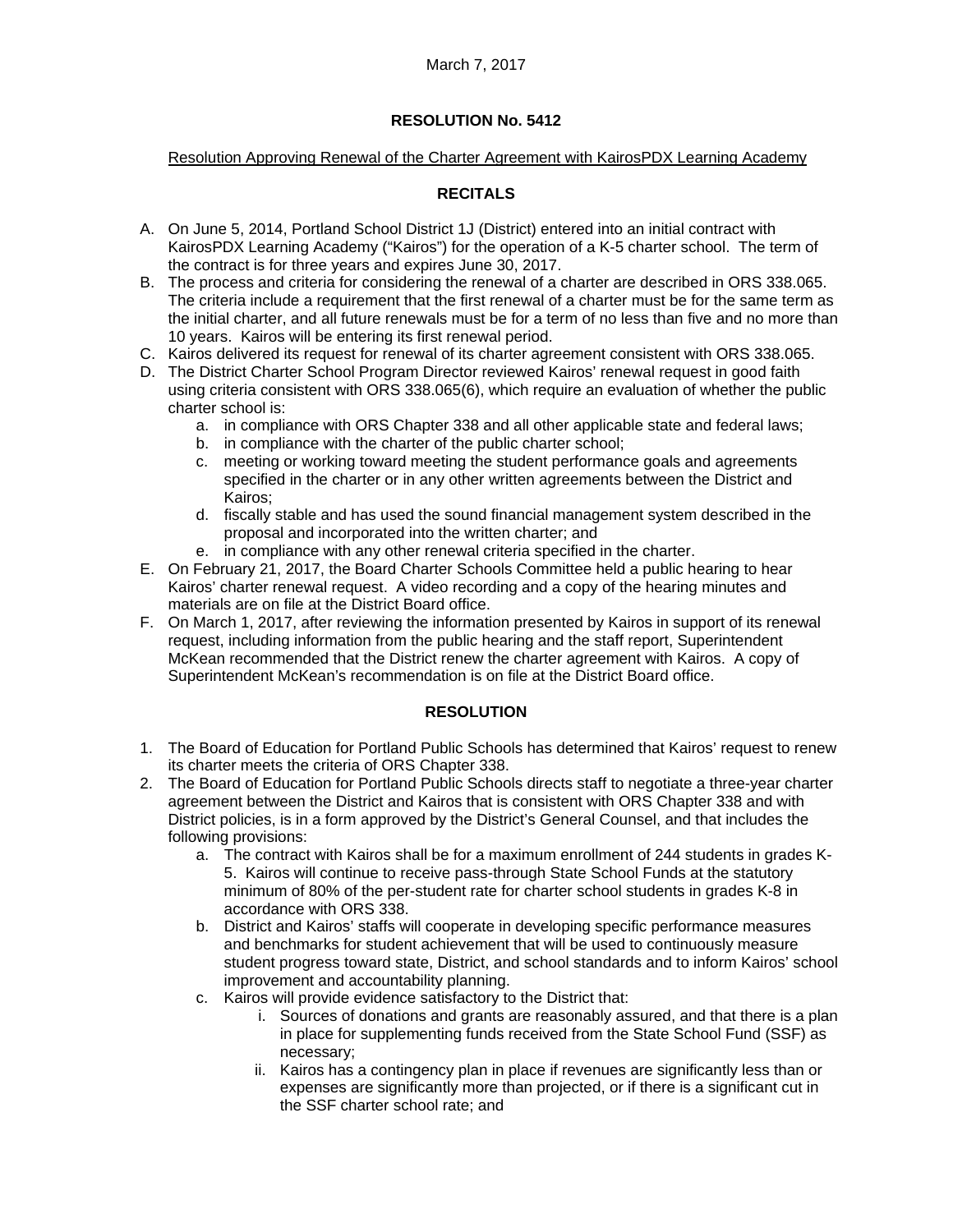March 7, 2017

## RESOLUTION No. 5412

Resolution Approving Renewal of the Charter Agreement with KairosPDX Learning Academy

### RECITALS

A. On June 5, 2014, Portland School District 1J (District) entered into an initial contract with KairosPDX Learning Academy ("Kairos") for the operation of a K-5 charter school. The term of the contract is for three years and expires June 30, 2017.

B. The process and criteria for considering the renewal of a charter are described in ORS 338.065. The criteria include a requirement that the first renewal of a charter must be for the same term as the initial charter, and all future renewals must be for a term of no less than five and no more than 10 years. Kairos will be entering its first renewal period.

C. Kairos delivered its request for renewal of its charter agreement consistent with ORS 338.065.

D. The District Charter School Program Director reviewed Kairos' renewal request in good faith using criteria consistent with ORS 338.065(6), which require an evaluation of whether the public charter school is:
   a. in compliance with ORS Chapter 338 and all other applicable state and federal laws;
   b. in compliance with the charter of the public charter school;
   c. meeting or working toward meeting the student performance goals and agreements specified in the charter or in any other written agreements between the District and Kairos;
   d. fiscally stable and has used the sound financial management system described in the proposal and incorporated into the written charter; and
   e. in compliance with any other renewal criteria specified in the charter.

E. On February 21, 2017, the Board Charter Schools Committee held a public hearing to hear Kairos' charter renewal request. A video recording and a copy of the hearing minutes and materials are on file at the District Board office.

F. On March 1, 2017, after reviewing the information presented by Kairos in support of its renewal request, including information from the public hearing and the staff report, Superintendent McKean recommended that the District renew the charter agreement with Kairos. A copy of Superintendent McKean's recommendation is on file at the District Board office.

### RESOLUTION

1. The Board of Education for Portland Public Schools has determined that Kairos' request to renew its charter meets the criteria of ORS Chapter 338.
2. The Board of Education for Portland Public Schools directs staff to negotiate a three-year charter agreement between the District and Kairos that is consistent with ORS Chapter 338 and with District policies, is in a form approved by the District's General Counsel, and that includes the following provisions:
   a. The contract with Kairos shall be for a maximum enrollment of 244 students in grades K-5. Kairos will continue to receive pass-through State School Funds at the statutory minimum of 80% of the per-student rate for charter school students in grades K-8 in accordance with ORS 338.
   b. District and Kairos' staffs will cooperate in developing specific performance measures and benchmarks for student achievement that will be used to continuously measure student progress toward state, District, and school standards and to inform Kairos' school improvement and accountability planning.
   c. Kairos will provide evidence satisfactory to the District that:
      i. Sources of donations and grants are reasonably assured, and that there is a plan in place for supplementing funds received from the State School Fund (SSF) as necessary;
      ii. Kairos has a contingency plan in place if revenues are significantly less than or expenses are significantly more than projected, or if there is a significant cut in the SSF charter school rate; and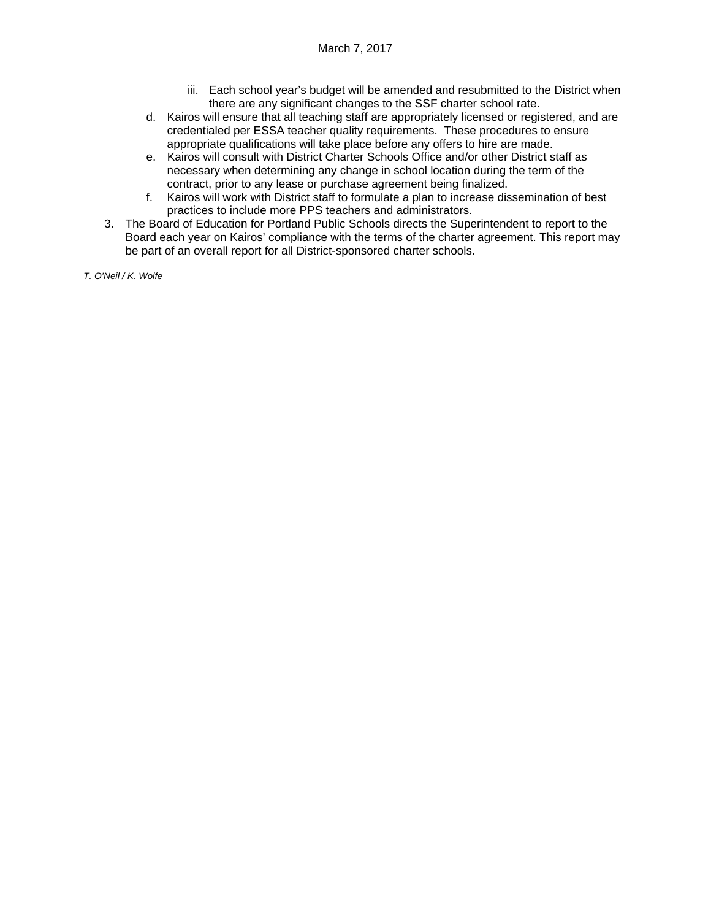iii. Each school year's budget will be amended and resubmitted to the District when there are any significant changes to the SSF charter school rate.

  d. Kairos will ensure that all teaching staff are appropriately licensed or registered, and are credentialed per ESSA teacher quality requirements. These procedures to ensure appropriate qualifications will take place before any offers to hire are made.
  e. Kairos will consult with District Charter Schools Office and/or other District staff as necessary when determining any change in school location during the term of the contract, prior to any lease or purchase agreement being finalized.
  f. Kairos will work with District staff to formulate a plan to increase dissemination of best practices to include more PPS teachers and administrators.

3. The Board of Education for Portland Public Schools directs the Superintendent to report to the Board each year on Kairos' compliance with the terms of the charter agreement. This report may be part of an overall report for all District-sponsored charter schools.

*T. O'Neil / K. Wolfe*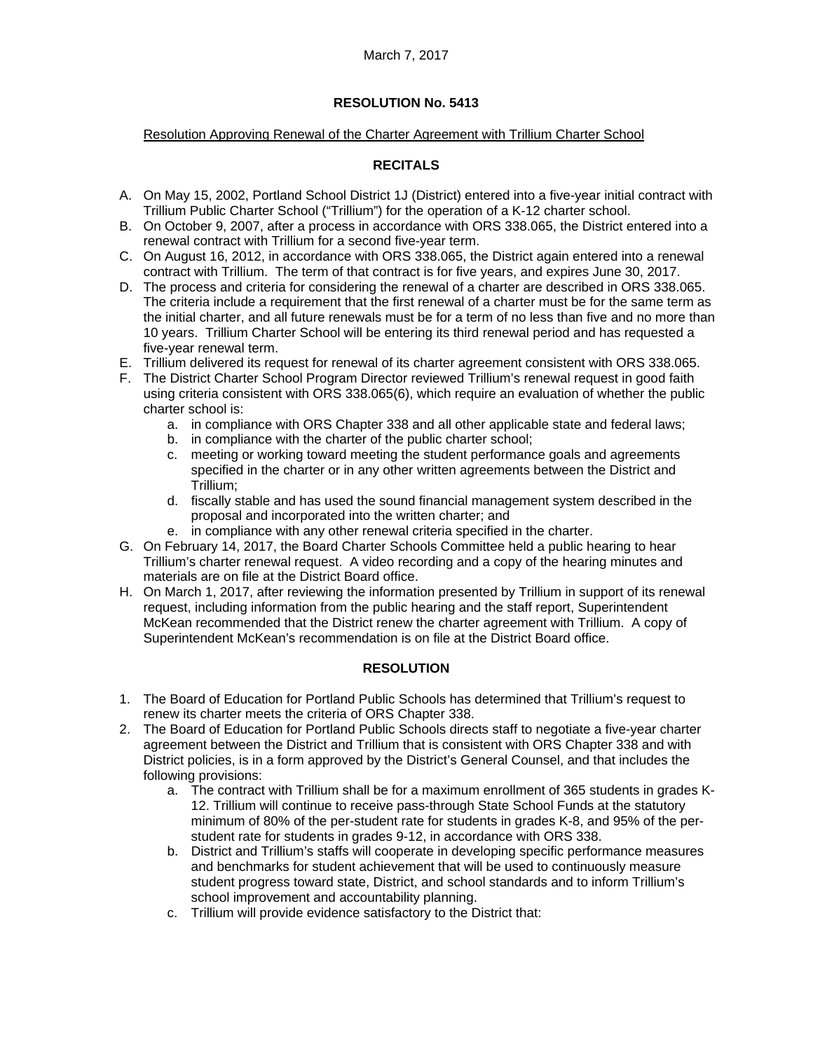March 7, 2017

**RESOLUTION No. 5413**

Resolution Approving Renewal of the Charter Agreement with Trillium Charter School

**RECITALS**

A. On May 15, 2002, Portland School District 1J (District) entered into a five-year initial contract with Trillium Public Charter School ("Trillium") for the operation of a K-12 charter school.
B. On October 9, 2007, after a process in accordance with ORS 338.065, the District entered into a renewal contract with Trillium for a second five-year term.
C. On August 16, 2012, in accordance with ORS 338.065, the District again entered into a renewal contract with Trillium. The term of that contract is for five years, and expires June 30, 2017.
D. The process and criteria for considering the renewal of a charter are described in ORS 338.065. The criteria include a requirement that the first renewal of a charter must be for the same term as the initial charter, and all future renewals must be for a term of no less than five and no more than 10 years. Trillium Charter School will be entering its third renewal period and has requested a five-year renewal term.
E. Trillium delivered its request for renewal of its charter agreement consistent with ORS 338.065.
F. The District Charter School Program Director reviewed Trillium's renewal request in good faith using criteria consistent with ORS 338.065(6), which require an evaluation of whether the public charter school is:
   a. in compliance with ORS Chapter 338 and all other applicable state and federal laws;
   b. in compliance with the charter of the public charter school;
   c. meeting or working toward meeting the student performance goals and agreements specified in the charter or in any other written agreements between the District and Trillium;
   d. fiscally stable and has used the sound financial management system described in the proposal and incorporated into the written charter; and
   e. in compliance with any other renewal criteria specified in the charter.
G. On February 14, 2017, the Board Charter Schools Committee held a public hearing to hear Trillium's charter renewal request. A video recording and a copy of the hearing minutes and materials are on file at the District Board office.
H. On March 1, 2017, after reviewing the information presented by Trillium in support of its renewal request, including information from the public hearing and the staff report, Superintendent McKean recommended that the District renew the charter agreement with Trillium. A copy of Superintendent McKean's recommendation is on file at the District Board office.

**RESOLUTION**

1. The Board of Education for Portland Public Schools has determined that Trillium's request to renew its charter meets the criteria of ORS Chapter 338.
2. The Board of Education for Portland Public Schools directs staff to negotiate a five-year charter agreement between the District and Trillium that is consistent with ORS Chapter 338 and with District policies, is in a form approved by the District's General Counsel, and that includes the following provisions:
   a. The contract with Trillium shall be for a maximum enrollment of 365 students in grades K-12. Trillium will continue to receive pass-through State School Funds at the statutory minimum of 80% of the per-student rate for students in grades K-8, and 95% of the per-student rate for students in grades 9-12, in accordance with ORS 338.
   b. District and Trillium's staffs will cooperate in developing specific performance measures and benchmarks for student achievement that will be used to continuously measure student progress toward state, District, and school standards and to inform Trillium's school improvement and accountability planning.
   c. Trillium will provide evidence satisfactory to the District that: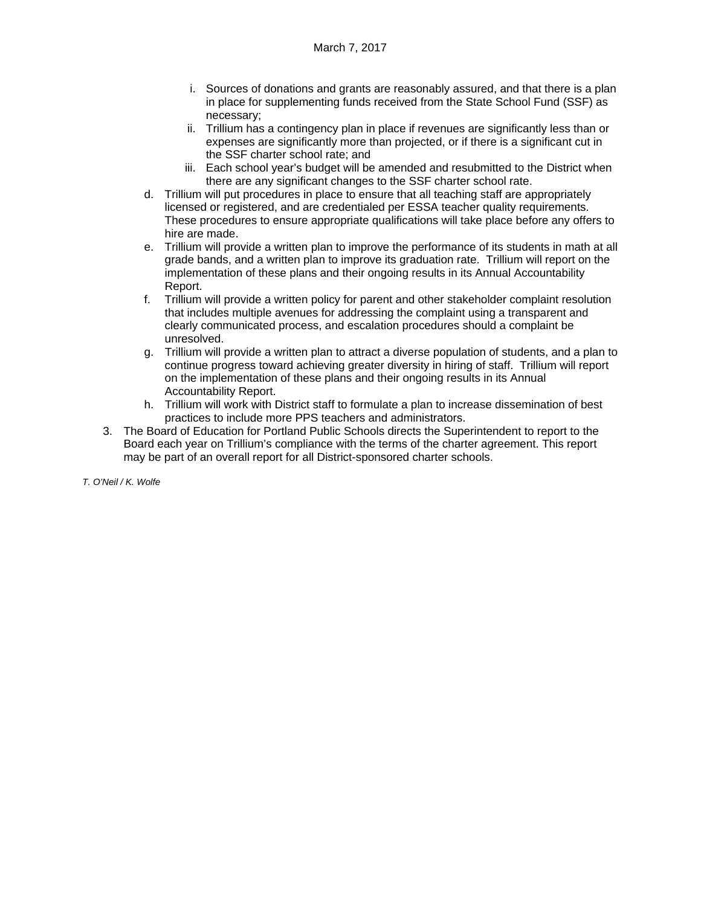i. Sources of donations and grants are reasonably assured, and that there is a plan in place for supplementing funds received from the State School Fund (SSF) as necessary;
   ii. Trillium has a contingency plan in place if revenues are significantly less than or expenses are significantly more than projected, or if there is a significant cut in the SSF charter school rate; and
   iii. Each school year's budget will be amended and resubmitted to the District when there are any significant changes to the SSF charter school rate.

d. Trillium will put procedures in place to ensure that all teaching staff are appropriately licensed or registered, and are credentialed per ESSA teacher quality requirements. These procedures to ensure appropriate qualifications will take place before any offers to hire are made.

e. Trillium will provide a written plan to improve the performance of its students in math at all grade bands, and a written plan to improve its graduation rate. Trillium will report on the implementation of these plans and their ongoing results in its Annual Accountability Report.

f. Trillium will provide a written policy for parent and other stakeholder complaint resolution that includes multiple avenues for addressing the complaint using a transparent and clearly communicated process, and escalation procedures should a complaint be unresolved.

g. Trillium will provide a written plan to attract a diverse population of students, and a plan to continue progress toward achieving greater diversity in hiring of staff. Trillium will report on the implementation of these plans and their ongoing results in its Annual Accountability Report.

h. Trillium will work with District staff to formulate a plan to increase dissemination of best practices to include more PPS teachers and administrators.

3. The Board of Education for Portland Public Schools directs the Superintendent to report to the Board each year on Trillium's compliance with the terms of the charter agreement. This report may be part of an overall report for all District-sponsored charter schools.

*T. O'Neil / K. Wolfe*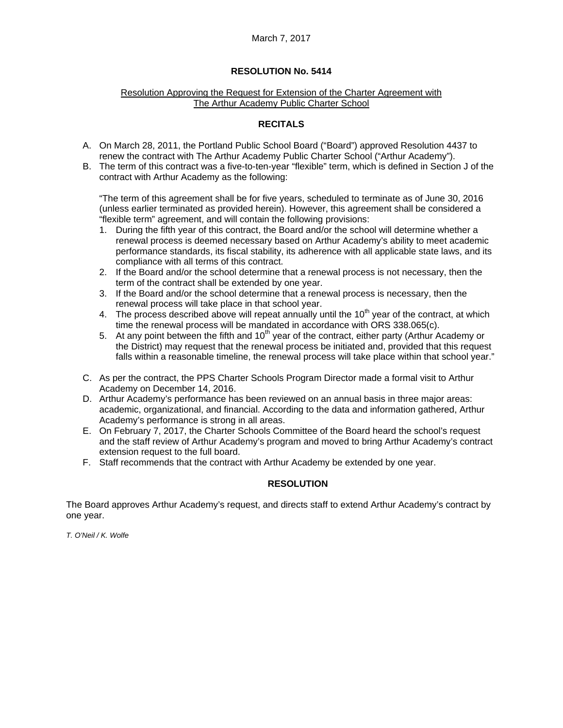March 7, 2017

# RESOLUTION No. 5414

Resolution Approving the Request for Extension of the Charter Agreement with The Arthur Academy Public Charter School

## RECITALS

A. On March 28, 2011, the Portland Public School Board ("Board") approved Resolution 4437 to renew the contract with The Arthur Academy Public Charter School ("Arthur Academy").

B. The term of this contract was a five-to-ten-year "flexible" term, which is defined in Section J of the contract with Arthur Academy as the following:

   "The term of this agreement shall be for five years, scheduled to terminate as of June 30, 2016 (unless earlier terminated as provided herein). However, this agreement shall be considered a "flexible term" agreement, and will contain the following provisions:

   1. During the fifth year of this contract, the Board and/or the school will determine whether a renewal process is deemed necessary based on Arthur Academy's ability to meet academic performance standards, its fiscal stability, its adherence with all applicable state laws, and its compliance with all terms of this contract.
   2. If the Board and/or the school determine that a renewal process is not necessary, then the term of the contract shall be extended by one year.
   3. If the Board and/or the school determine that a renewal process is necessary, then the renewal process will take place in that school year.
   4. The process described above will repeat annually until the 10th year of the contract, at which time the renewal process will be mandated in accordance with ORS 338.065(c).
   5. At any point between the fifth and 10th year of the contract, either party (Arthur Academy or the District) may request that the renewal process be initiated and, provided that this request falls within a reasonable timeline, the renewal process will take place within that school year."

C. As per the contract, the PPS Charter Schools Program Director made a formal visit to Arthur Academy on December 14, 2016.

D. Arthur Academy's performance has been reviewed on an annual basis in three major areas: academic, organizational, and financial. According to the data and information gathered, Arthur Academy's performance is strong in all areas.

E. On February 7, 2017, the Charter Schools Committee of the Board heard the school's request and the staff review of Arthur Academy's program and moved to bring Arthur Academy's contract extension request to the full board.

F. Staff recommends that the contract with Arthur Academy be extended by one year.

## RESOLUTION

The Board approves Arthur Academy's request, and directs staff to extend Arthur Academy's contract by one year.

*T. O'Neil / K. Wolfe*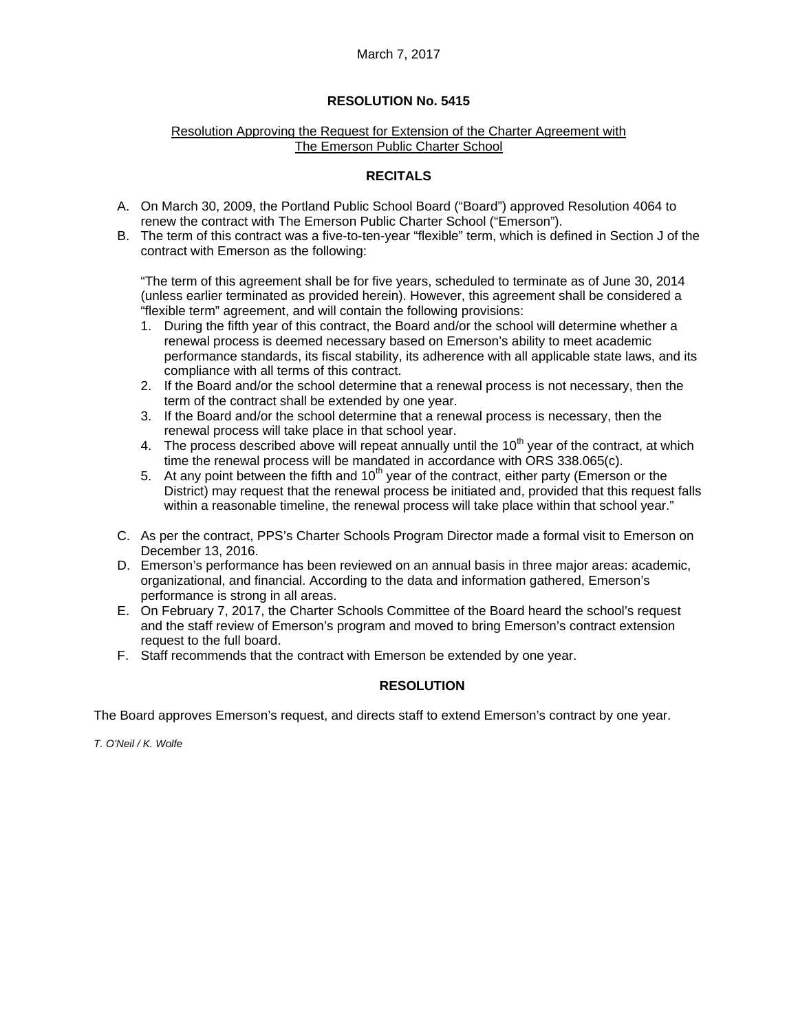March 7, 2017

## RESOLUTION No. 5415

Resolution Approving the Request for Extension of the Charter Agreement with The Emerson Public Charter School

### RECITALS

A. On March 30, 2009, the Portland Public School Board ("Board") approved Resolution 4064 to renew the contract with The Emerson Public Charter School ("Emerson").

B. The term of this contract was a five-to-ten-year "flexible" term, which is defined in Section J of the contract with Emerson as the following:

   "The term of this agreement shall be for five years, scheduled to terminate as of June 30, 2014 (unless earlier terminated as provided herein). However, this agreement shall be considered a "flexible term" agreement, and will contain the following provisions:

   1. During the fifth year of this contract, the Board and/or the school will determine whether a renewal process is deemed necessary based on Emerson's ability to meet academic performance standards, its fiscal stability, its adherence with all applicable state laws, and its compliance with all terms of this contract.
   2. If the Board and/or the school determine that a renewal process is not necessary, then the term of the contract shall be extended by one year.
   3. If the Board and/or the school determine that a renewal process is necessary, then the renewal process will take place in that school year.
   4. The process described above will repeat annually until the 10th year of the contract, at which time the renewal process will be mandated in accordance with ORS 338.065(c).
   5. At any point between the fifth and 10th year of the contract, either party (Emerson or the District) may request that the renewal process be initiated and, provided that this request falls within a reasonable timeline, the renewal process will take place within that school year."

C. As per the contract, PPS's Charter Schools Program Director made a formal visit to Emerson on December 13, 2016.

D. Emerson's performance has been reviewed on an annual basis in three major areas: academic, organizational, and financial. According to the data and information gathered, Emerson's performance is strong in all areas.

E. On February 7, 2017, the Charter Schools Committee of the Board heard the school's request and the staff review of Emerson's program and moved to bring Emerson's contract extension request to the full board.

F. Staff recommends that the contract with Emerson be extended by one year.

### RESOLUTION

The Board approves Emerson's request, and directs staff to extend Emerson's contract by one year.

*T. O'Neil / K. Wolfe*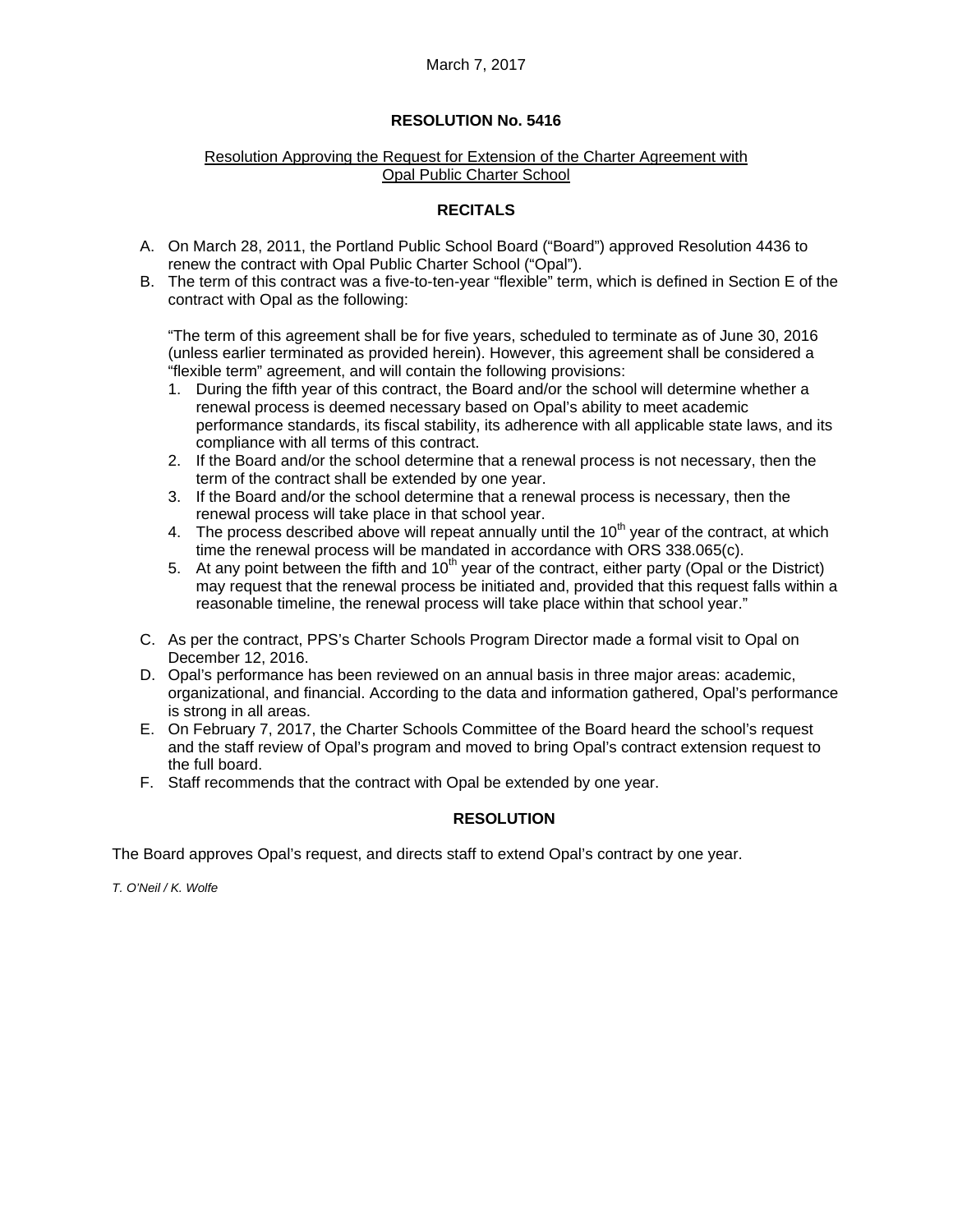March 7, 2017

# RESOLUTION No. 5416

Resolution Approving the Request for Extension of the Charter Agreement with Opal Public Charter School

## RECITALS

A. On March 28, 2011, the Portland Public School Board ("Board") approved Resolution 4436 to renew the contract with Opal Public Charter School ("Opal").

B. The term of this contract was a five-to-ten-year "flexible" term, which is defined in Section E of the contract with Opal as the following:

   "The term of this agreement shall be for five years, scheduled to terminate as of June 30, 2016 (unless earlier terminated as provided herein). However, this agreement shall be considered a "flexible term" agreement, and will contain the following provisions:

   1. During the fifth year of this contract, the Board and/or the school will determine whether a renewal process is deemed necessary based on Opal's ability to meet academic performance standards, its fiscal stability, its adherence with all applicable state laws, and its compliance with all terms of this contract.
   2. If the Board and/or the school determine that a renewal process is not necessary, then the term of the contract shall be extended by one year.
   3. If the Board and/or the school determine that a renewal process is necessary, then the renewal process will take place in that school year.
   4. The process described above will repeat annually until the 10th year of the contract, at which time the renewal process will be mandated in accordance with ORS 338.065(c).
   5. At any point between the fifth and 10th year of the contract, either party (Opal or the District) may request that the renewal process be initiated and, provided that this request falls within a reasonable timeline, the renewal process will take place within that school year."

C. As per the contract, PPS's Charter Schools Program Director made a formal visit to Opal on December 12, 2016.

D. Opal's performance has been reviewed on an annual basis in three major areas: academic, organizational, and financial. According to the data and information gathered, Opal's performance is strong in all areas.

E. On February 7, 2017, the Charter Schools Committee of the Board heard the school's request and the staff review of Opal's program and moved to bring Opal's contract extension request to the full board.

F. Staff recommends that the contract with Opal be extended by one year.

## RESOLUTION

The Board approves Opal's request, and directs staff to extend Opal's contract by one year.

*T. O'Neil / K. Wolfe*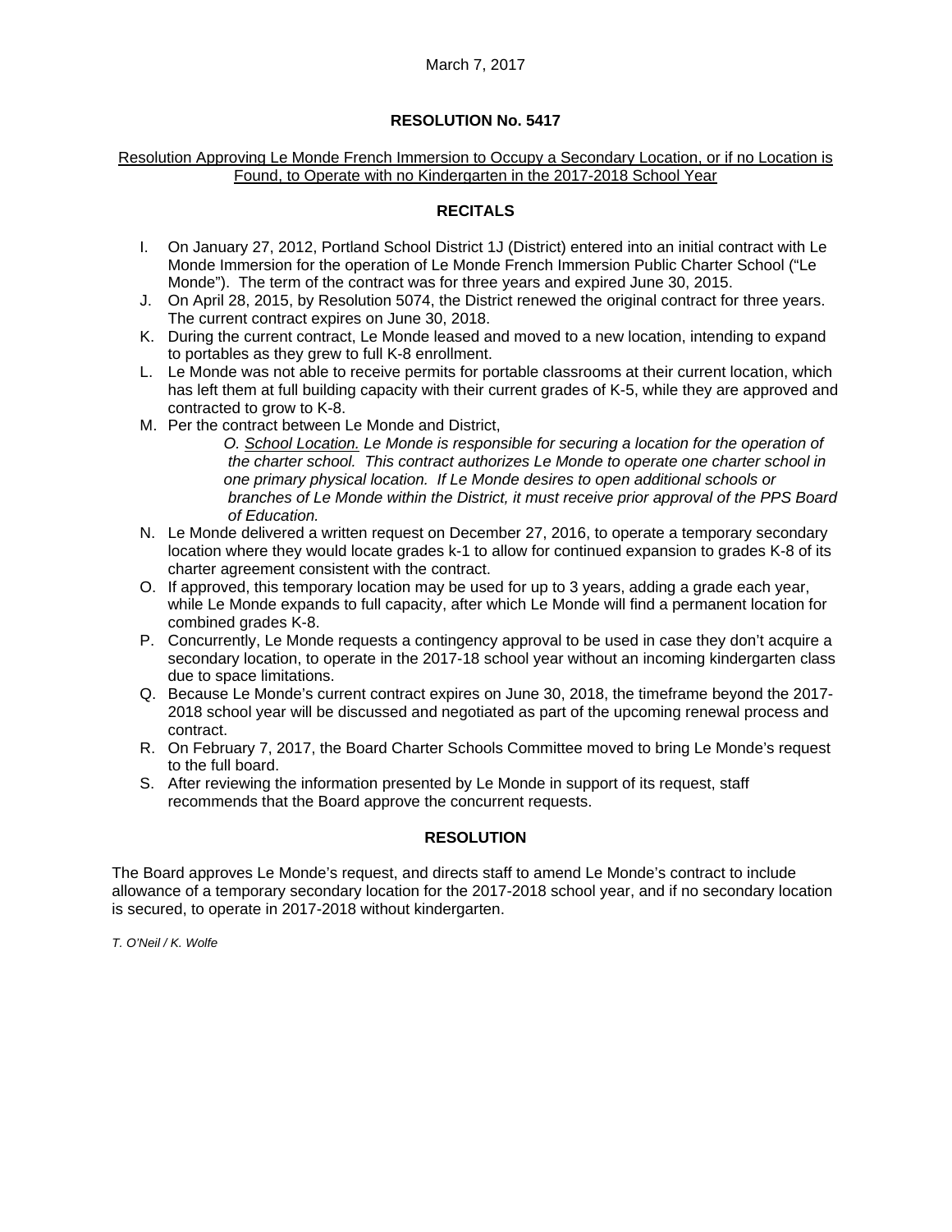March 7, 2017

## RESOLUTION No. 5417

Resolution Approving Le Monde French Immersion to Occupy a Secondary Location, or if no Location is Found, to Operate with no Kindergarten in the 2017-2018 School Year

### RECITALS

I. On January 27, 2012, Portland School District 1J (District) entered into an initial contract with Le Monde Immersion for the operation of Le Monde French Immersion Public Charter School ("Le Monde"). The term of the contract was for three years and expired June 30, 2015.

J. On April 28, 2015, by Resolution 5074, the District renewed the original contract for three years. The current contract expires on June 30, 2018.

K. During the current contract, Le Monde leased and moved to a new location, intending to expand to portables as they grew to full K-8 enrollment.

L. Le Monde was not able to receive permits for portable classrooms at their current location, which has left them at full building capacity with their current grades of K-5, while they are approved and contracted to grow to K-8.

M. Per the contract between Le Monde and District,

> *O. School Location. Le Monde is responsible for securing a location for the operation of the charter school. This contract authorizes Le Monde to operate one charter school in one primary physical location. If Le Monde desires to open additional schools or branches of Le Monde within the District, it must receive prior approval of the PPS Board of Education.*

N. Le Monde delivered a written request on December 27, 2016, to operate a temporary secondary location where they would locate grades k-1 to allow for continued expansion to grades K-8 of its charter agreement consistent with the contract.

O. If approved, this temporary location may be used for up to 3 years, adding a grade each year, while Le Monde expands to full capacity, after which Le Monde will find a permanent location for combined grades K-8.

P. Concurrently, Le Monde requests a contingency approval to be used in case they don't acquire a secondary location, to operate in the 2017-18 school year without an incoming kindergarten class due to space limitations.

Q. Because Le Monde's current contract expires on June 30, 2018, the timeframe beyond the 2017-2018 school year will be discussed and negotiated as part of the upcoming renewal process and contract.

R. On February 7, 2017, the Board Charter Schools Committee moved to bring Le Monde's request to the full board.

S. After reviewing the information presented by Le Monde in support of its request, staff recommends that the Board approve the concurrent requests.

### RESOLUTION

The Board approves Le Monde's request, and directs staff to amend Le Monde's contract to include allowance of a temporary secondary location for the 2017-2018 school year, and if no secondary location is secured, to operate in 2017-2018 without kindergarten.

*T. O'Neil / K. Wolfe*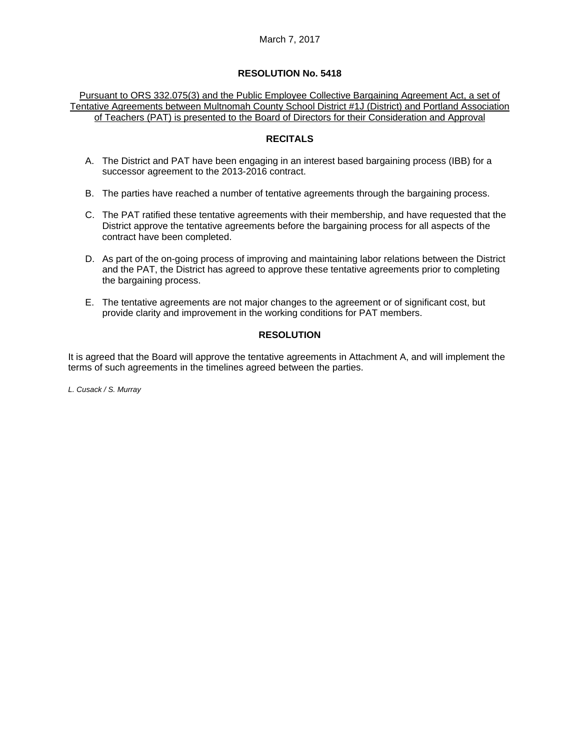March 7, 2017

## RESOLUTION No. 5418

Pursuant to ORS 332.075(3) and the Public Employee Collective Bargaining Agreement Act, a set of Tentative Agreements between Multnomah County School District #1J (District) and Portland Association of Teachers (PAT) is presented to the Board of Directors for their Consideration and Approval

### RECITALS

A. The District and PAT have been engaging in an interest based bargaining process (IBB) for a successor agreement to the 2013-2016 contract.

B. The parties have reached a number of tentative agreements through the bargaining process.

C. The PAT ratified these tentative agreements with their membership, and have requested that the District approve the tentative agreements before the bargaining process for all aspects of the contract have been completed.

D. As part of the on-going process of improving and maintaining labor relations between the District and the PAT, the District has agreed to approve these tentative agreements prior to completing the bargaining process.

E. The tentative agreements are not major changes to the agreement or of significant cost, but provide clarity and improvement in the working conditions for PAT members.

### RESOLUTION

It is agreed that the Board will approve the tentative agreements in Attachment A, and will implement the terms of such agreements in the timelines agreed between the parties.

*L. Cusack / S. Murray*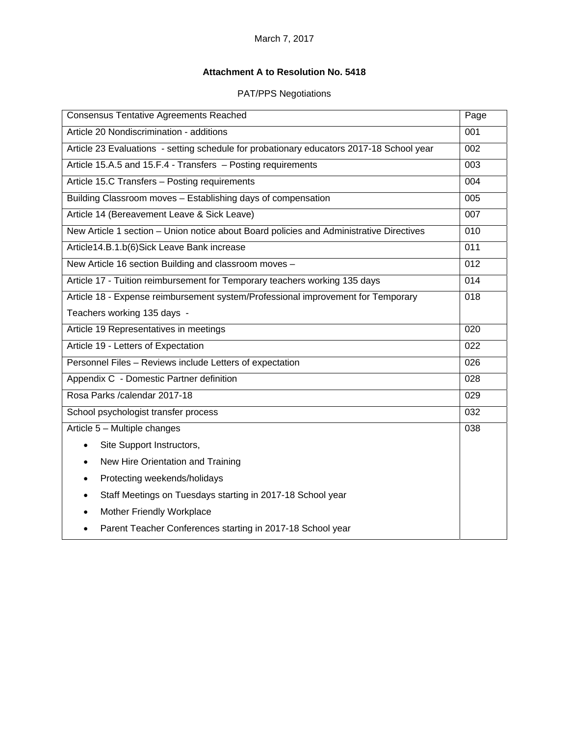March 7, 2017

**Attachment A to Resolution No. 5418**

PAT/PPS Negotiations

| Consensus Tentative Agreements Reached | Page |
|---|---|
| Article 20 Nondiscrimination - additions | 001 |
| Article 23 Evaluations - setting schedule for probationary educators 2017-18 School year | 002 |
| Article 15.A.5 and 15.F.4 - Transfers – Posting requirements | 003 |
| Article 15.C Transfers – Posting requirements | 004 |
| Building Classroom moves – Establishing days of compensation | 005 |
| Article 14 (Bereavement Leave & Sick Leave) | 007 |
| New Article 1 section – Union notice about Board policies and Administrative Directives | 010 |
| Article14.B.1.b(6)Sick Leave Bank increase | 011 |
| New Article 16 section Building and classroom moves – | 012 |
| Article 17 - Tuition reimbursement for Temporary teachers working 135 days | 014 |
| Article 18 - Expense reimbursement system/Professional improvement for Temporary Teachers working 135 days - | 018 |
| Article 19 Representatives in meetings | 020 |
| Article 19 - Letters of Expectation | 022 |
| Personnel Files – Reviews include Letters of expectation | 026 |
| Appendix C - Domestic Partner definition | 028 |
| Rosa Parks /calendar 2017-18 | 029 |
| School psychologist transfer process | 032 |
| Article 5 – Multiple changes<br>• Site Support Instructors,<br>• New Hire Orientation and Training<br>• Protecting weekends/holidays<br>• Staff Meetings on Tuesdays starting in 2017-18 School year<br>• Mother Friendly Workplace<br>• Parent Teacher Conferences starting in 2017-18 School year | 038 |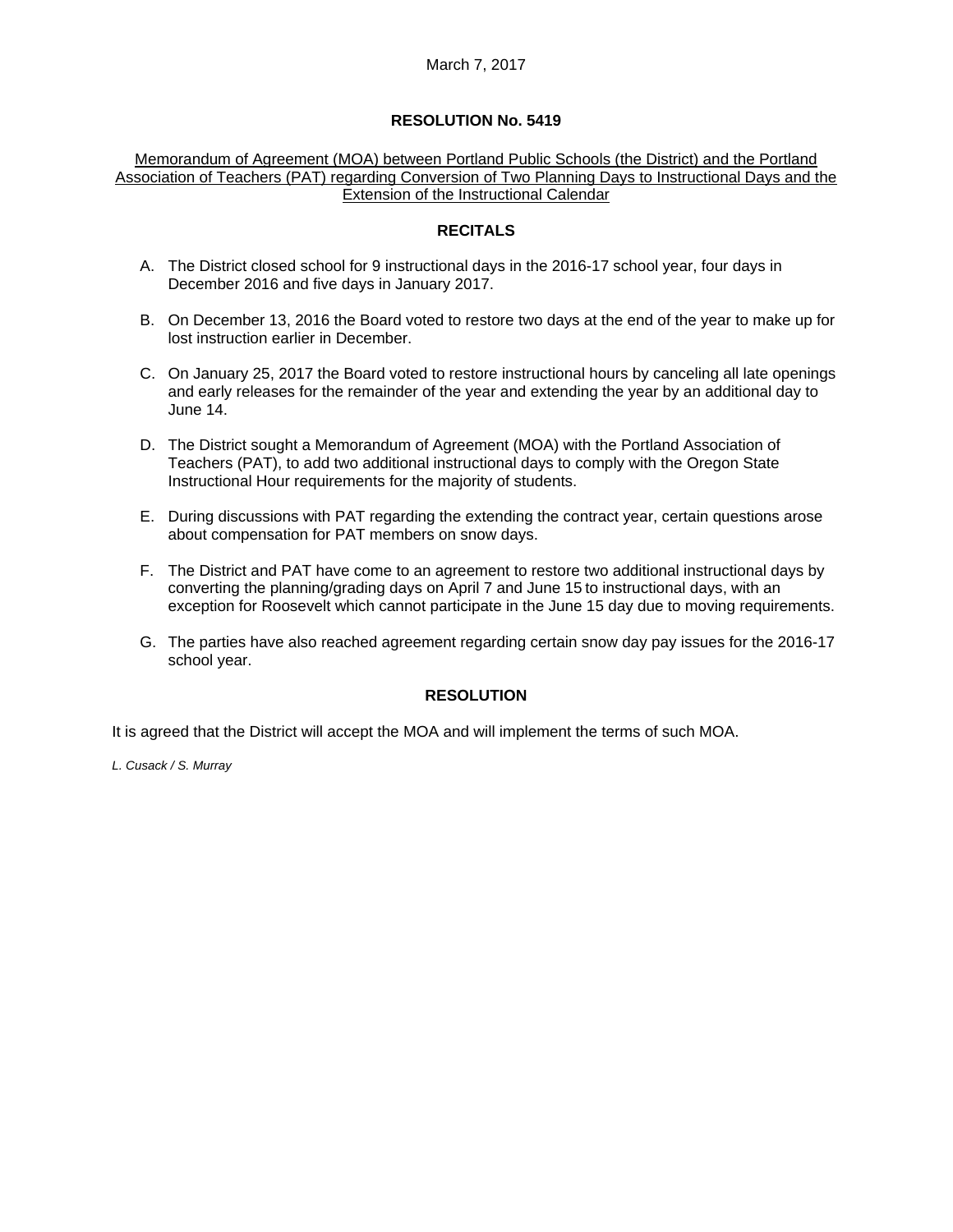March 7, 2017

## RESOLUTION No. 5419

Memorandum of Agreement (MOA) between Portland Public Schools (the District) and the Portland Association of Teachers (PAT) regarding Conversion of Two Planning Days to Instructional Days and the Extension of the Instructional Calendar

### RECITALS

A. The District closed school for 9 instructional days in the 2016-17 school year, four days in December 2016 and five days in January 2017.

B. On December 13, 2016 the Board voted to restore two days at the end of the year to make up for lost instruction earlier in December.

C. On January 25, 2017 the Board voted to restore instructional hours by canceling all late openings and early releases for the remainder of the year and extending the year by an additional day to June 14.

D. The District sought a Memorandum of Agreement (MOA) with the Portland Association of Teachers (PAT), to add two additional instructional days to comply with the Oregon State Instructional Hour requirements for the majority of students.

E. During discussions with PAT regarding the extending the contract year, certain questions arose about compensation for PAT members on snow days.

F. The District and PAT have come to an agreement to restore two additional instructional days by converting the planning/grading days on April 7 and June 15 to instructional days, with an exception for Roosevelt which cannot participate in the June 15 day due to moving requirements.

G. The parties have also reached agreement regarding certain snow day pay issues for the 2016-17 school year.

### RESOLUTION

It is agreed that the District will accept the MOA and will implement the terms of such MOA.

*L. Cusack / S. Murray*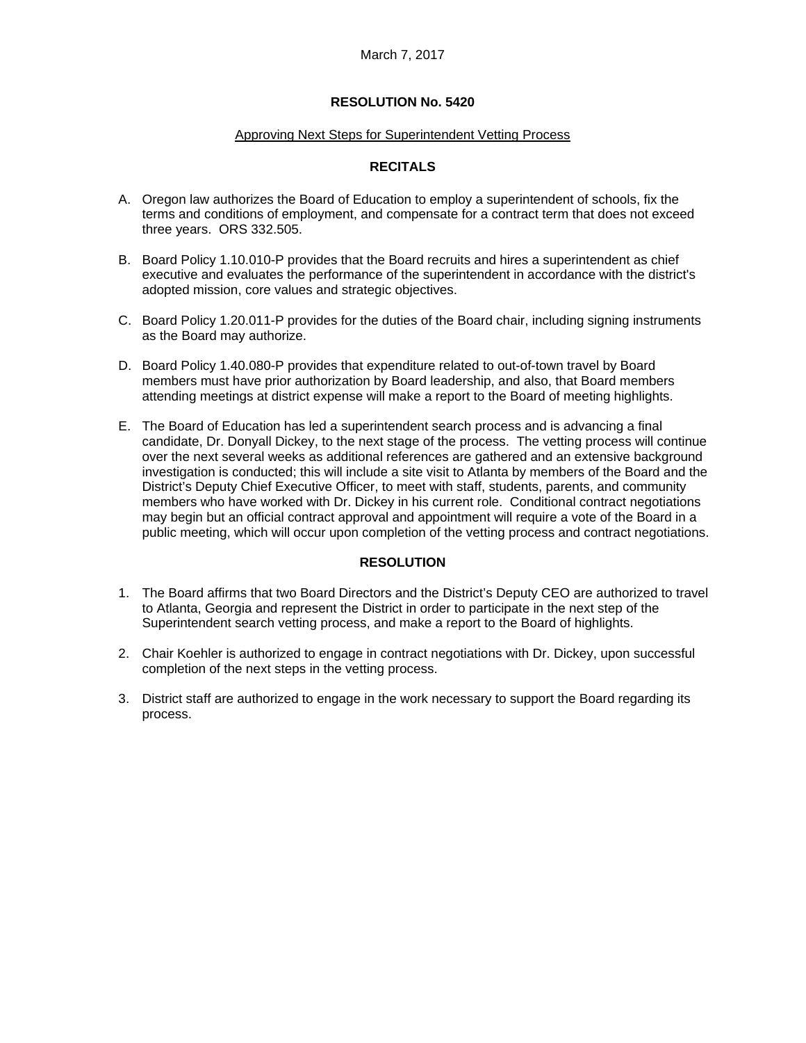March 7, 2017

# RESOLUTION No. 5420

Approving Next Steps for Superintendent Vetting Process

## RECITALS

A. Oregon law authorizes the Board of Education to employ a superintendent of schools, fix the terms and conditions of employment, and compensate for a contract term that does not exceed three years. ORS 332.505.

B. Board Policy 1.10.010-P provides that the Board recruits and hires a superintendent as chief executive and evaluates the performance of the superintendent in accordance with the district's adopted mission, core values and strategic objectives.

C. Board Policy 1.20.011-P provides for the duties of the Board chair, including signing instruments as the Board may authorize.

D. Board Policy 1.40.080-P provides that expenditure related to out-of-town travel by Board members must have prior authorization by Board leadership, and also, that Board members attending meetings at district expense will make a report to the Board of meeting highlights.

E. The Board of Education has led a superintendent search process and is advancing a final candidate, Dr. Donyall Dickey, to the next stage of the process. The vetting process will continue over the next several weeks as additional references are gathered and an extensive background investigation is conducted; this will include a site visit to Atlanta by members of the Board and the District's Deputy Chief Executive Officer, to meet with staff, students, parents, and community members who have worked with Dr. Dickey in his current role. Conditional contract negotiations may begin but an official contract approval and appointment will require a vote of the Board in a public meeting, which will occur upon completion of the vetting process and contract negotiations.

## RESOLUTION

1. The Board affirms that two Board Directors and the District's Deputy CEO are authorized to travel to Atlanta, Georgia and represent the District in order to participate in the next step of the Superintendent search vetting process, and make a report to the Board of highlights.

2. Chair Koehler is authorized to engage in contract negotiations with Dr. Dickey, upon successful completion of the next steps in the vetting process.

3. District staff are authorized to engage in the work necessary to support the Board regarding its process.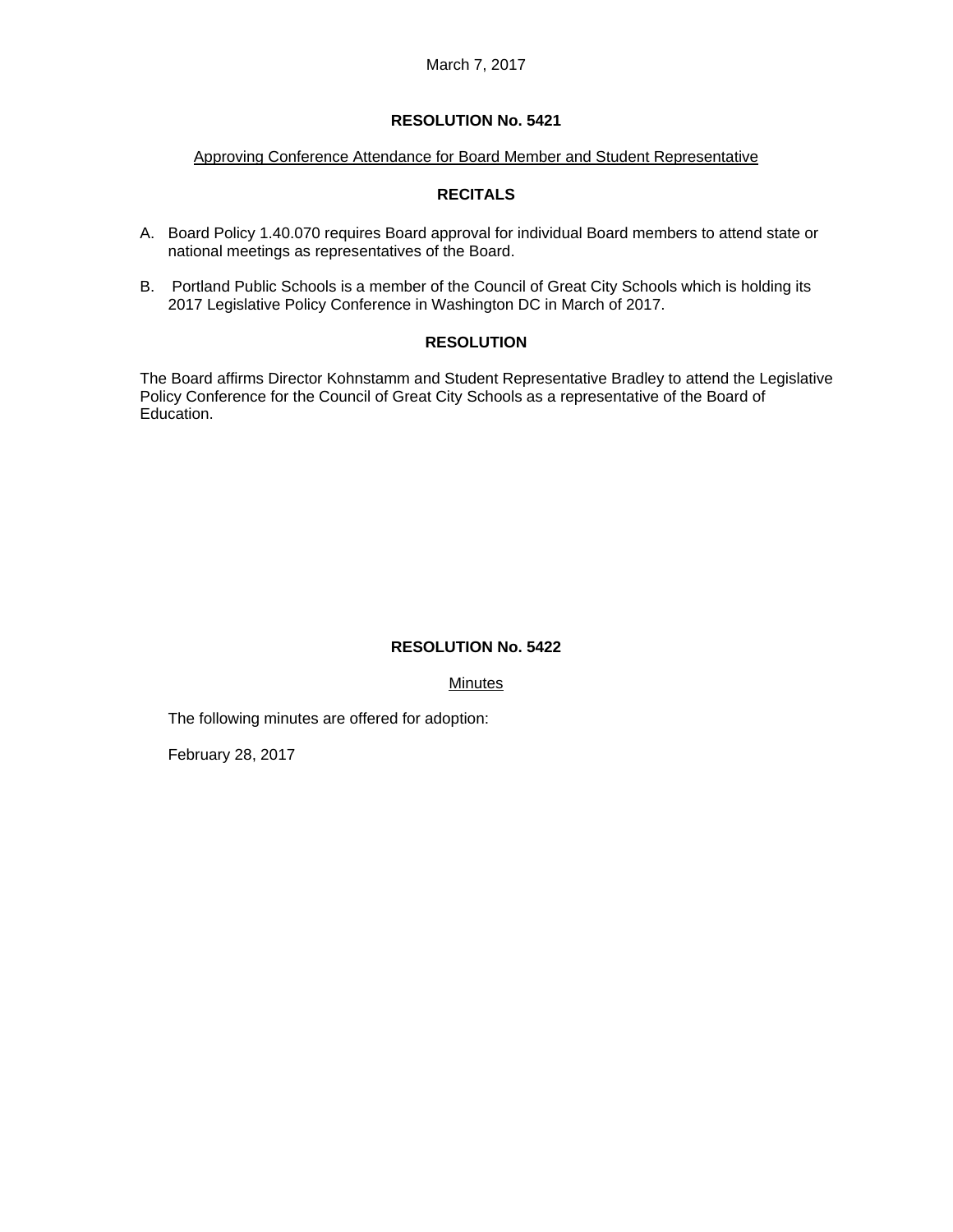March 7, 2017

## RESOLUTION No. 5421

Approving Conference Attendance for Board Member and Student Representative

### RECITALS

A. Board Policy 1.40.070 requires Board approval for individual Board members to attend state or national meetings as representatives of the Board.

B. Portland Public Schools is a member of the Council of Great City Schools which is holding its 2017 Legislative Policy Conference in Washington DC in March of 2017.

### RESOLUTION

The Board affirms Director Kohnstamm and Student Representative Bradley to attend the Legislative Policy Conference for the Council of Great City Schools as a representative of the Board of Education.

## RESOLUTION No. 5422

Minutes

The following minutes are offered for adoption:

February 28, 2017